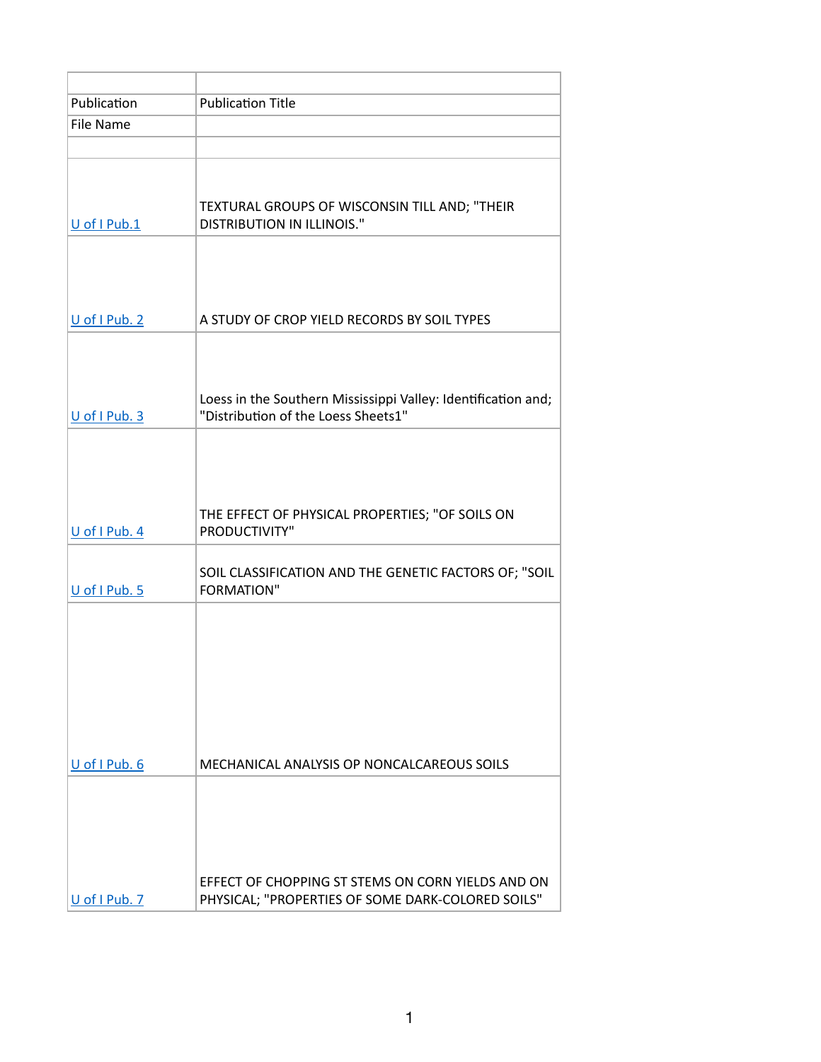| | |
|---|---|
| Publication | Publication Title |
| File Name | |
| | |
| U of I Pub.1 | TEXTURAL GROUPS OF WISCONSIN TILL AND; "THEIR DISTRIBUTION IN ILLINOIS." |
| U of I Pub. 2 | A STUDY OF CROP YIELD RECORDS BY SOIL TYPES |
| U of I Pub. 3 | Loess in the Southern Mississippi Valley: Identification and; "Distribution of the Loess Sheets1" |
| U of I Pub. 4 | THE EFFECT OF PHYSICAL PROPERTIES; "OF SOILS ON PRODUCTIVITY" |
| U of I Pub. 5 | SOIL CLASSIFICATION AND THE GENETIC FACTORS OF; "SOIL FORMATION" |
| U of I Pub. 6 | MECHANICAL ANALYSIS OP NONCALCAREOUS SOILS |
| U of I Pub. 7 | EFFECT OF CHOPPING ST STEMS ON CORN YIELDS AND ON PHYSICAL; "PROPERTIES OF SOME DARK-COLORED SOILS" |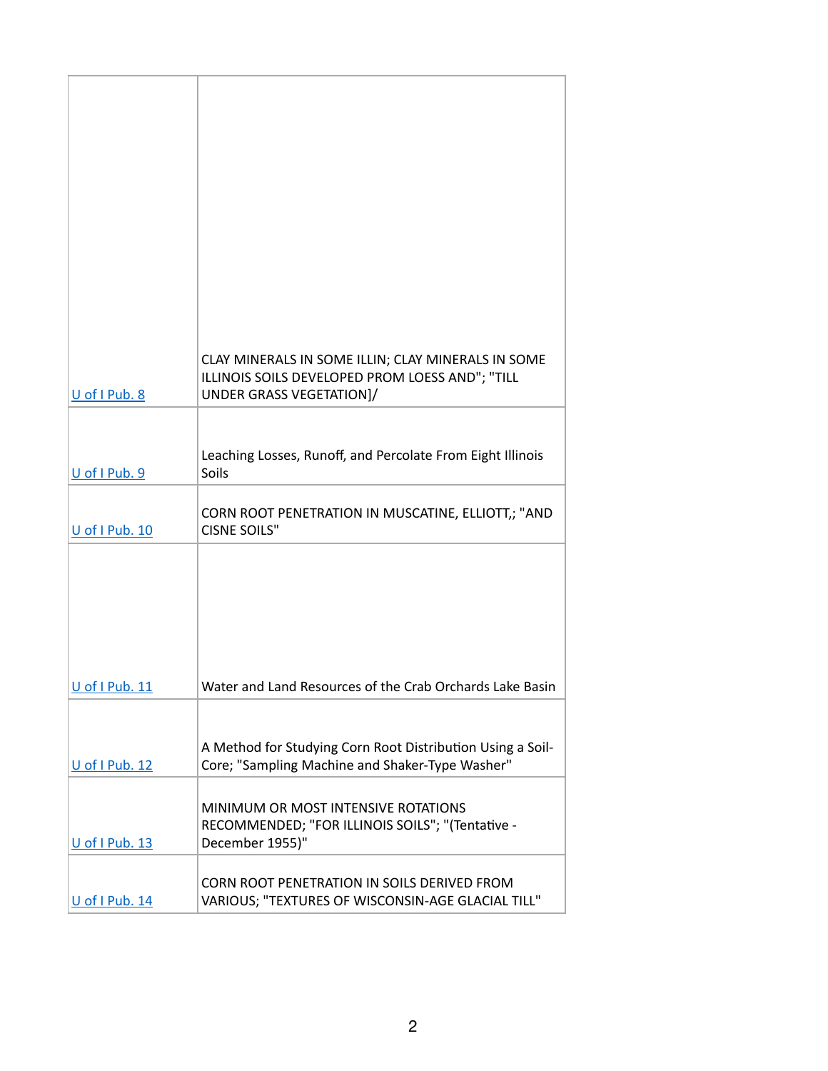| | |
|---|---|
| U of I Pub. 8 | CLAY MINERALS IN SOME ILLIN; CLAY MINERALS IN SOME ILLINOIS SOILS DEVELOPED PROM LOESS AND"; "TILL UNDER GRASS VEGETATION]/ |
| U of I Pub. 9 | Leaching Losses, Runoff, and Percolate From Eight Illinois Soils |
| U of I Pub. 10 | CORN ROOT PENETRATION IN MUSCATINE, ELLIOTT,; "AND CISNE SOILS" |
| U of I Pub. 11 | Water and Land Resources of the Crab Orchards Lake Basin |
| U of I Pub. 12 | A Method for Studying Corn Root Distribution Using a Soil-Core; "Sampling Machine and Shaker-Type Washer" |
| U of I Pub. 13 | MINIMUM OR MOST INTENSIVE ROTATIONS RECOMMENDED; "FOR ILLINOIS SOILS"; "(Tentative - December 1955)" |
| U of I Pub. 14 | CORN ROOT PENETRATION IN SOILS DERIVED FROM VARIOUS; "TEXTURES OF WISCONSIN-AGE GLACIAL TILL" |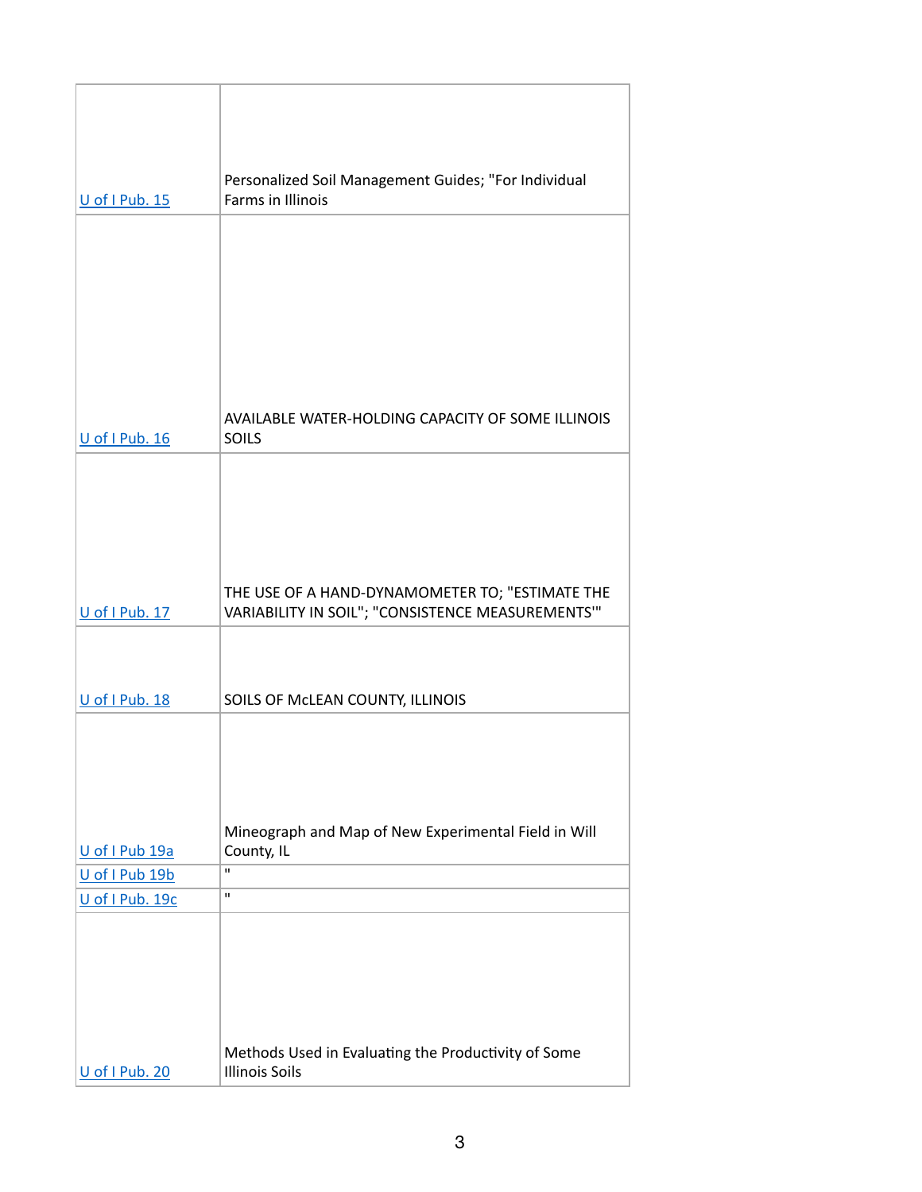| | |
|---|---|
| U of I Pub. 15 | Personalized Soil Management Guides; "For Individual Farms in Illinois |
| U of I Pub. 16 | AVAILABLE WATER-HOLDING CAPACITY OF SOME ILLINOIS SOILS |
| U of I Pub. 17 | THE USE OF A HAND-DYNAMOMETER TO; "ESTIMATE THE VARIABILITY IN SOIL"; "CONSISTENCE MEASUREMENTS'" |
| U of I Pub. 18 | SOILS OF McLEAN COUNTY, ILLINOIS |
| U of I Pub 19a | Mineograph and Map of New Experimental Field in Will County, IL |
| U of I Pub 19b | " |
| U of I Pub. 19c | " |
| U of I Pub. 20 | Methods Used in Evaluating the Productivity of Some Illinois Soils |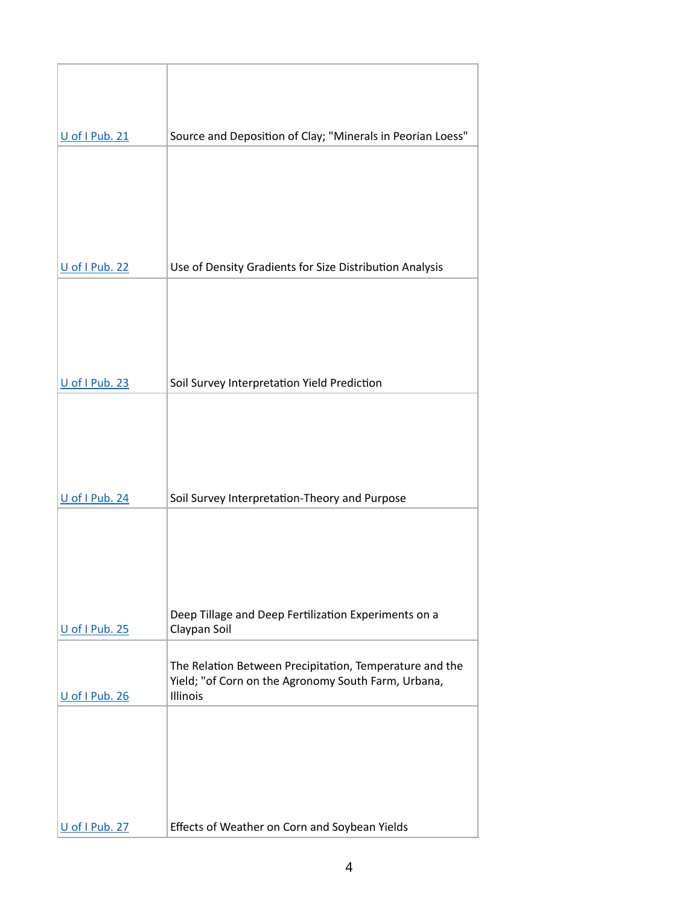| | |
|---|---|
| U of I Pub. 21 | Source and Deposition of Clay; "Minerals in Peorian Loess" |
| U of I Pub. 22 | Use of Density Gradients for Size Distribution Analysis |
| U of I Pub. 23 | Soil Survey Interpretation Yield Prediction |
| U of I Pub. 24 | Soil Survey Interpretation-Theory and Purpose |
| U of I Pub. 25 | Deep Tillage and Deep Fertilization Experiments on a Claypan Soil |
| U of I Pub. 26 | The Relation Between Precipitation, Temperature and the Yield; "of Corn on the Agronomy South Farm, Urbana, Illinois |
| U of I Pub. 27 | Effects of Weather on Corn and Soybean Yields |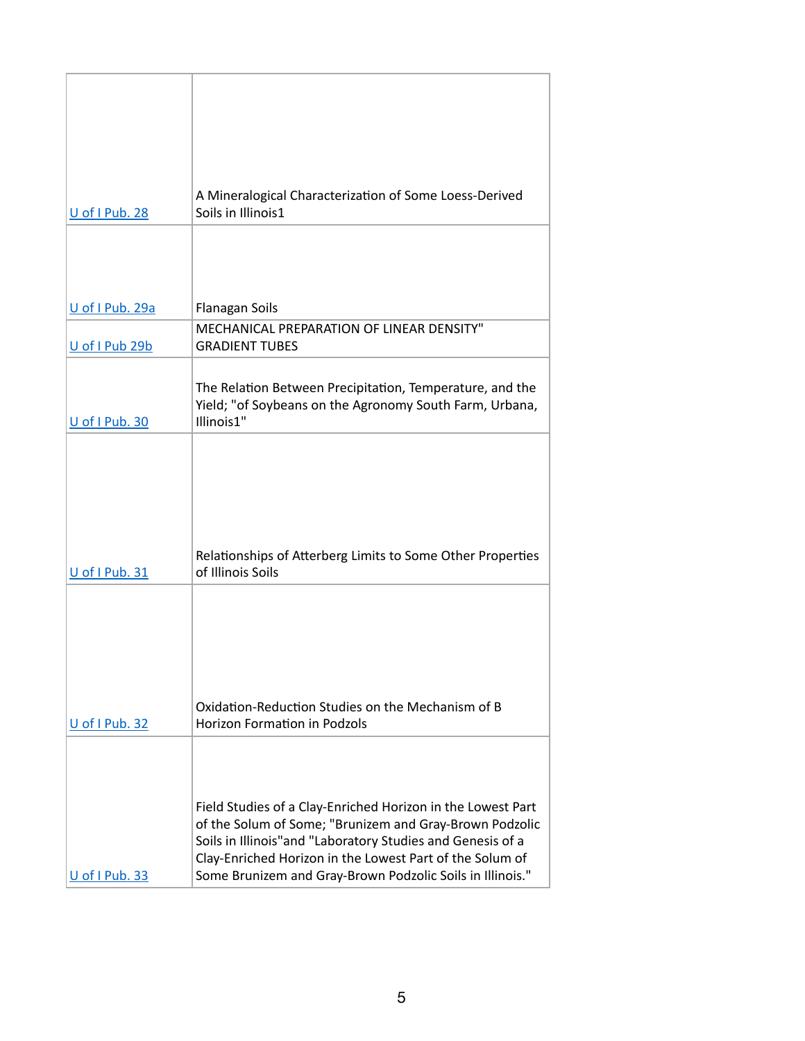| | |
|---|---|
| U of I Pub. 28 | A Mineralogical Characterization of Some Loess-Derived Soils in Illinois1 |
| U of I Pub. 29a | Flanagan Soils |
| U of I Pub 29b | MECHANICAL PREPARATION OF LINEAR DENSITY" GRADIENT TUBES |
| U of I Pub. 30 | The Relation Between Precipitation, Temperature, and the Yield; "of Soybeans on the Agronomy South Farm, Urbana, Illinois1" |
| U of I Pub. 31 | Relationships of Atterberg Limits to Some Other Properties of Illinois Soils |
| U of I Pub. 32 | Oxidation-Reduction Studies on the Mechanism of B Horizon Formation in Podzols |
| U of I Pub. 33 | Field Studies of a Clay-Enriched Horizon in the Lowest Part of the Solum of Some; "Brunizem and Gray-Brown Podzolic Soils in Illinois"and "Laboratory Studies and Genesis of a Clay-Enriched Horizon in the Lowest Part of the Solum of Some Brunizem and Gray-Brown Podzolic Soils in Illinois." |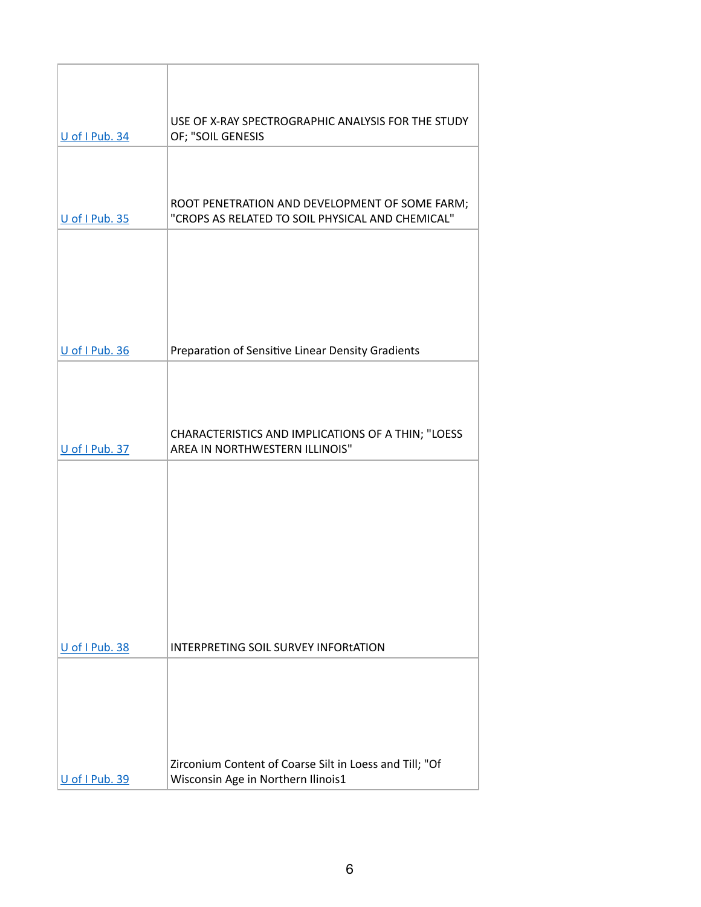| | |
|---|---|
| U of I Pub. 34 | USE OF X-RAY SPECTROGRAPHIC ANALYSIS FOR THE STUDY OF; "SOIL GENESIS |
| U of I Pub. 35 | ROOT PENETRATION AND DEVELOPMENT OF SOME FARM; "CROPS AS RELATED TO SOIL PHYSICAL AND CHEMICAL" |
| U of I Pub. 36 | Preparation of Sensitive Linear Density Gradients |
| U of I Pub. 37 | CHARACTERISTICS AND IMPLICATIONS OF A THIN; "LOESS AREA IN NORTHWESTERN ILLINOIS" |
| U of I Pub. 38 | INTERPRETING SOIL SURVEY INFORtATION |
| U of I Pub. 39 | Zirconium Content of Coarse Silt in Loess and Till; "Of Wisconsin Age in Northern Ilinois1 |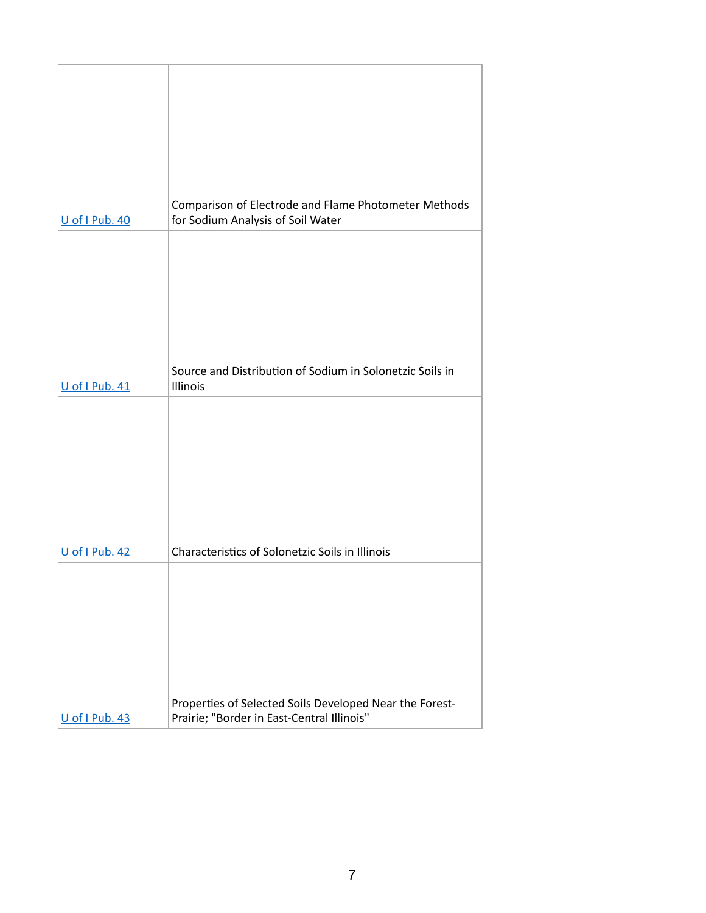| | |
|---|---|
| U of I Pub. 40 | Comparison of Electrode and Flame Photometer Methods for Sodium Analysis of Soil Water |
| U of I Pub. 41 | Source and Distribution of Sodium in Solonetzic Soils in Illinois |
| U of I Pub. 42 | Characteristics of Solonetzic Soils in Illinois |
| U of I Pub. 43 | Properties of Selected Soils Developed Near the Forest-Prairie; "Border in East-Central Illinois" |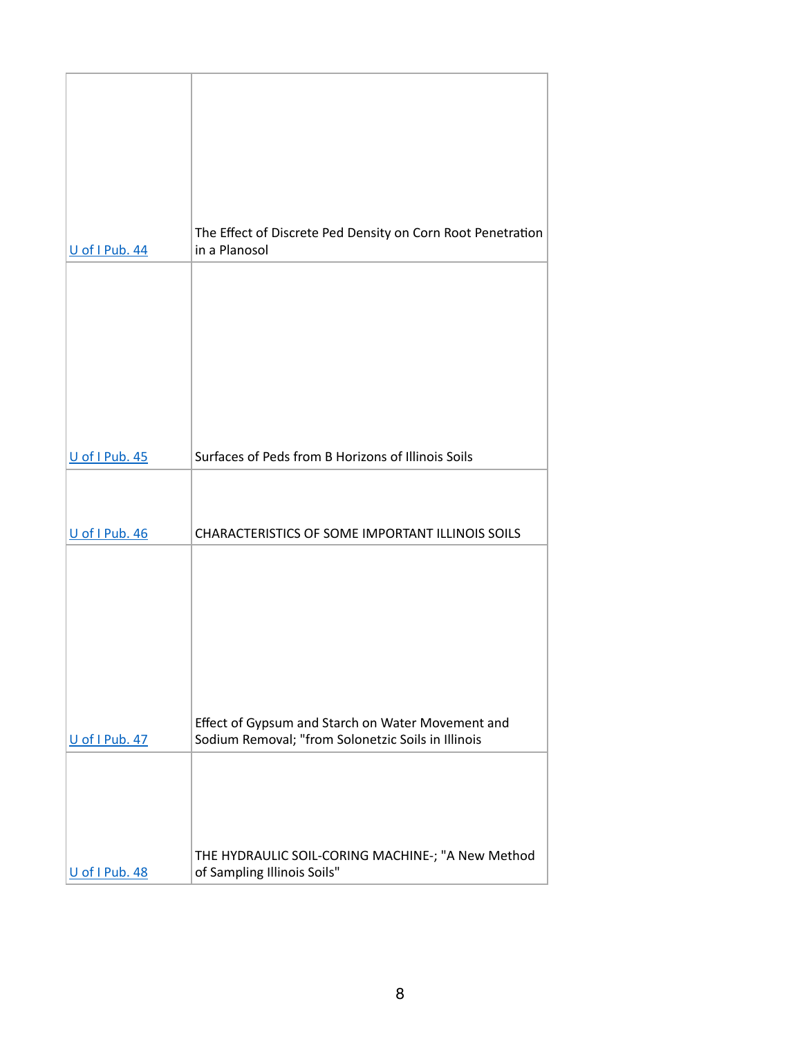| | |
|---|---|
| U of I Pub. 44 | The Effect of Discrete Ped Density on Corn Root Penetration in a Planosol |
| U of I Pub. 45 | Surfaces of Peds from B Horizons of Illinois Soils |
| U of I Pub. 46 | CHARACTERISTICS OF SOME IMPORTANT ILLINOIS SOILS |
| U of I Pub. 47 | Effect of Gypsum and Starch on Water Movement and Sodium Removal; "from Solonetzic Soils in Illinois |
| U of I Pub. 48 | THE HYDRAULIC SOIL-CORING MACHINE-; "A New Method of Sampling Illinois Soils" |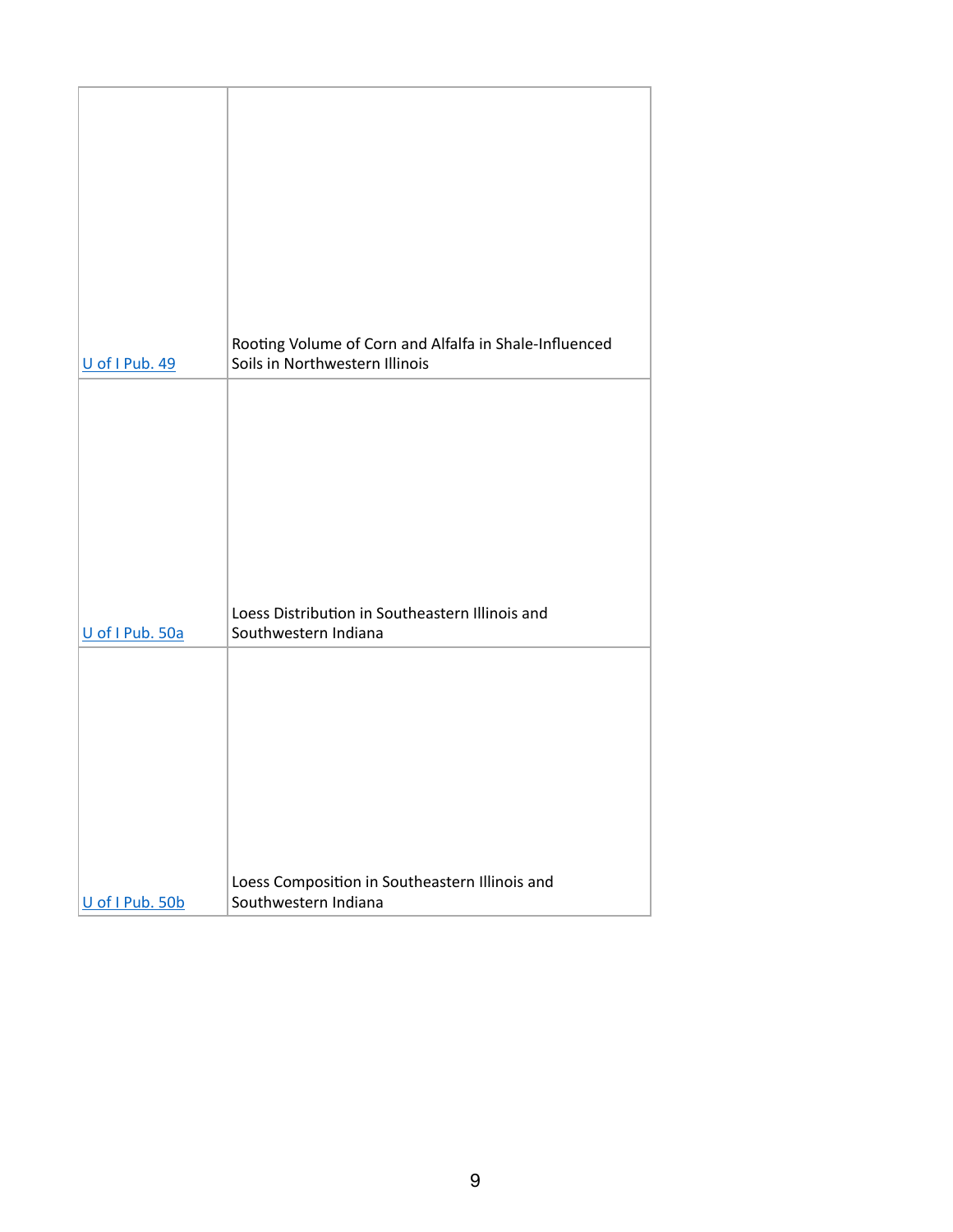| | |
|---|---|
| U of I Pub. 49 | Rooting Volume of Corn and Alfalfa in Shale-Influenced Soils in Northwestern Illinois |
| U of I Pub. 50a | Loess Distribution in Southeastern Illinois and Southwestern Indiana |
| U of I Pub. 50b | Loess Composition in Southeastern Illinois and Southwestern Indiana |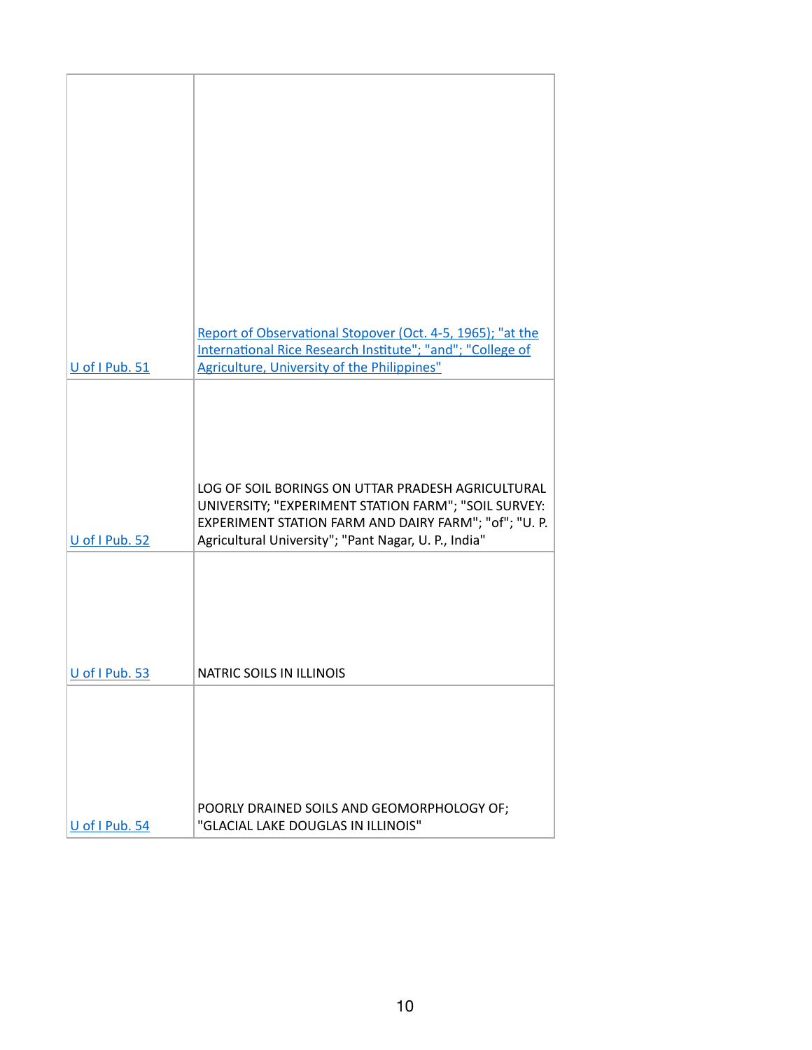| | |
|---|---|
| U of I Pub. 51 | Report of Observational Stopover (Oct. 4-5, 1965); "at the International Rice Research Institute"; "and"; "College of Agriculture, University of the Philippines" |
| U of I Pub. 52 | LOG OF SOIL BORINGS ON UTTAR PRADESH AGRICULTURAL UNIVERSITY; "EXPERIMENT STATION FARM"; "SOIL SURVEY: EXPERIMENT STATION FARM AND DAIRY FARM"; "of"; "U. P. Agricultural University"; "Pant Nagar, U. P., India" |
| U of I Pub. 53 | NATRIC SOILS IN ILLINOIS |
| U of I Pub. 54 | POORLY DRAINED SOILS AND GEOMORPHOLOGY OF; "GLACIAL LAKE DOUGLAS IN ILLINOIS" |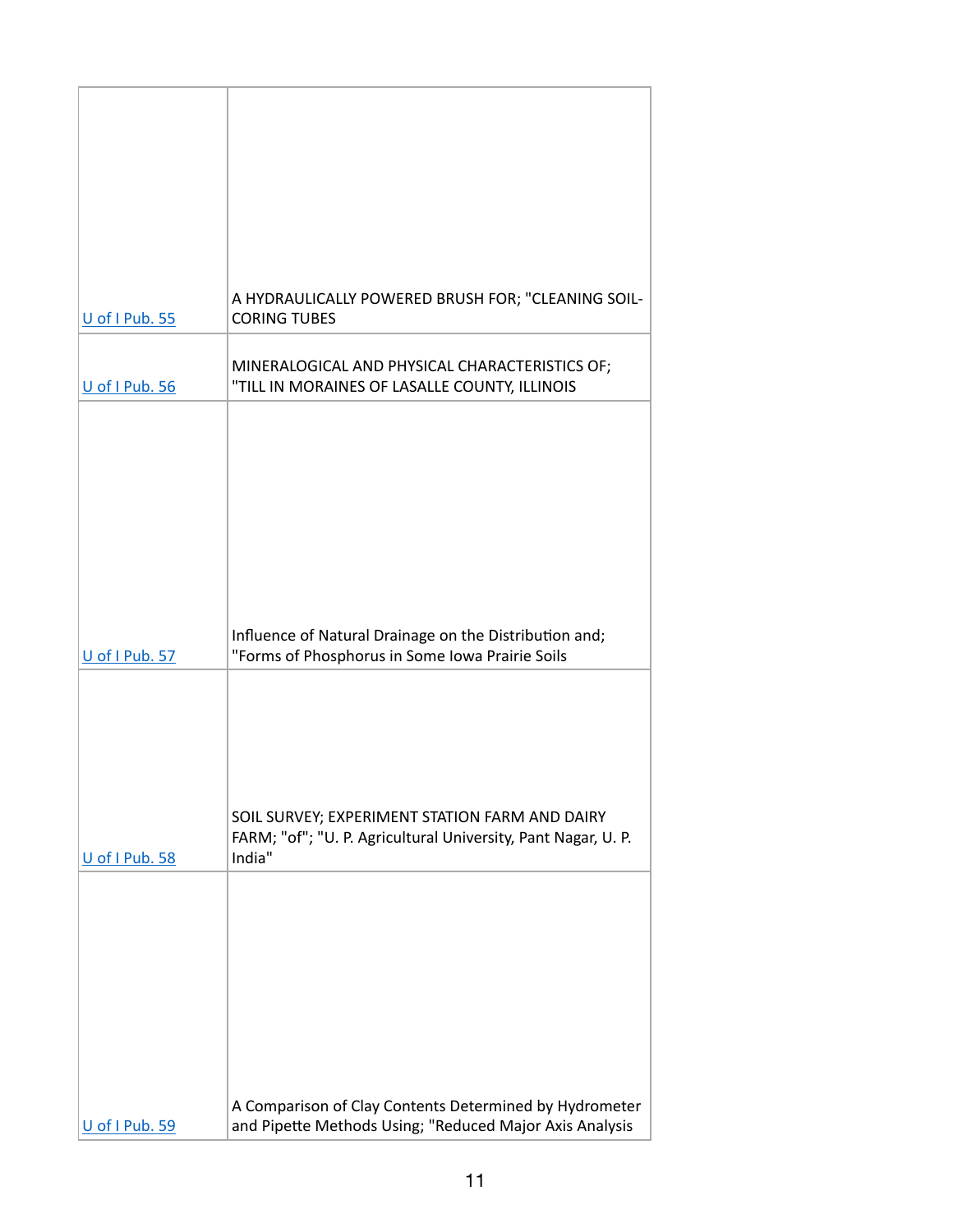| | |
|---|---|
| U of I Pub. 55 | A HYDRAULICALLY POWERED BRUSH FOR; "CLEANING SOIL-CORING TUBES |
| U of I Pub. 56 | MINERALOGICAL AND PHYSICAL CHARACTERISTICS OF; "TILL IN MORAINES OF LASALLE COUNTY, ILLINOIS |
| U of I Pub. 57 | Influence of Natural Drainage on the Distribution and; "Forms of Phosphorus in Some Iowa Prairie Soils |
| U of I Pub. 58 | SOIL SURVEY; EXPERIMENT STATION FARM AND DAIRY FARM; "of"; "U. P. Agricultural University, Pant Nagar, U. P. India" |
| U of I Pub. 59 | A Comparison of Clay Contents Determined by Hydrometer and Pipette Methods Using; "Reduced Major Axis Analysis |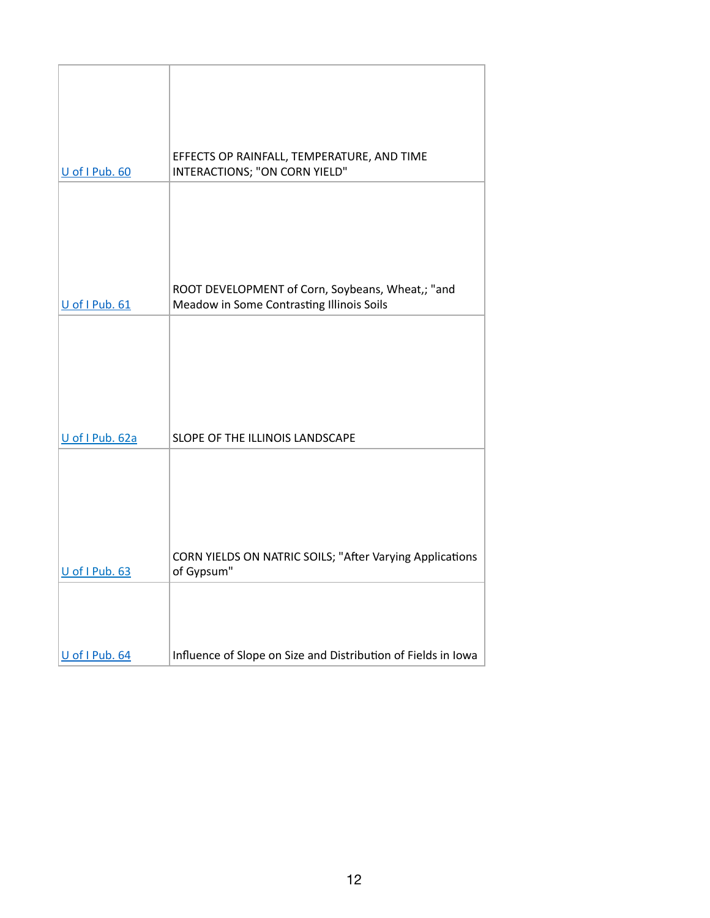| | |
|---|---|
| U of I Pub. 60 | EFFECTS OP RAINFALL, TEMPERATURE, AND TIME INTERACTIONS; "ON CORN YIELD" |
| U of I Pub. 61 | ROOT DEVELOPMENT of Corn, Soybeans, Wheat,; "and Meadow in Some Contrasting Illinois Soils |
| U of I Pub. 62a | SLOPE OF THE ILLINOIS LANDSCAPE |
| U of I Pub. 63 | CORN YIELDS ON NATRIC SOILS; "After Varying Applications of Gypsum" |
| U of I Pub. 64 | Influence of Slope on Size and Distribution of Fields in Iowa |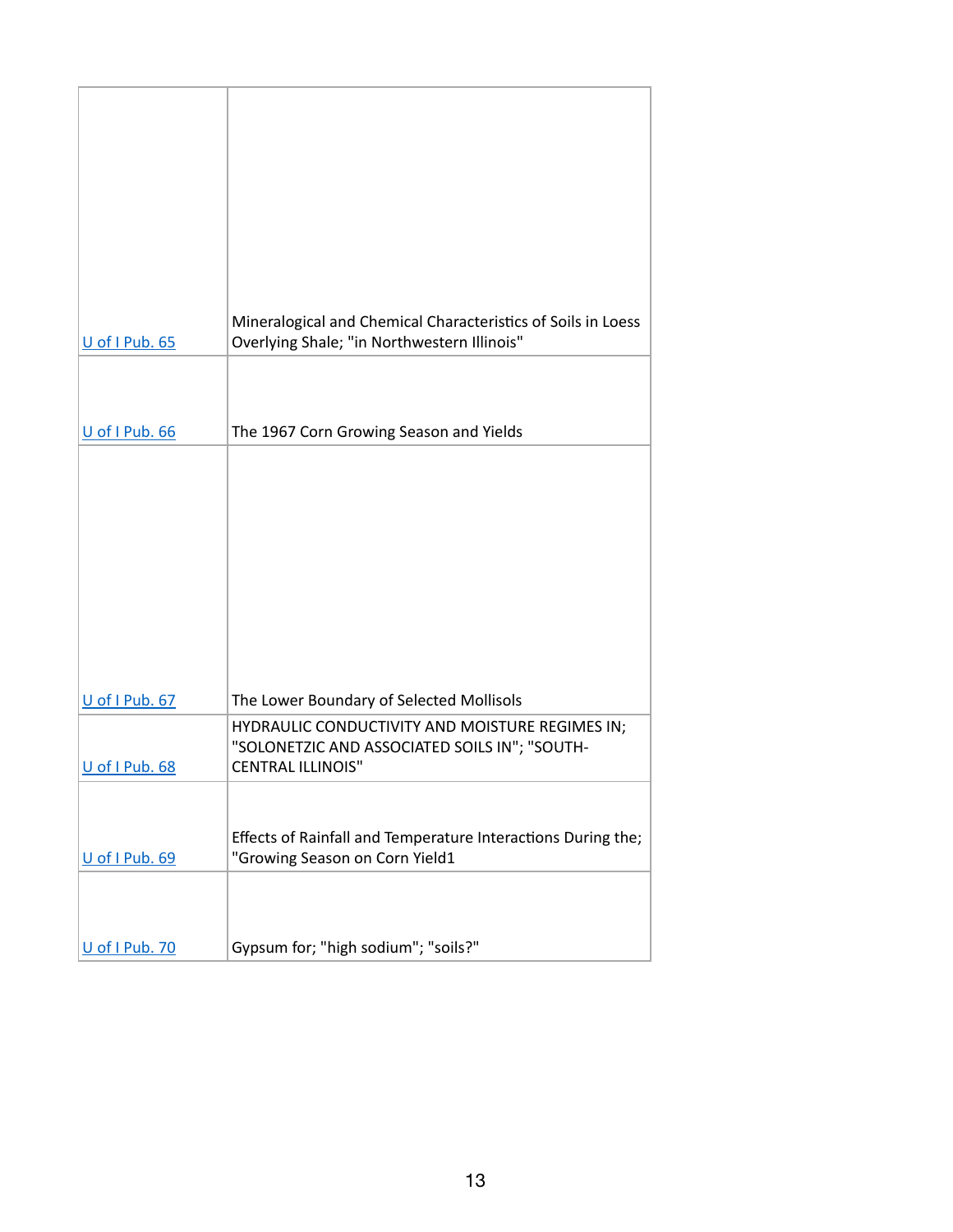| | |
|---|---|
| U of I Pub. 65 | Mineralogical and Chemical Characteristics of Soils in Loess Overlying Shale; "in Northwestern Illinois" |
| U of I Pub. 66 | The 1967 Corn Growing Season and Yields |
| U of I Pub. 67 | The Lower Boundary of Selected Mollisols |
| U of I Pub. 68 | HYDRAULIC CONDUCTIVITY AND MOISTURE REGIMES IN; "SOLONETZIC AND ASSOCIATED SOILS IN"; "SOUTH-CENTRAL ILLINOIS" |
| U of I Pub. 69 | Effects of Rainfall and Temperature Interactions During the; "Growing Season on Corn Yield1 |
| U of I Pub. 70 | Gypsum for; "high sodium"; "soils?" |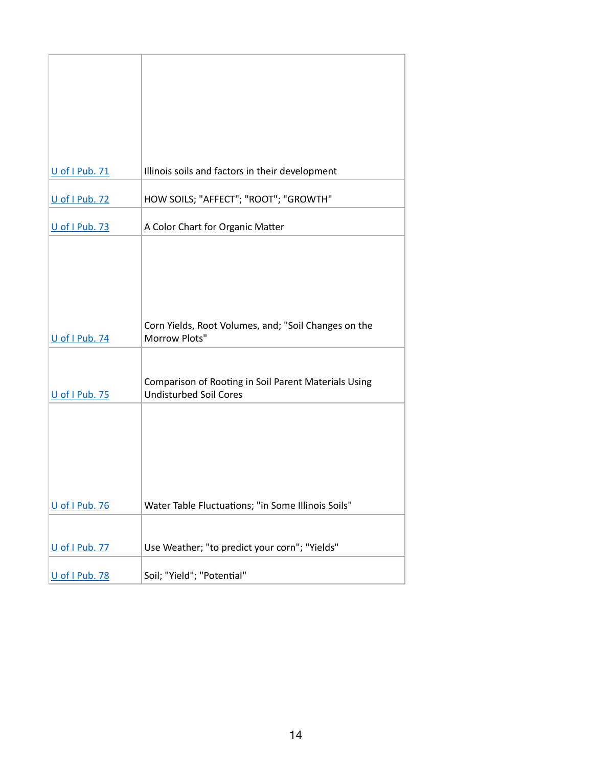| | |
|---|---|
| [U of I Pub. 71]() | Illinois soils and factors in their development |
| [U of I Pub. 72]() | HOW SOILS; "AFFECT"; "ROOT"; "GROWTH" |
| [U of I Pub. 73]() | A Color Chart for Organic Matter |
| [U of I Pub. 74]() | Corn Yields, Root Volumes, and; "Soil Changes on the Morrow Plots" |
| [U of I Pub. 75]() | Comparison of Rooting in Soil Parent Materials Using Undisturbed Soil Cores |
| [U of I Pub. 76]() | Water Table Fluctuations; "in Some Illinois Soils" |
| [U of I Pub. 77]() | Use Weather; "to predict your corn"; "Yields" |
| [U of I Pub. 78]() | Soil; "Yield"; "Potential" |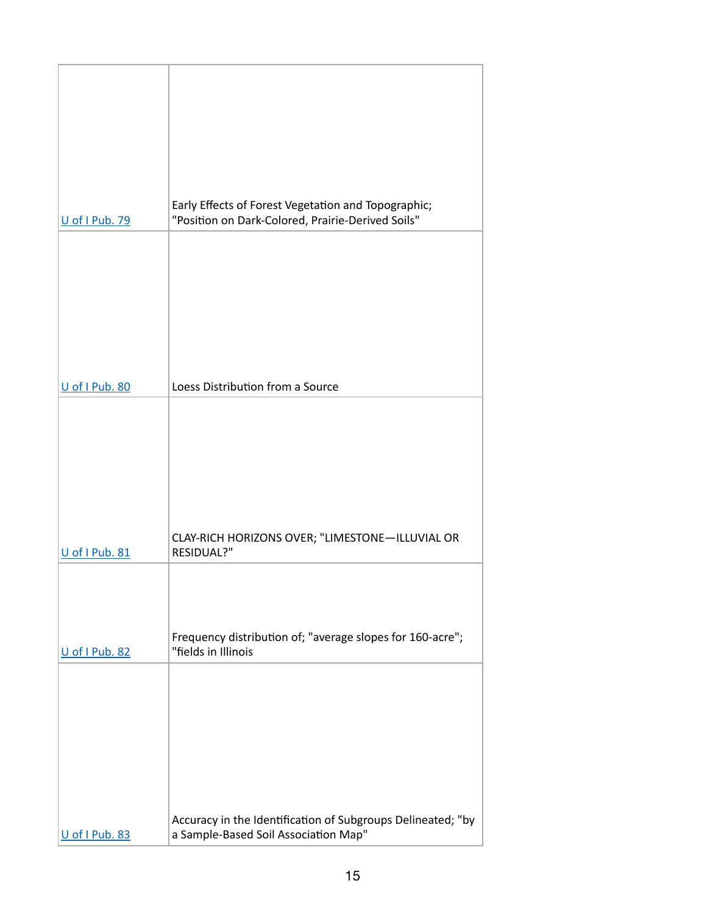| | |
|---|---|
| U of I Pub. 79 | Early Effects of Forest Vegetation and Topographic; "Position on Dark-Colored, Prairie-Derived Soils" |
| U of I Pub. 80 | Loess Distribution from a Source |
| U of I Pub. 81 | CLAY-RICH HORIZONS OVER; "LIMESTONE—ILLUVIAL OR RESIDUAL?" |
| U of I Pub. 82 | Frequency distribution of; "average slopes for 160-acre"; "fields in Illinois |
| U of I Pub. 83 | Accuracy in the Identification of Subgroups Delineated; "by a Sample-Based Soil Association Map" |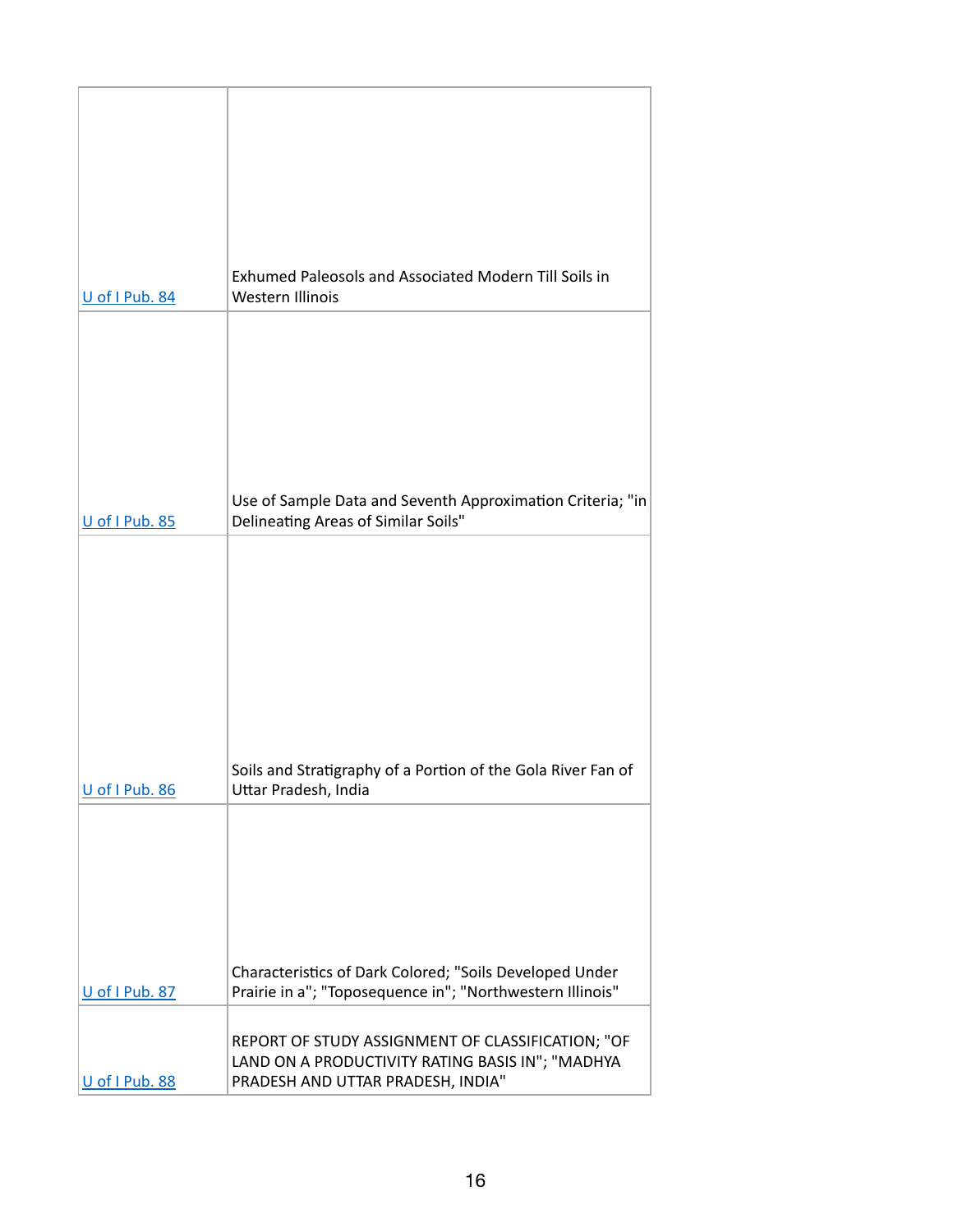| | |
|---|---|
| U of I Pub. 84 | Exhumed Paleosols and Associated Modern Till Soils in Western Illinois |
| U of I Pub. 85 | Use of Sample Data and Seventh Approximation Criteria; "in Delineating Areas of Similar Soils" |
| U of I Pub. 86 | Soils and Stratigraphy of a Portion of the Gola River Fan of Uttar Pradesh, India |
| U of I Pub. 87 | Characteristics of Dark Colored; "Soils Developed Under Prairie in a"; "Toposequence in"; "Northwestern Illinois" |
| U of I Pub. 88 | REPORT OF STUDY ASSIGNMENT OF CLASSIFICATION; "OF LAND ON A PRODUCTIVITY RATING BASIS IN"; "MADHYA PRADESH AND UTTAR PRADESH, INDIA" |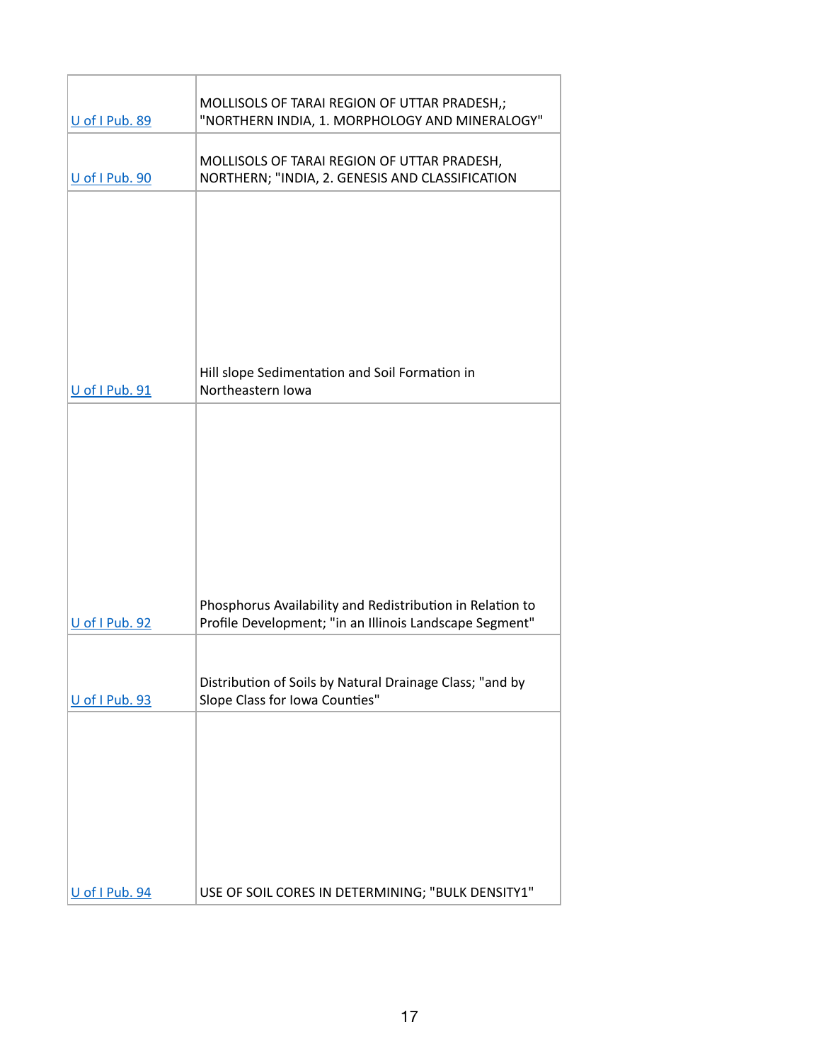| | |
|---|---|
| U of I Pub. 89 | MOLLISOLS OF TARAI REGION OF UTTAR PRADESH,; "NORTHERN INDIA, 1. MORPHOLOGY AND MINERALOGY" |
| U of I Pub. 90 | MOLLISOLS OF TARAI REGION OF UTTAR PRADESH, NORTHERN; "INDIA, 2. GENESIS AND CLASSIFICATION |
| U of I Pub. 91 | Hill slope Sedimentation and Soil Formation in Northeastern Iowa |
| U of I Pub. 92 | Phosphorus Availability and Redistribution in Relation to Profile Development; "in an Illinois Landscape Segment" |
| U of I Pub. 93 | Distribution of Soils by Natural Drainage Class; "and by Slope Class for Iowa Counties" |
| U of I Pub. 94 | USE OF SOIL CORES IN DETERMINING; "BULK DENSITY1" |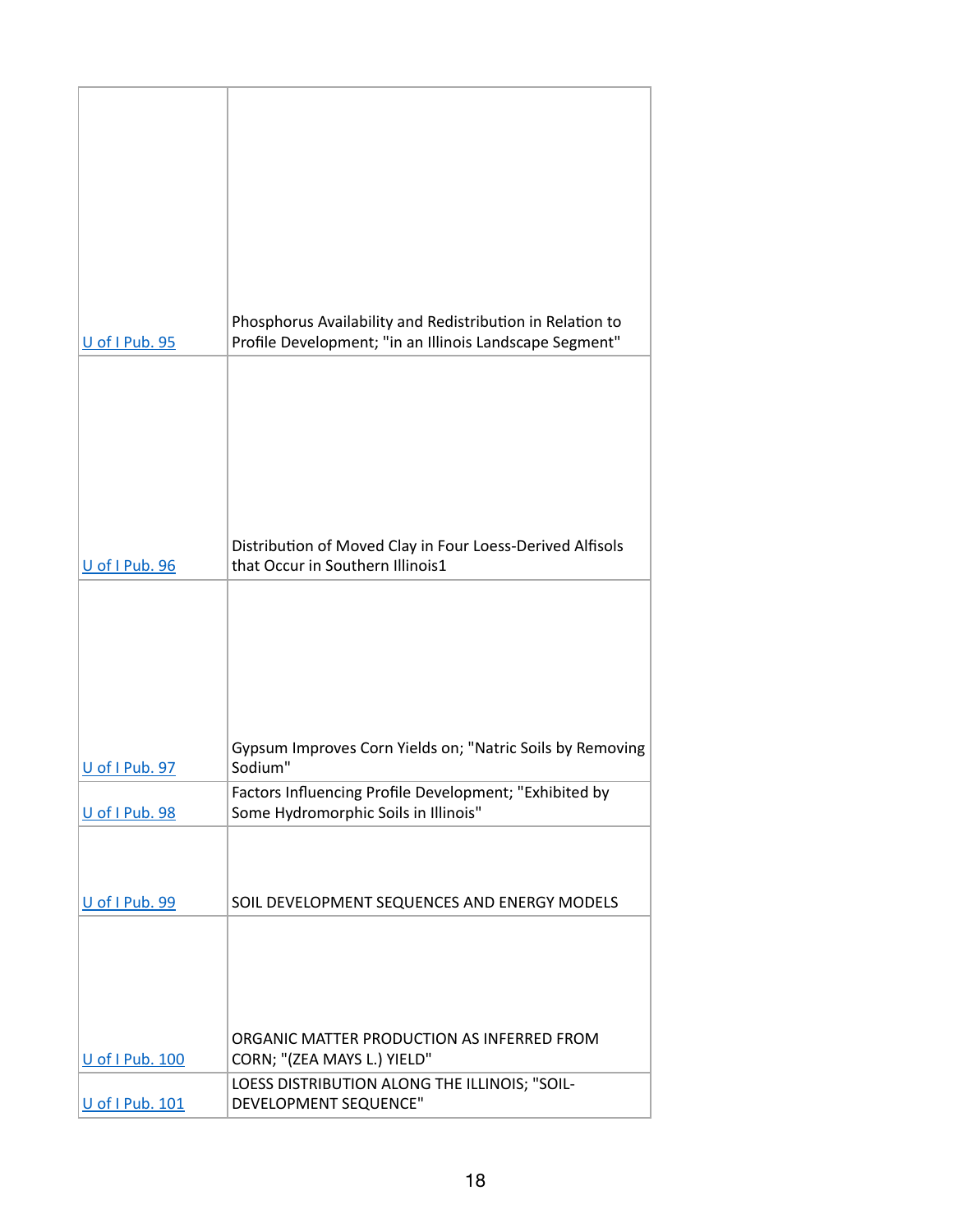| | |
|---|---|
| U of I Pub. 95 | Phosphorus Availability and Redistribution in Relation to Profile Development; "in an Illinois Landscape Segment" |
| U of I Pub. 96 | Distribution of Moved Clay in Four Loess-Derived Alfisols that Occur in Southern Illinois1 |
| U of I Pub. 97 | Gypsum Improves Corn Yields on; "Natric Soils by Removing Sodium" |
| U of I Pub. 98 | Factors Influencing Profile Development; "Exhibited by Some Hydromorphic Soils in Illinois" |
| U of I Pub. 99 | SOIL DEVELOPMENT SEQUENCES AND ENERGY MODELS |
| U of I Pub. 100 | ORGANIC MATTER PRODUCTION AS INFERRED FROM CORN; "(ZEA MAYS L.) YIELD" |
| U of I Pub. 101 | LOESS DISTRIBUTION ALONG THE ILLINOIS; "SOIL-DEVELOPMENT SEQUENCE" |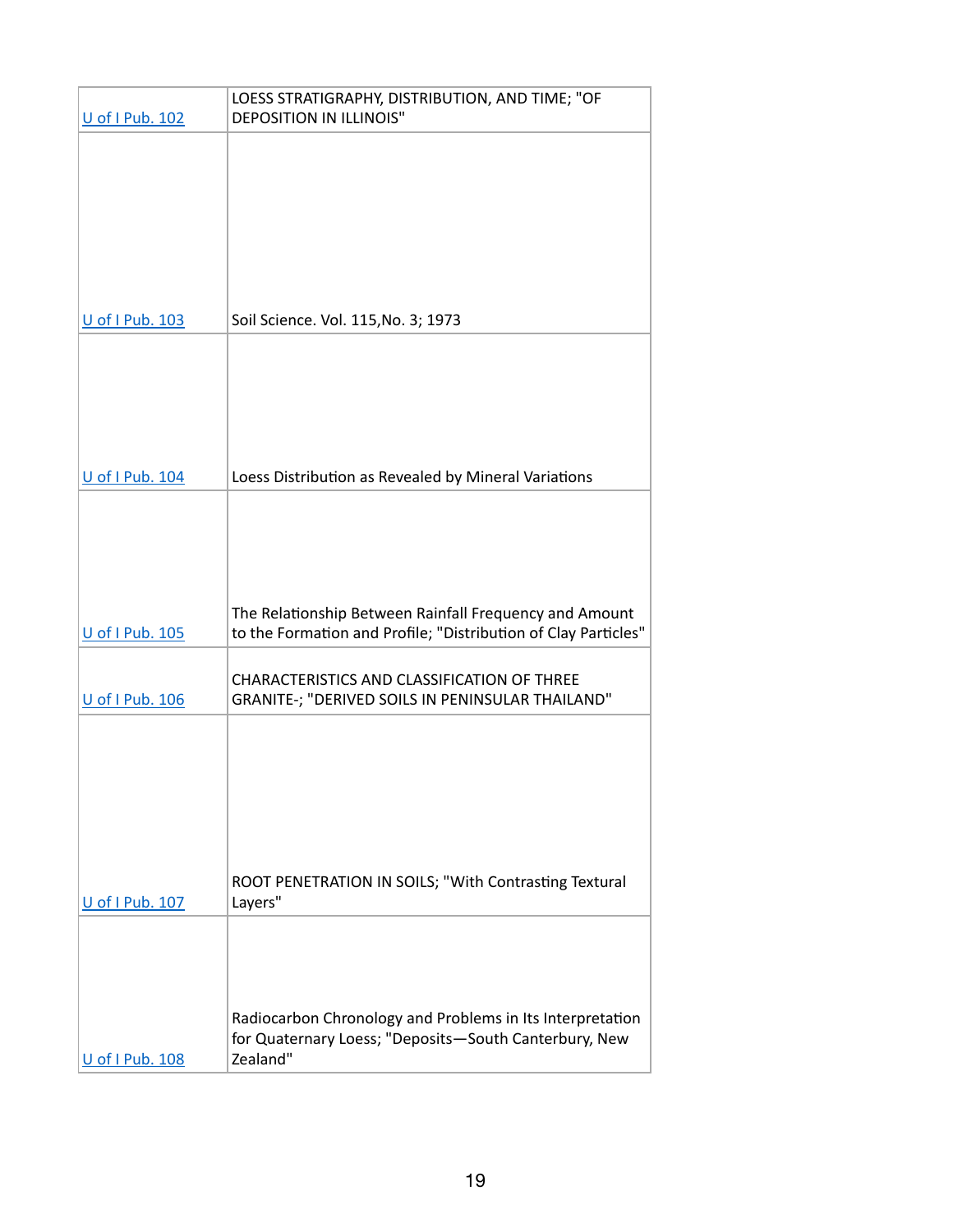| | |
|---|---|
| U of I Pub. 102 | LOESS STRATIGRAPHY, DISTRIBUTION, AND TIME; "OF DEPOSITION IN ILLINOIS" |
| U of I Pub. 103 | Soil Science. Vol. 115,No. 3; 1973 |
| U of I Pub. 104 | Loess Distribution as Revealed by Mineral Variations |
| U of I Pub. 105 | The Relationship Between Rainfall Frequency and Amount to the Formation and Profile; "Distribution of Clay Particles" |
| U of I Pub. 106 | CHARACTERISTICS AND CLASSIFICATION OF THREE GRANITE-; "DERIVED SOILS IN PENINSULAR THAILAND" |
| U of I Pub. 107 | ROOT PENETRATION IN SOILS; "With Contrasting Textural Layers" |
| U of I Pub. 108 | Radiocarbon Chronology and Problems in Its Interpretation for Quaternary Loess; "Deposits—South Canterbury, New Zealand" |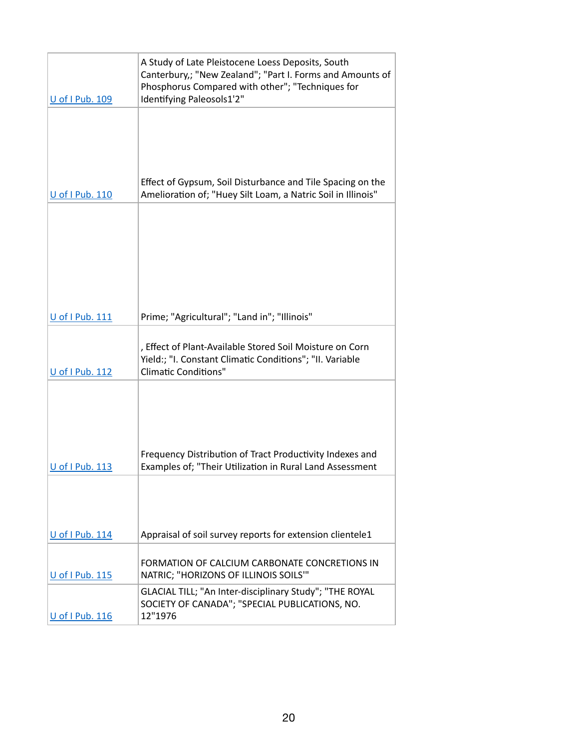| | |
|---|---|
| U of I Pub. 109 | A Study of Late Pleistocene Loess Deposits, South Canterbury,; "New Zealand"; "Part I. Forms and Amounts of Phosphorus Compared with other"; "Techniques for Identifying Paleosols1'2" |
| U of I Pub. 110 | Effect of Gypsum, Soil Disturbance and Tile Spacing on the Amelioration of; "Huey Silt Loam, a Natric Soil in Illinois" |
| U of I Pub. 111 | Prime; "Agricultural"; "Land in"; "Illinois" |
| U of I Pub. 112 | , Effect of Plant-Available Stored Soil Moisture on Corn Yield:; "I. Constant Climatic Conditions"; "II. Variable Climatic Conditions" |
| U of I Pub. 113 | Frequency Distribution of Tract Productivity Indexes and Examples of; "Their Utilization in Rural Land Assessment |
| U of I Pub. 114 | Appraisal of soil survey reports for extension clientele1 |
| U of I Pub. 115 | FORMATION OF CALCIUM CARBONATE CONCRETIONS IN NATRIC; "HORIZONS OF ILLINOIS SOILS'" |
| U of I Pub. 116 | GLACIAL TILL; "An Inter-disciplinary Study"; "THE ROYAL SOCIETY OF CANADA"; "SPECIAL PUBLICATIONS, NO. 12"1976 |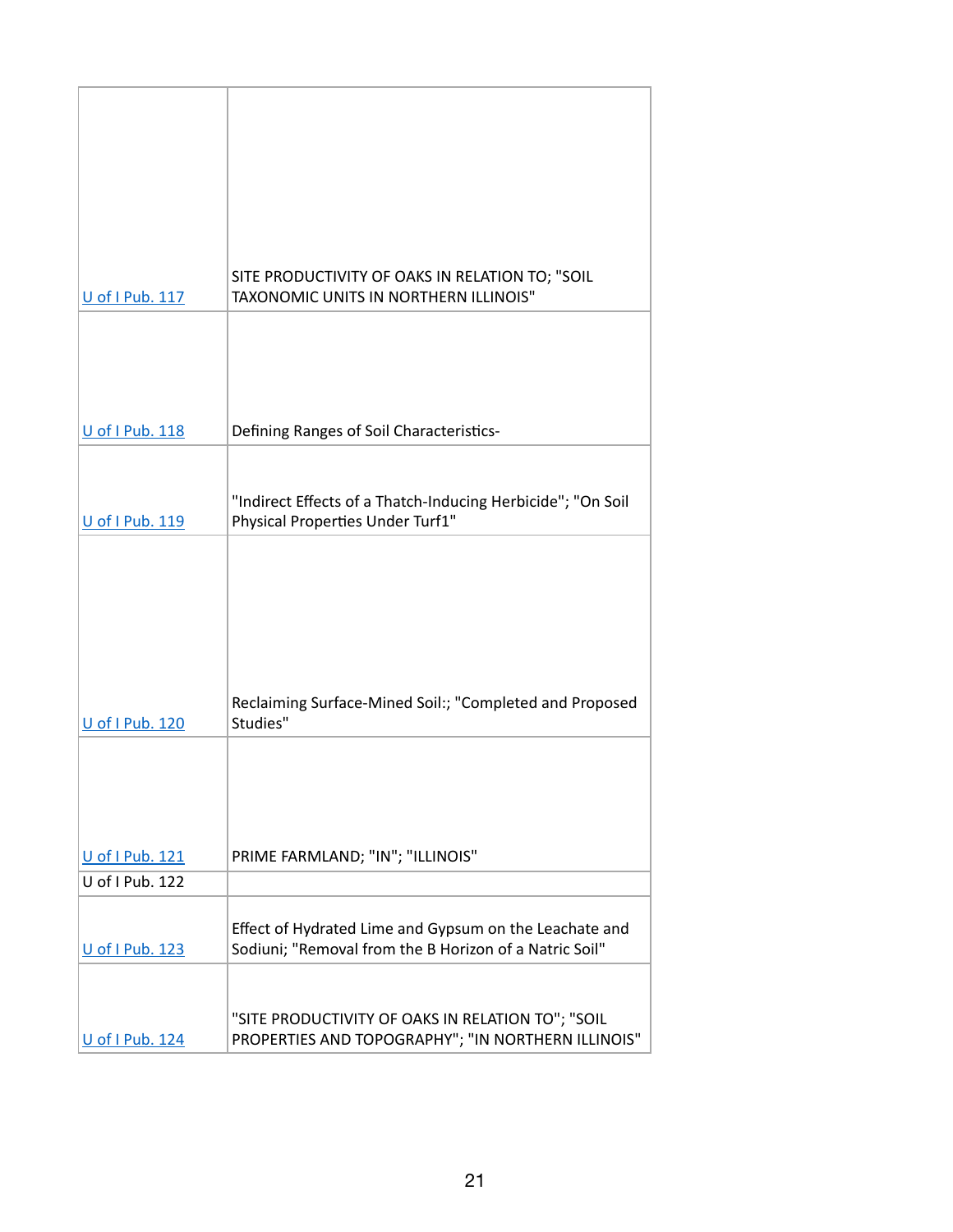| | |
|---|---|
| U of I Pub. 117 | SITE PRODUCTIVITY OF OAKS IN RELATION TO; "SOIL TAXONOMIC UNITS IN NORTHERN ILLINOIS" |
| U of I Pub. 118 | Defining Ranges of Soil Characteristics- |
| U of I Pub. 119 | "Indirect Effects of a Thatch-Inducing Herbicide"; "On Soil Physical Properties Under Turf1" |
| U of I Pub. 120 | Reclaiming Surface-Mined Soil:; "Completed and Proposed Studies" |
| U of I Pub. 121 | PRIME FARMLAND; "IN"; "ILLINOIS" |
| U of I Pub. 122 | |
| U of I Pub. 123 | Effect of Hydrated Lime and Gypsum on the Leachate and Sodiuni; "Removal from the B Horizon of a Natric Soil" |
| U of I Pub. 124 | "SITE PRODUCTIVITY OF OAKS IN RELATION TO"; "SOIL PROPERTIES AND TOPOGRAPHY"; "IN NORTHERN ILLINOIS" |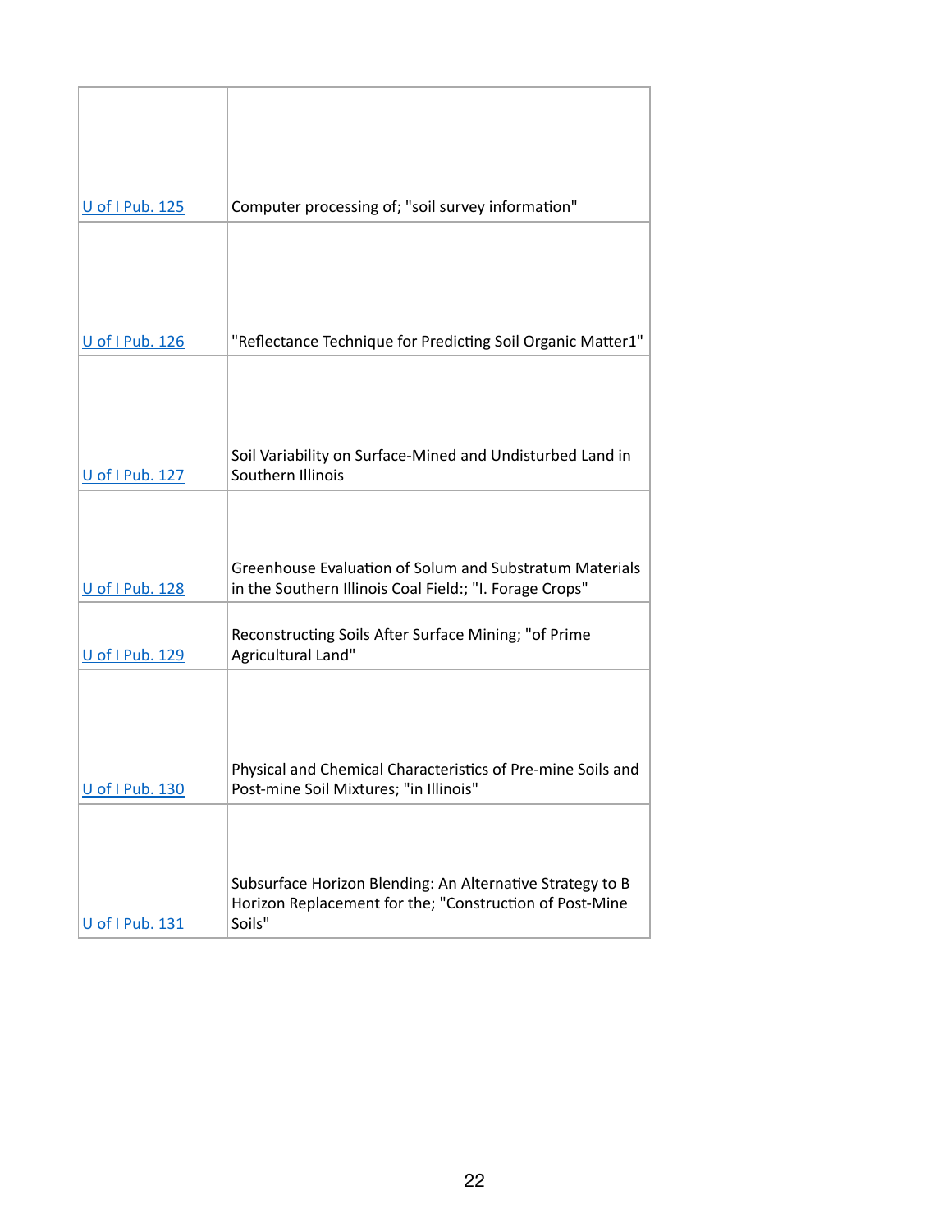| | |
|---|---|
| U of I Pub. 125 | Computer processing of; "soil survey information" |
| U of I Pub. 126 | "Reflectance Technique for Predicting Soil Organic Matter1" |
| U of I Pub. 127 | Soil Variability on Surface-Mined and Undisturbed Land in Southern Illinois |
| U of I Pub. 128 | Greenhouse Evaluation of Solum and Substratum Materials in the Southern Illinois Coal Field:; "I. Forage Crops" |
| U of I Pub. 129 | Reconstructing Soils After Surface Mining; "of Prime Agricultural Land" |
| U of I Pub. 130 | Physical and Chemical Characteristics of Pre-mine Soils and Post-mine Soil Mixtures; "in Illinois" |
| U of I Pub. 131 | Subsurface Horizon Blending: An Alternative Strategy to B Horizon Replacement for the; "Construction of Post-Mine Soils" |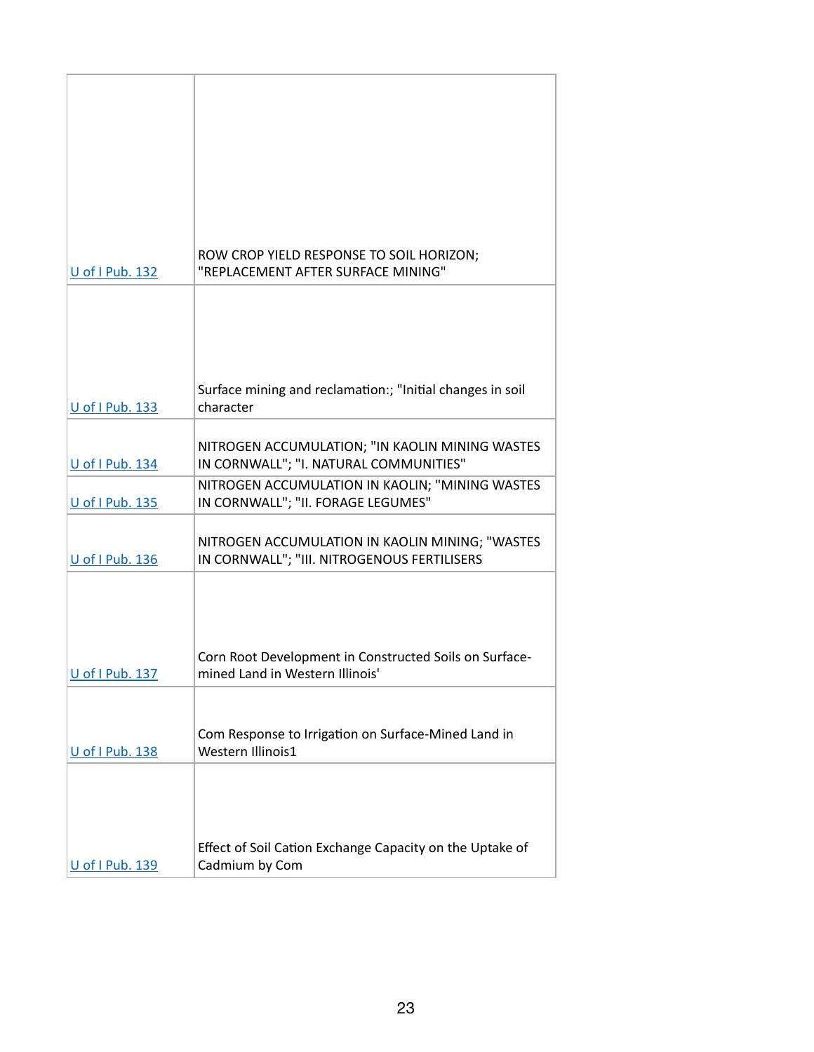| | |
|---|---|
| U of I Pub. 132 | ROW CROP YIELD RESPONSE TO SOIL HORIZON; "REPLACEMENT AFTER SURFACE MINING" |
| U of I Pub. 133 | Surface mining and reclamation:; "Initial changes in soil character |
| U of I Pub. 134 | NITROGEN ACCUMULATION; "IN KAOLIN MINING WASTES IN CORNWALL"; "I. NATURAL COMMUNITIES" |
| U of I Pub. 135 | NITROGEN ACCUMULATION IN KAOLIN; "MINING WASTES IN CORNWALL"; "II. FORAGE LEGUMES" |
| U of I Pub. 136 | NITROGEN ACCUMULATION IN KAOLIN MINING; "WASTES IN CORNWALL"; "III. NITROGENOUS FERTILISERS |
| U of I Pub. 137 | Corn Root Development in Constructed Soils on Surface-mined Land in Western Illinois' |
| U of I Pub. 138 | Com Response to Irrigation on Surface-Mined Land in Western Illinois1 |
| U of I Pub. 139 | Effect of Soil Cation Exchange Capacity on the Uptake of Cadmium by Com |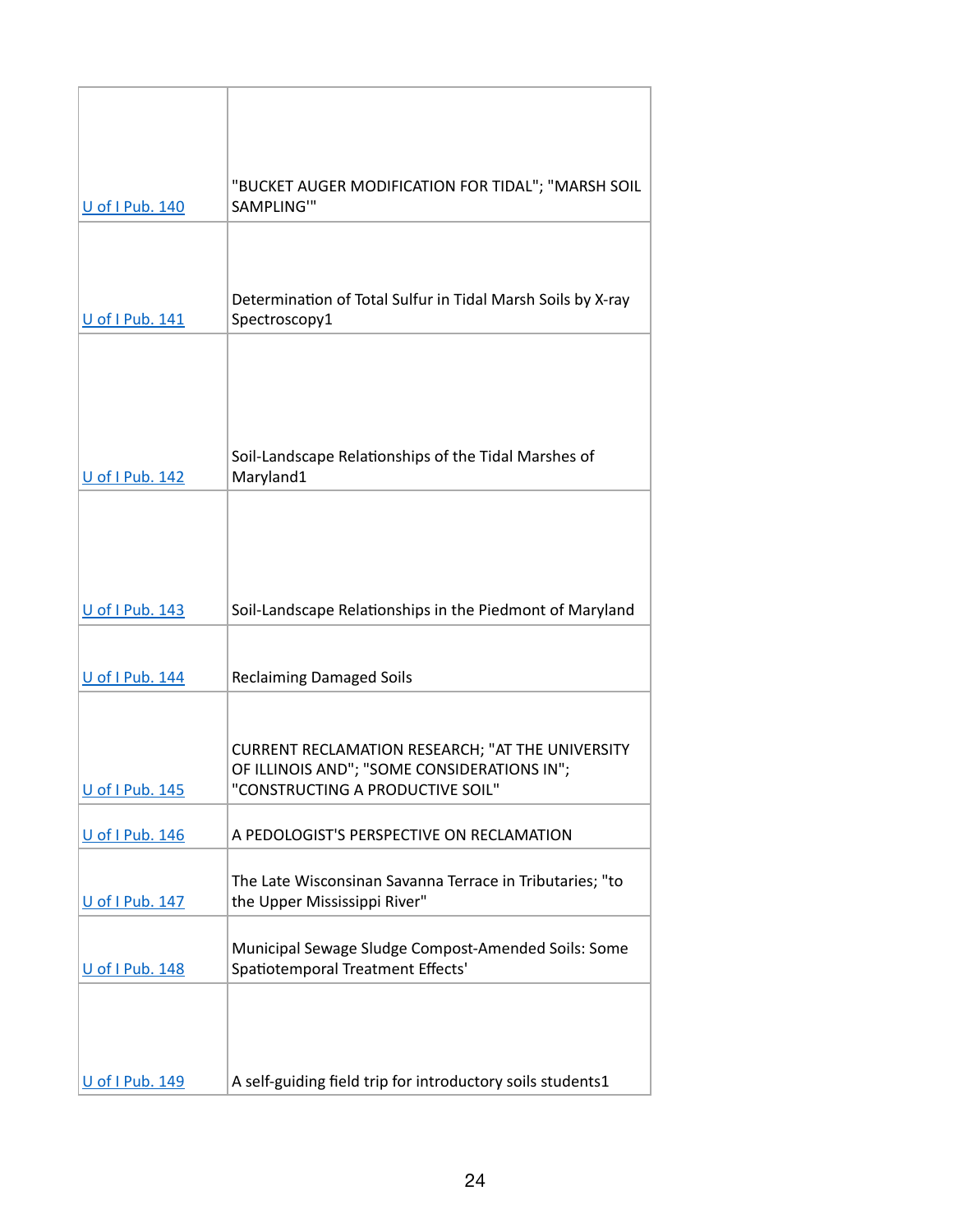| | |
|---|---|
| U of I Pub. 140 | "BUCKET AUGER MODIFICATION FOR TIDAL"; "MARSH SOIL SAMPLING'" |
| U of I Pub. 141 | Determination of Total Sulfur in Tidal Marsh Soils by X-ray Spectroscopy1 |
| U of I Pub. 142 | Soil-Landscape Relationships of the Tidal Marshes of Maryland1 |
| U of I Pub. 143 | Soil-Landscape Relationships in the Piedmont of Maryland |
| U of I Pub. 144 | Reclaiming Damaged Soils |
| U of I Pub. 145 | CURRENT RECLAMATION RESEARCH; "AT THE UNIVERSITY OF ILLINOIS AND"; "SOME CONSIDERATIONS IN"; "CONSTRUCTING A PRODUCTIVE SOIL" |
| U of I Pub. 146 | A PEDOLOGIST'S PERSPECTIVE ON RECLAMATION |
| U of I Pub. 147 | The Late Wisconsinan Savanna Terrace in Tributaries; "to the Upper Mississippi River" |
| U of I Pub. 148 | Municipal Sewage Sludge Compost-Amended Soils: Some Spatiotemporal Treatment Effects' |
| U of I Pub. 149 | A self-guiding field trip for introductory soils students1 |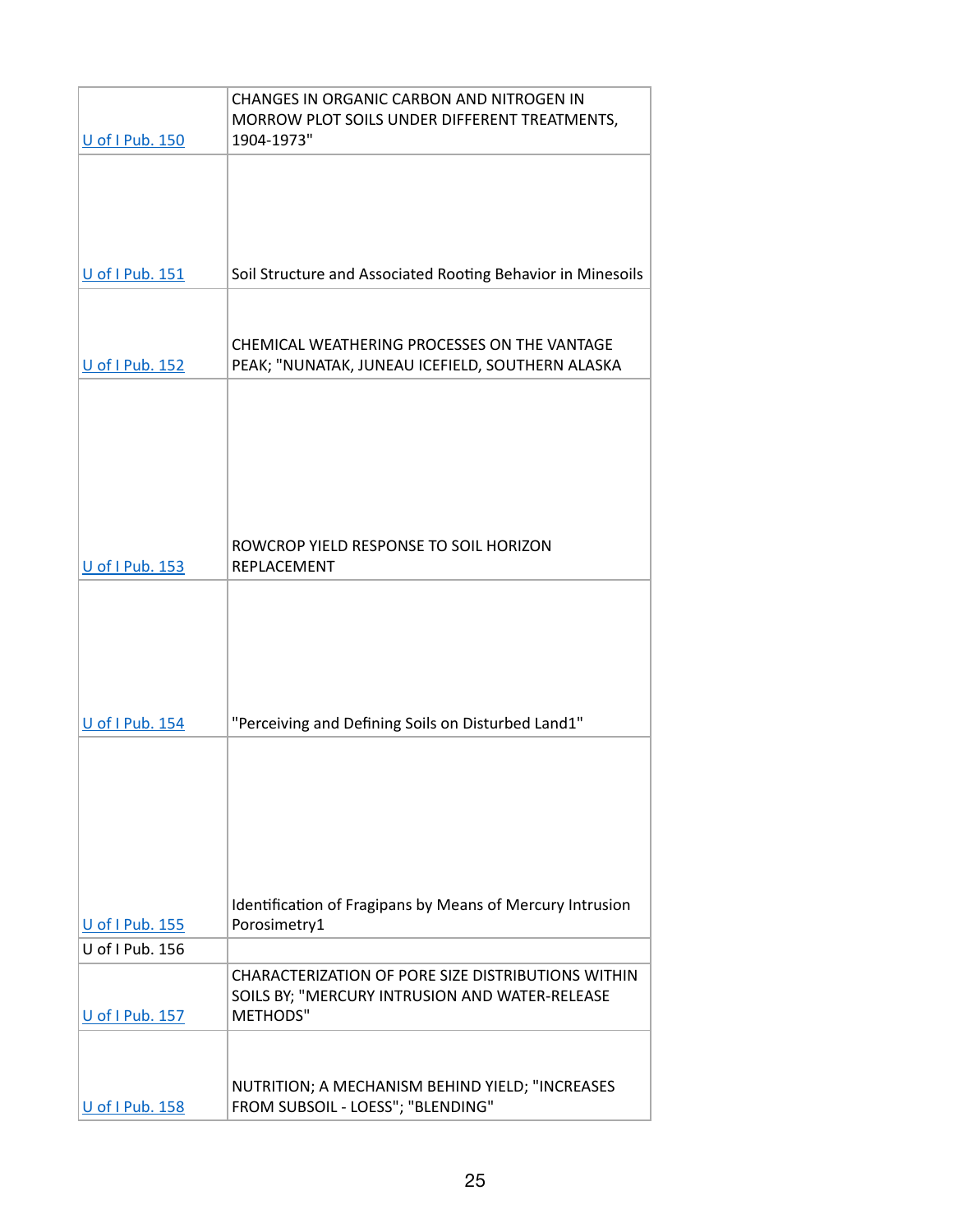| | |
|---|---|
| U of I Pub. 150 | CHANGES IN ORGANIC CARBON AND NITROGEN IN MORROW PLOT SOILS UNDER DIFFERENT TREATMENTS, 1904-1973" |
| U of I Pub. 151 | Soil Structure and Associated Rooting Behavior in Minesoils |
| U of I Pub. 152 | CHEMICAL WEATHERING PROCESSES ON THE VANTAGE PEAK; "NUNATAK, JUNEAU ICEFIELD, SOUTHERN ALASKA |
| U of I Pub. 153 | ROWCROP YIELD RESPONSE TO SOIL HORIZON REPLACEMENT |
| U of I Pub. 154 | "Perceiving and Defining Soils on Disturbed Land1" |
| U of I Pub. 155 | Identification of Fragipans by Means of Mercury Intrusion Porosimetry1 |
| U of I Pub. 156 | |
| U of I Pub. 157 | CHARACTERIZATION OF PORE SIZE DISTRIBUTIONS WITHIN SOILS BY; "MERCURY INTRUSION AND WATER-RELEASE METHODS" |
| U of I Pub. 158 | NUTRITION; A MECHANISM BEHIND YIELD; "INCREASES FROM SUBSOIL - LOESS"; "BLENDING" |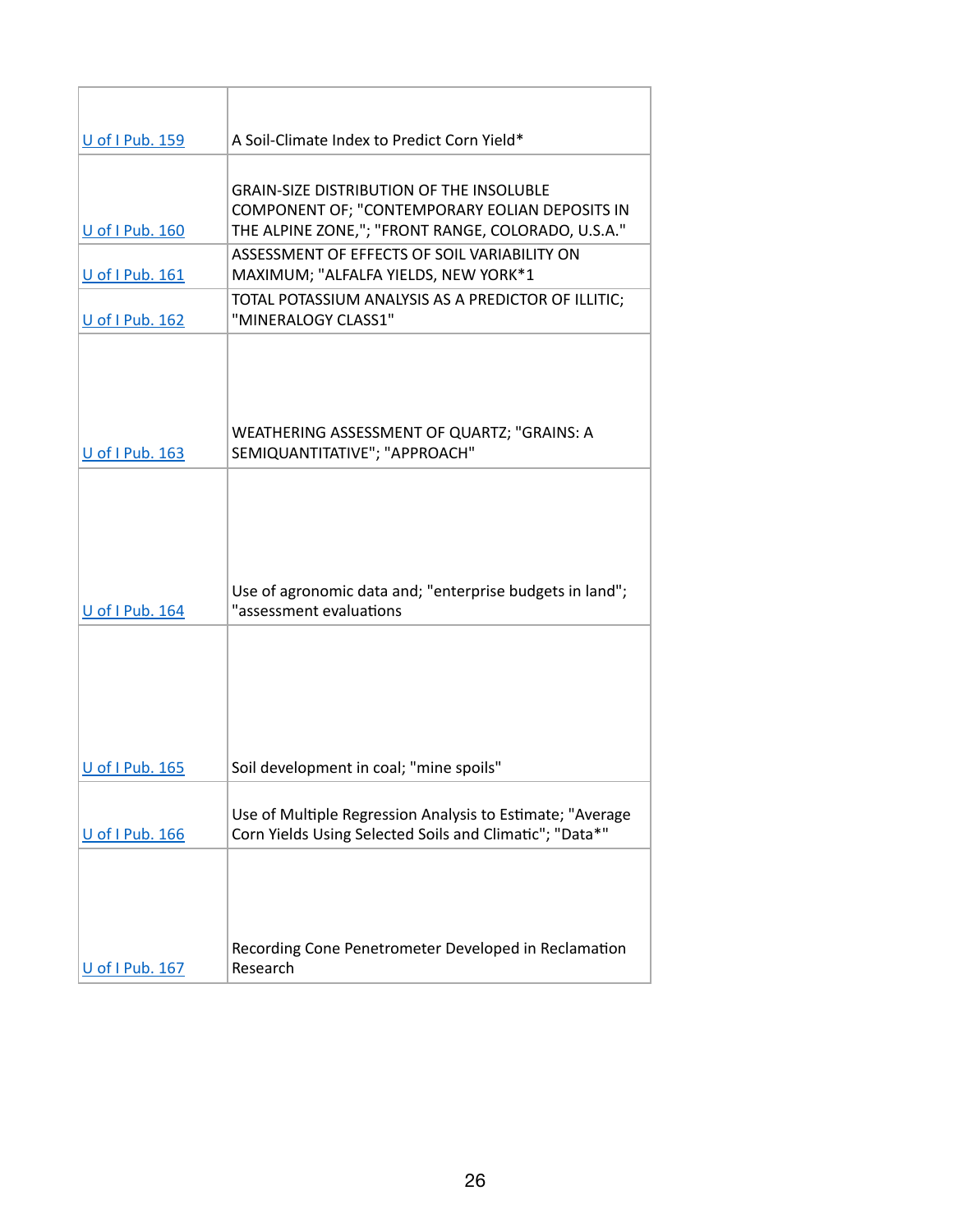| | |
|---|---|
| U of I Pub. 159 | A Soil-Climate Index to Predict Corn Yield* |
| U of I Pub. 160 | GRAIN-SIZE DISTRIBUTION OF THE INSOLUBLE COMPONENT OF; "CONTEMPORARY EOLIAN DEPOSITS IN THE ALPINE ZONE,"; "FRONT RANGE, COLORADO, U.S.A." |
| U of I Pub. 161 | ASSESSMENT OF EFFECTS OF SOIL VARIABILITY ON MAXIMUM; "ALFALFA YIELDS, NEW YORK*1 |
| U of I Pub. 162 | TOTAL POTASSIUM ANALYSIS AS A PREDICTOR OF ILLITIC; "MINERALOGY CLASS1" |
| U of I Pub. 163 | WEATHERING ASSESSMENT OF QUARTZ; "GRAINS: A SEMIQUANTITATIVE"; "APPROACH" |
| U of I Pub. 164 | Use of agronomic data and; "enterprise budgets in land"; "assessment evaluations |
| U of I Pub. 165 | Soil development in coal; "mine spoils" |
| U of I Pub. 166 | Use of Multiple Regression Analysis to Estimate; "Average Corn Yields Using Selected Soils and Climatic"; "Data*" |
| U of I Pub. 167 | Recording Cone Penetrometer Developed in Reclamation Research |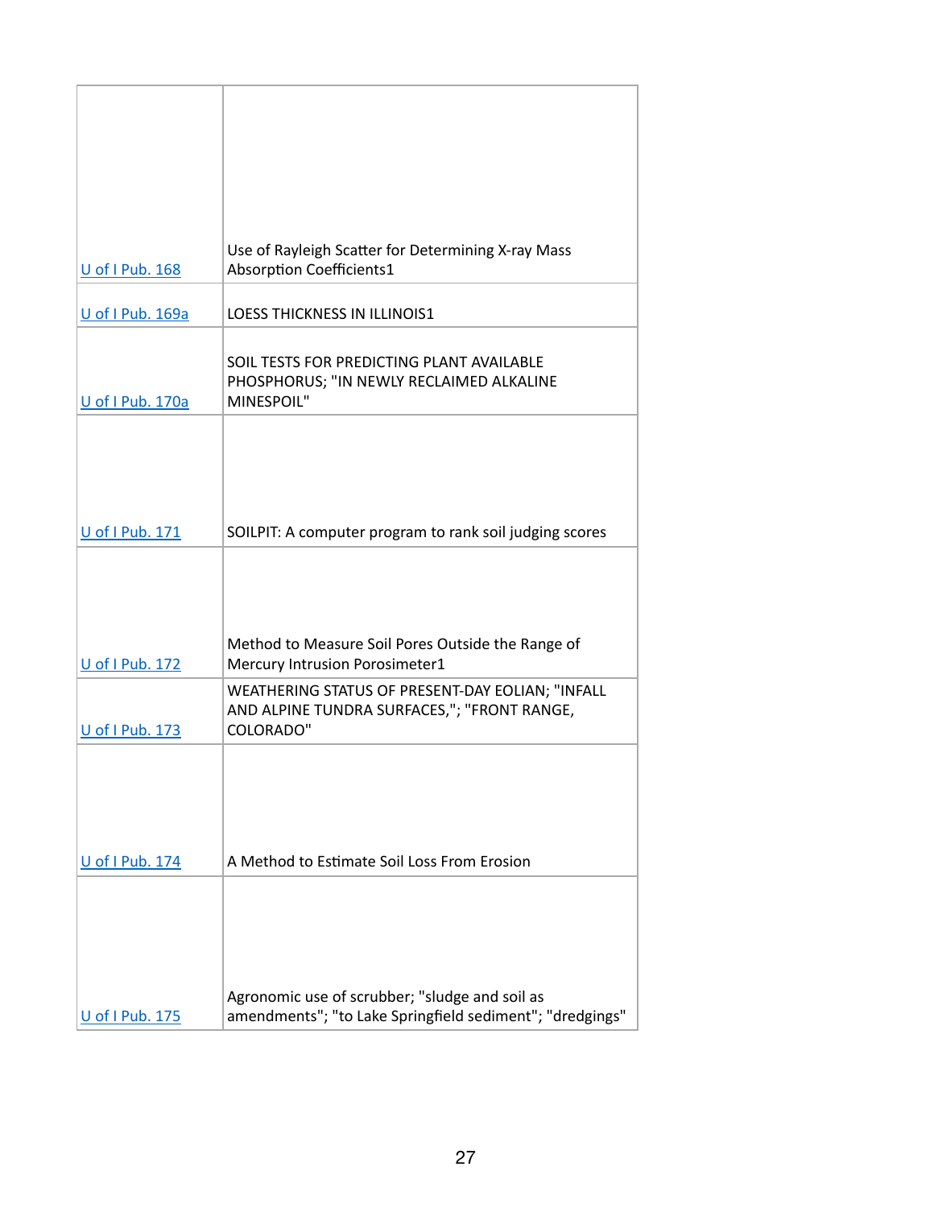| | |
|---|---|
| U of I Pub. 168 | Use of Rayleigh Scatter for Determining X-ray Mass Absorption Coefficients1 |
| U of I Pub. 169a | LOESS THICKNESS IN ILLINOIS1 |
| U of I Pub. 170a | SOIL TESTS FOR PREDICTING PLANT AVAILABLE PHOSPHORUS; "IN NEWLY RECLAIMED ALKALINE MINESPOIL" |
| U of I Pub. 171 | SOILPIT: A computer program to rank soil judging scores |
| U of I Pub. 172 | Method to Measure Soil Pores Outside the Range of Mercury Intrusion Porosimeter1 |
| U of I Pub. 173 | WEATHERING STATUS OF PRESENT-DAY EOLIAN; "INFALL AND ALPINE TUNDRA SURFACES,"; "FRONT RANGE, COLORADO" |
| U of I Pub. 174 | A Method to Estimate Soil Loss From Erosion |
| U of I Pub. 175 | Agronomic use of scrubber; "sludge and soil as amendments"; "to Lake Springfield sediment"; "dredgings" |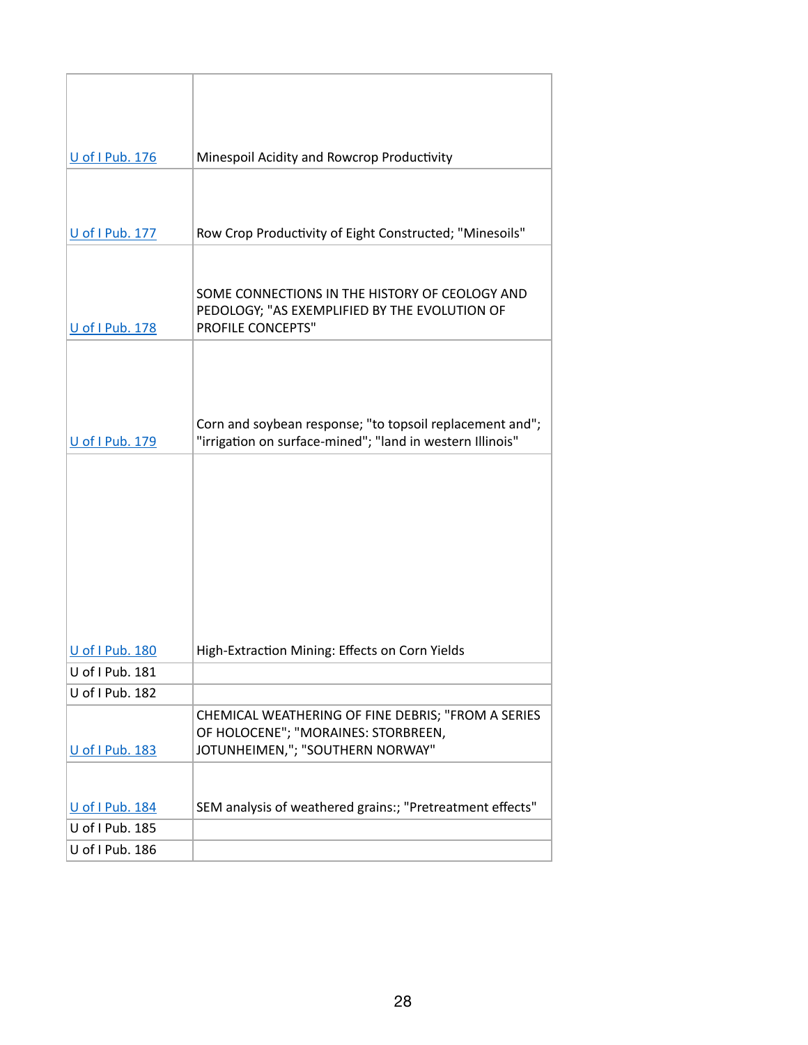| U of I Pub. 176 | Minespoil Acidity and Rowcrop Productivity |
|---|---|
| U of I Pub. 177 | Row Crop Productivity of Eight Constructed; "Minesoils" |
| U of I Pub. 178 | SOME CONNECTIONS IN THE HISTORY OF CEOLOGY AND PEDOLOGY; "AS EXEMPLIFIED BY THE EVOLUTION OF PROFILE CONCEPTS" |
| U of I Pub. 179 | Corn and soybean response; "to topsoil replacement and"; "irrigation on surface-mined"; "land in western Illinois" |
| U of I Pub. 180 | High-Extraction Mining: Effects on Corn Yields |
| U of I Pub. 181 | |
| U of I Pub. 182 | |
| U of I Pub. 183 | CHEMICAL WEATHERING OF FINE DEBRIS; "FROM A SERIES OF HOLOCENE"; "MORAINES: STORBREEN, JOTUNHEIMEN,"; "SOUTHERN NORWAY" |
| U of I Pub. 184 | SEM analysis of weathered grains:; "Pretreatment effects" |
| U of I Pub. 185 | |
| U of I Pub. 186 | |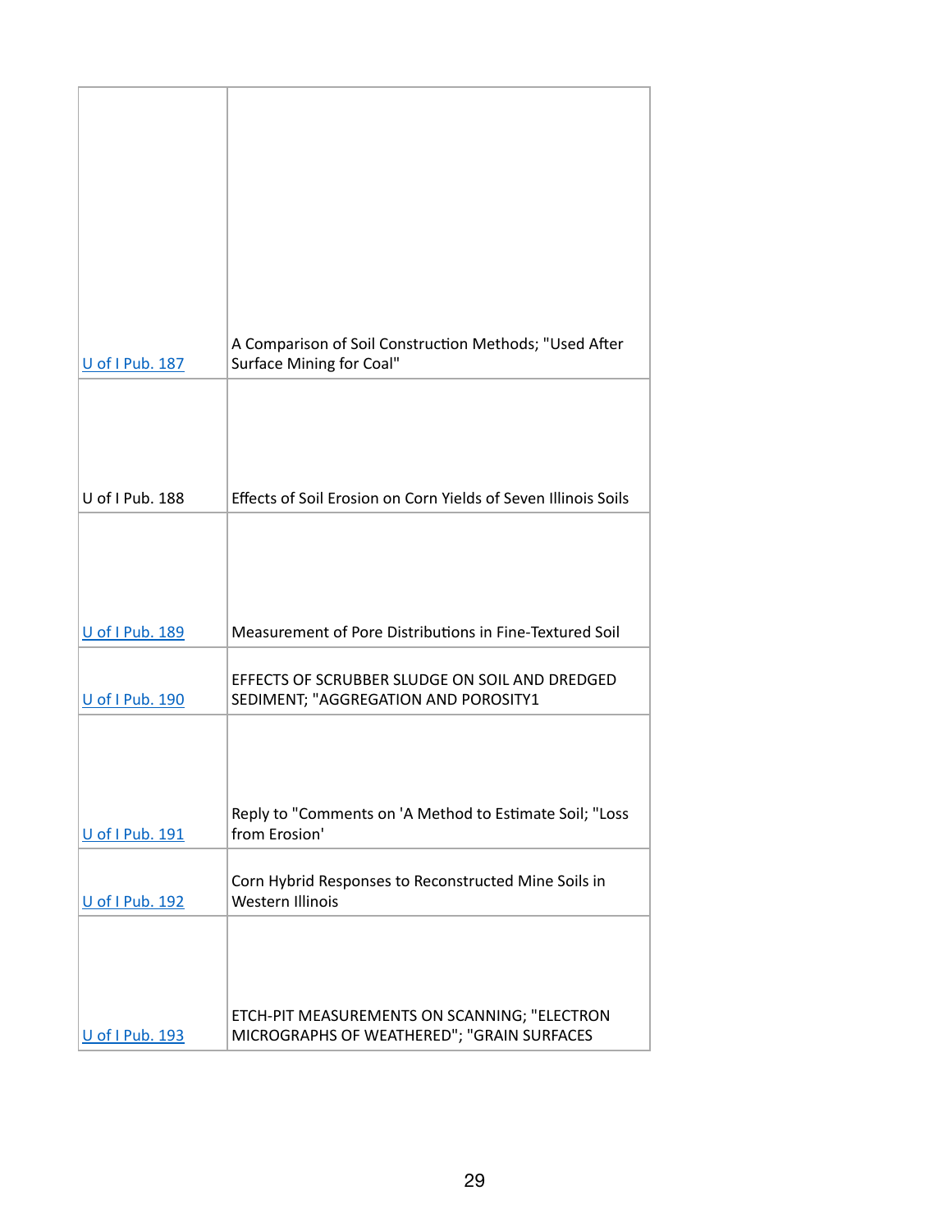| | |
|---|---|
| U of I Pub. 187 | A Comparison of Soil Construction Methods; "Used After Surface Mining for Coal" |
| U of I Pub. 188 | Effects of Soil Erosion on Corn Yields of Seven Illinois Soils |
| U of I Pub. 189 | Measurement of Pore Distributions in Fine-Textured Soil |
| U of I Pub. 190 | EFFECTS OF SCRUBBER SLUDGE ON SOIL AND DREDGED SEDIMENT; "AGGREGATION AND POROSITY1 |
| U of I Pub. 191 | Reply to "Comments on 'A Method to Estimate Soil; "Loss from Erosion' |
| U of I Pub. 192 | Corn Hybrid Responses to Reconstructed Mine Soils in Western Illinois |
| U of I Pub. 193 | ETCH-PIT MEASUREMENTS ON SCANNING; "ELECTRON MICROGRAPHS OF WEATHERED"; "GRAIN SURFACES |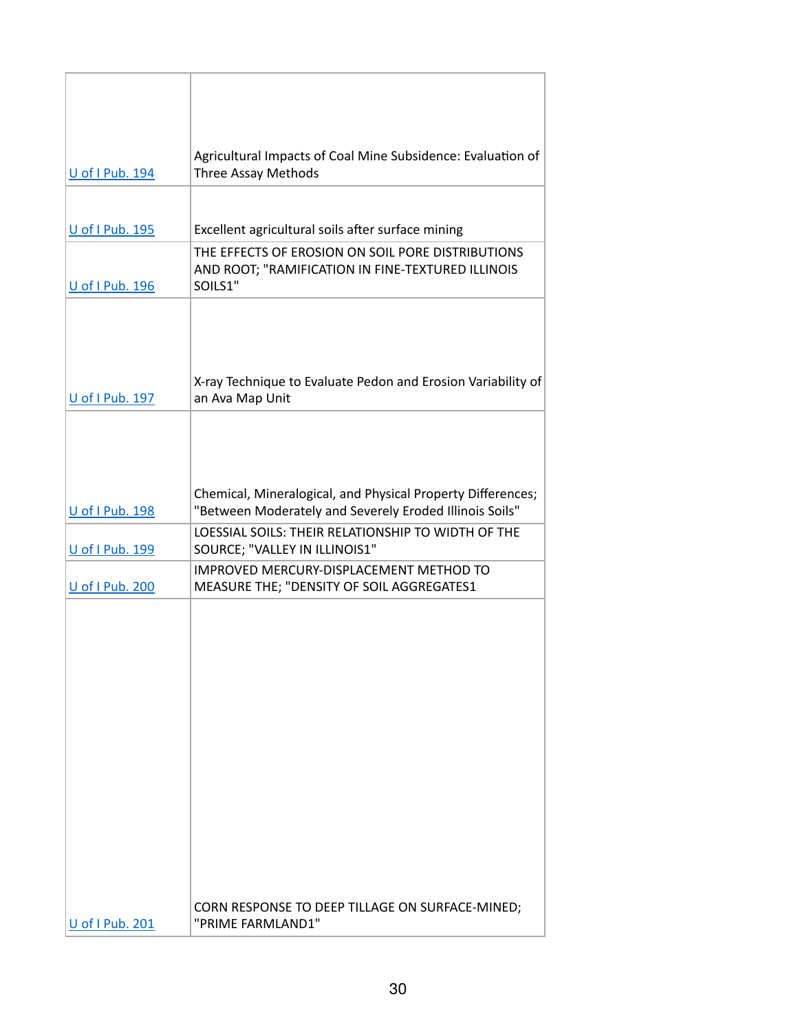| | |
|---|---|
| U of I Pub. 194 | Agricultural Impacts of Coal Mine Subsidence: Evaluation of Three Assay Methods |
| U of I Pub. 195 | Excellent agricultural soils after surface mining |
| U of I Pub. 196 | THE EFFECTS OF EROSION ON SOIL PORE DISTRIBUTIONS AND ROOT; "RAMIFICATION IN FINE-TEXTURED ILLINOIS SOILS1" |
| U of I Pub. 197 | X-ray Technique to Evaluate Pedon and Erosion Variability of an Ava Map Unit |
| U of I Pub. 198 | Chemical, Mineralogical, and Physical Property Differences; "Between Moderately and Severely Eroded Illinois Soils" |
| U of I Pub. 199 | LOESSIAL SOILS: THEIR RELATIONSHIP TO WIDTH OF THE SOURCE; "VALLEY IN ILLINOIS1" |
| U of I Pub. 200 | IMPROVED MERCURY-DISPLACEMENT METHOD TO MEASURE THE; "DENSITY OF SOIL AGGREGATES1 |
| U of I Pub. 201 | CORN RESPONSE TO DEEP TILLAGE ON SURFACE-MINED; "PRIME FARMLAND1" |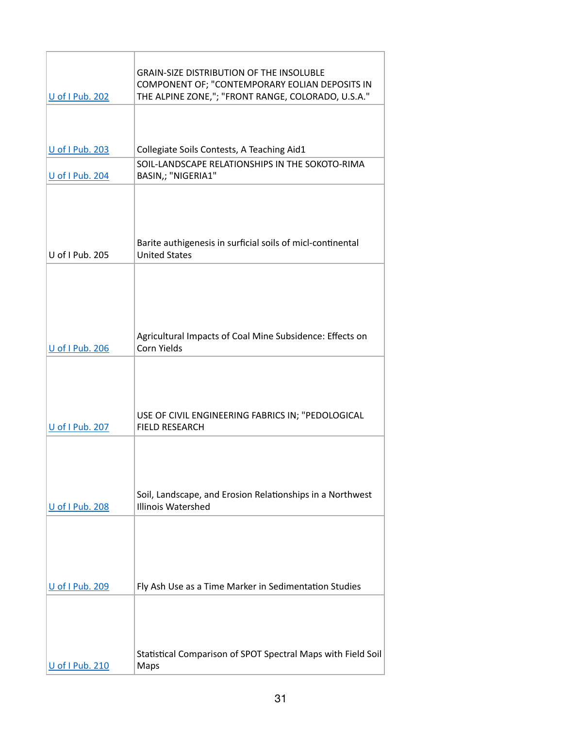| | |
|---|---|
| U of I Pub. 202 | GRAIN-SIZE DISTRIBUTION OF THE INSOLUBLE COMPONENT OF; "CONTEMPORARY EOLIAN DEPOSITS IN THE ALPINE ZONE,"; "FRONT RANGE, COLORADO, U.S.A." |
| U of I Pub. 203 | Collegiate Soils Contests, A Teaching Aid1 |
| U of I Pub. 204 | SOIL-LANDSCAPE RELATIONSHIPS IN THE SOKOTO-RIMA BASIN,; "NIGERIA1" |
| U of I Pub. 205 | Barite authigenesis in surficial soils of micl-continental United States |
| U of I Pub. 206 | Agricultural Impacts of Coal Mine Subsidence: Effects on Corn Yields |
| U of I Pub. 207 | USE OF CIVIL ENGINEERING FABRICS IN; "PEDOLOGICAL FIELD RESEARCH |
| U of I Pub. 208 | Soil, Landscape, and Erosion Relationships in a Northwest Illinois Watershed |
| U of I Pub. 209 | Fly Ash Use as a Time Marker in Sedimentation Studies |
| U of I Pub. 210 | Statistical Comparison of SPOT Spectral Maps with Field Soil Maps |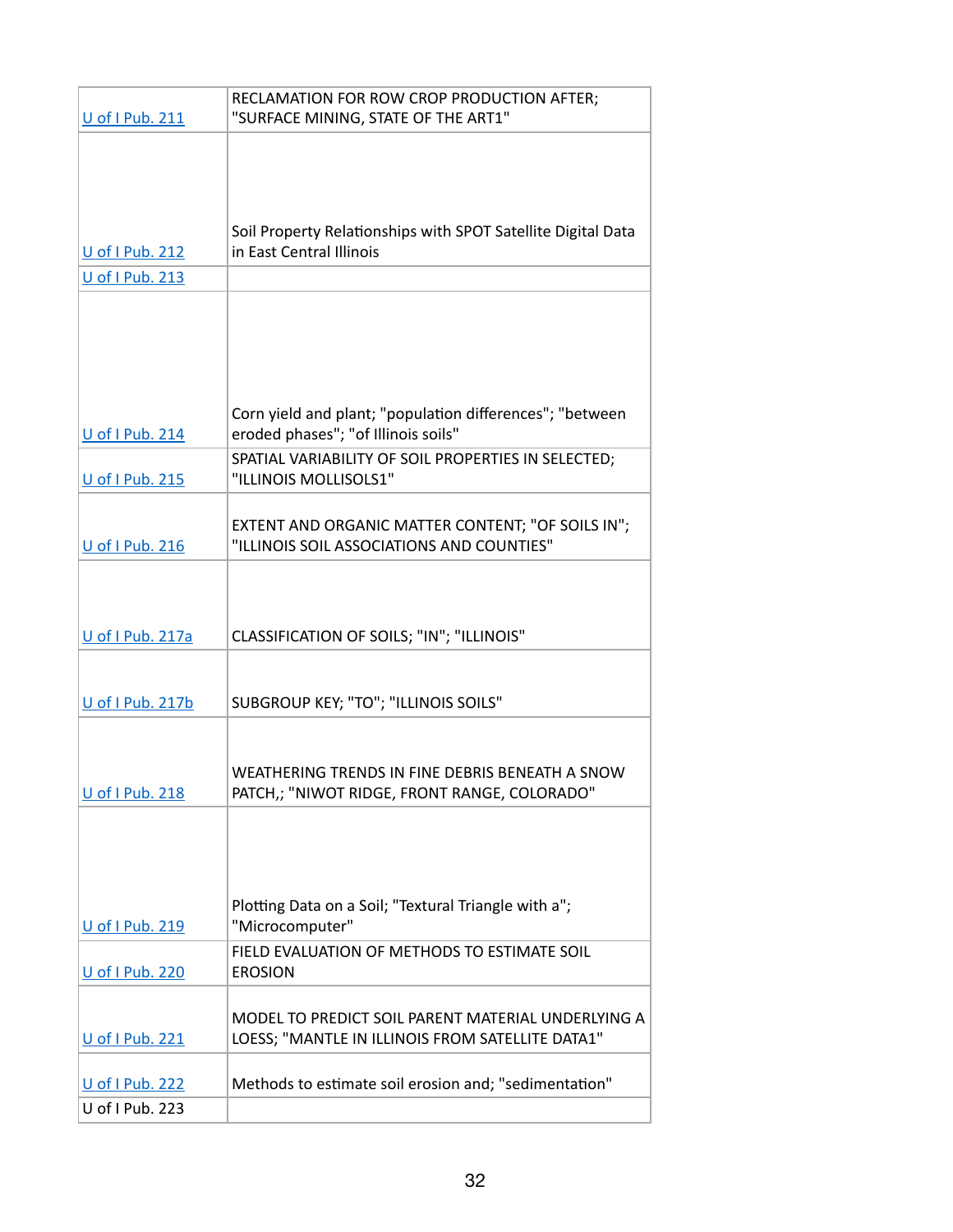| | |
|---|---|
| U of I Pub. 211 | RECLAMATION FOR ROW CROP PRODUCTION AFTER; "SURFACE MINING, STATE OF THE ART1" |
| U of I Pub. 212 | Soil Property Relationships with SPOT Satellite Digital Data in East Central Illinois |
| U of I Pub. 213 | |
| U of I Pub. 214 | Corn yield and plant; "population differences"; "between eroded phases"; "of Illinois soils" |
| U of I Pub. 215 | SPATIAL VARIABILITY OF SOIL PROPERTIES IN SELECTED; "ILLINOIS MOLLISOLS1" |
| U of I Pub. 216 | EXTENT AND ORGANIC MATTER CONTENT; "OF SOILS IN"; "ILLINOIS SOIL ASSOCIATIONS AND COUNTIES" |
| U of I Pub. 217a | CLASSIFICATION OF SOILS; "IN"; "ILLINOIS" |
| U of I Pub. 217b | SUBGROUP KEY; "TO"; "ILLINOIS SOILS" |
| U of I Pub. 218 | WEATHERING TRENDS IN FINE DEBRIS BENEATH A SNOW PATCH,; "NIWOT RIDGE, FRONT RANGE, COLORADO" |
| U of I Pub. 219 | Plotting Data on a Soil; "Textural Triangle with a"; "Microcomputer" |
| U of I Pub. 220 | FIELD EVALUATION OF METHODS TO ESTIMATE SOIL EROSION |
| U of I Pub. 221 | MODEL TO PREDICT SOIL PARENT MATERIAL UNDERLYING A LOESS; "MANTLE IN ILLINOIS FROM SATELLITE DATA1" |
| U of I Pub. 222 | Methods to estimate soil erosion and; "sedimentation" |
| U of I Pub. 223 | |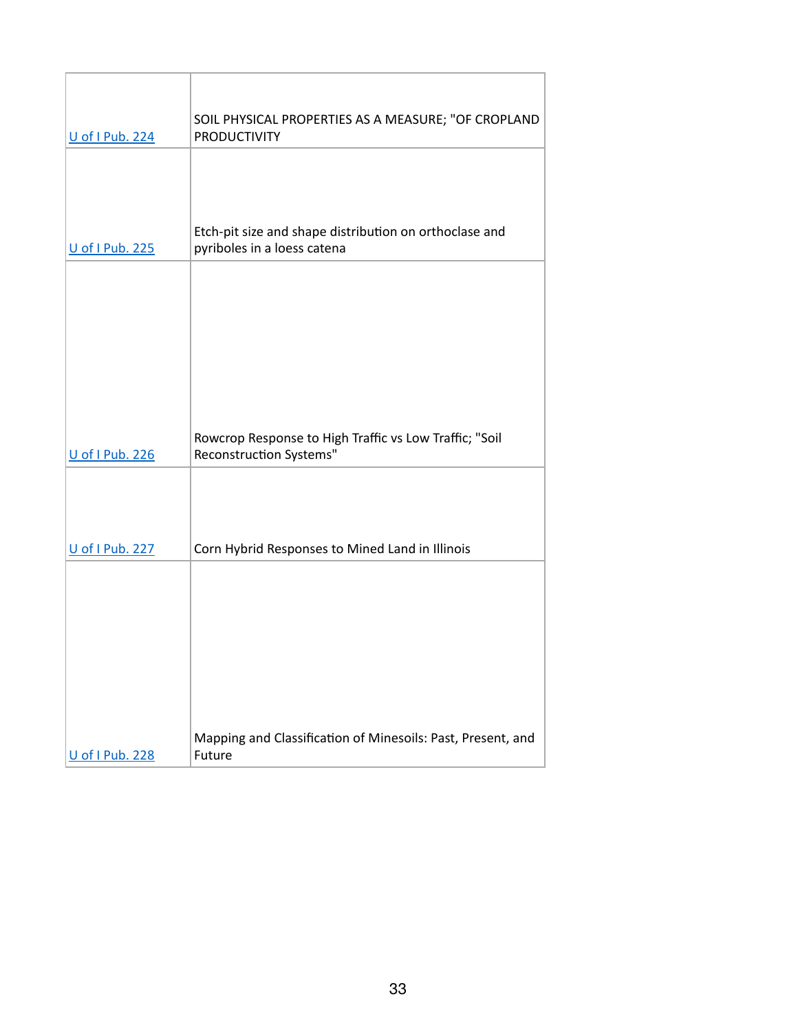| | |
|---|---|
| U of I Pub. 224 | SOIL PHYSICAL PROPERTIES AS A MEASURE; "OF CROPLAND PRODUCTIVITY |
| U of I Pub. 225 | Etch-pit size and shape distribution on orthoclase and pyriboles in a loess catena |
| U of I Pub. 226 | Rowcrop Response to High Traffic vs Low Traffic; "Soil Reconstruction Systems" |
| U of I Pub. 227 | Corn Hybrid Responses to Mined Land in Illinois |
| U of I Pub. 228 | Mapping and Classification of Minesoils: Past, Present, and Future |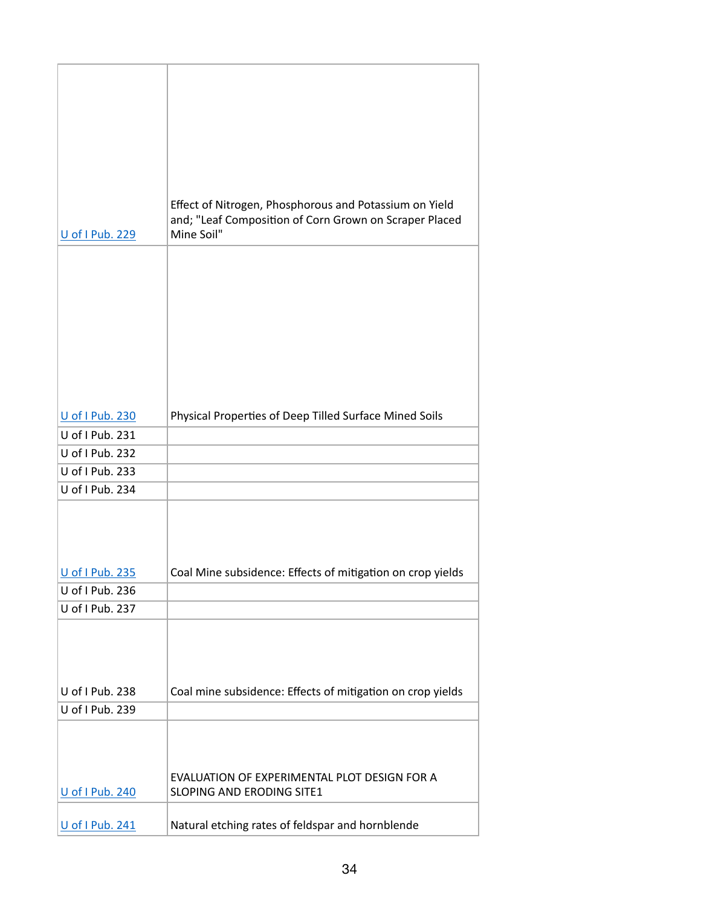| | |
|---|---|
| U of I Pub. 229 | Effect of Nitrogen, Phosphorous and Potassium on Yield and; "Leaf Composition of Corn Grown on Scraper Placed Mine Soil" |
| U of I Pub. 230 | Physical Properties of Deep Tilled Surface Mined Soils |
| U of I Pub. 231 | |
| U of I Pub. 232 | |
| U of I Pub. 233 | |
| U of I Pub. 234 | |
| U of I Pub. 235 | Coal Mine subsidence: Effects of mitigation on crop yields |
| U of I Pub. 236 | |
| U of I Pub. 237 | |
| U of I Pub. 238 | Coal mine subsidence: Effects of mitigation on crop yields |
| U of I Pub. 239 | |
| U of I Pub. 240 | EVALUATION OF EXPERIMENTAL PLOT DESIGN FOR A SLOPING AND ERODING SITE1 |
| U of I Pub. 241 | Natural etching rates of feldspar and hornblende |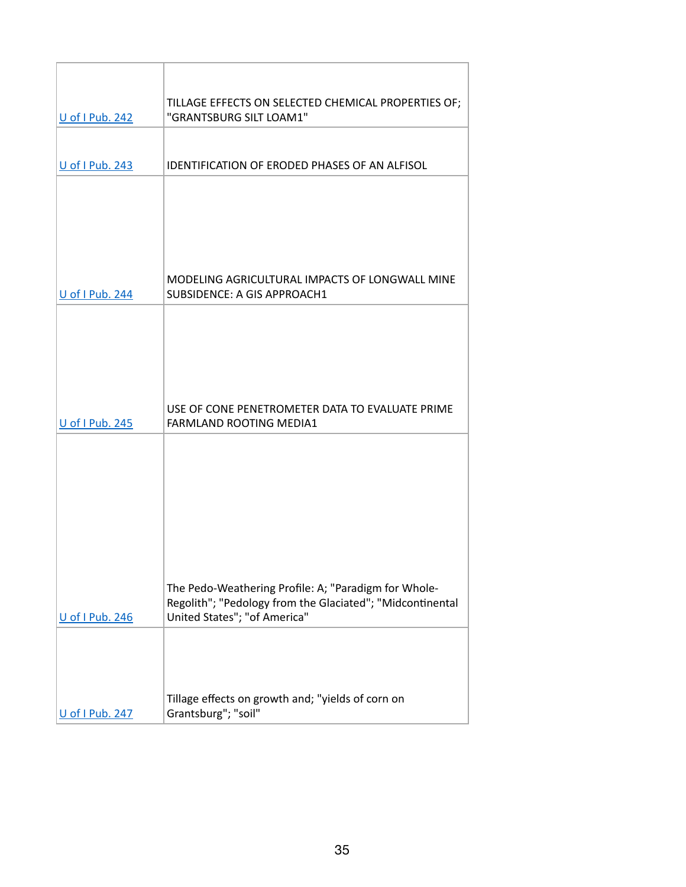| | |
|---|---|
| U of I Pub. 242 | TILLAGE EFFECTS ON SELECTED CHEMICAL PROPERTIES OF; "GRANTSBURG SILT LOAM1" |
| U of I Pub. 243 | IDENTIFICATION OF ERODED PHASES OF AN ALFISOL |
| U of I Pub. 244 | MODELING AGRICULTURAL IMPACTS OF LONGWALL MINE SUBSIDENCE: A GIS APPROACH1 |
| U of I Pub. 245 | USE OF CONE PENETROMETER DATA TO EVALUATE PRIME FARMLAND ROOTING MEDIA1 |
| U of I Pub. 246 | The Pedo-Weathering Profile: A; "Paradigm for Whole-Regolith"; "Pedology from the Glaciated"; "Midcontinental United States"; "of America" |
| U of I Pub. 247 | Tillage effects on growth and; "yields of corn on Grantsburg"; "soil" |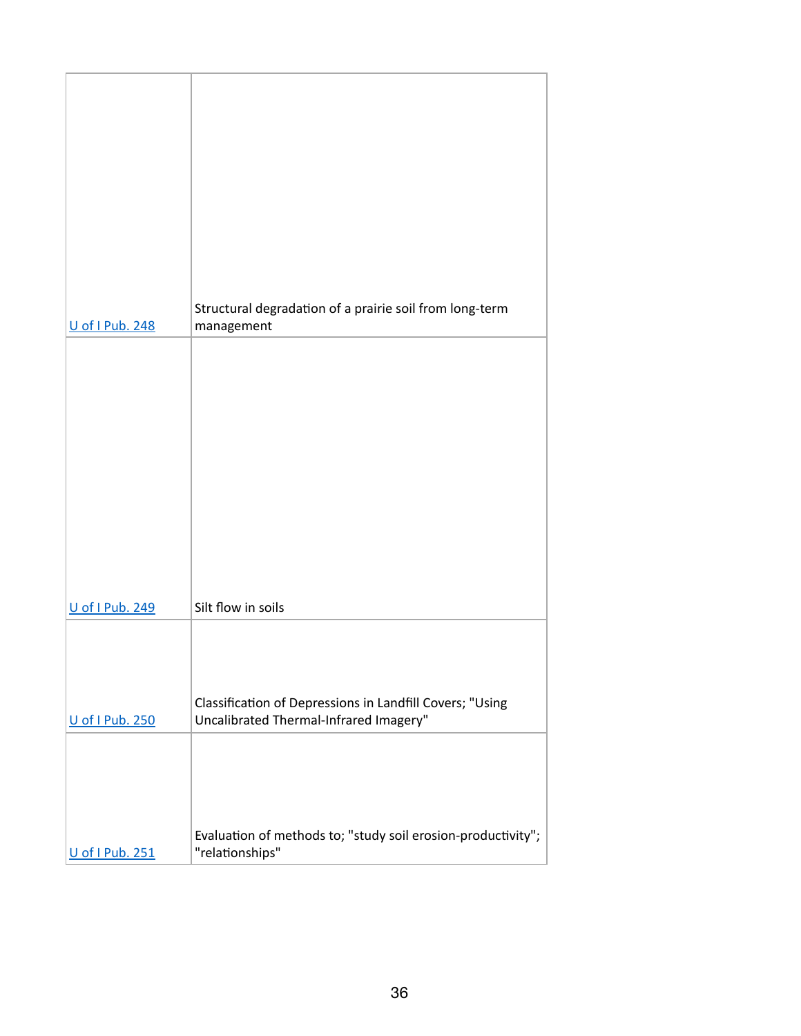| | |
|---|---|
| U of I Pub. 248 | Structural degradation of a prairie soil from long-term management |
| U of I Pub. 249 | Silt flow in soils |
| U of I Pub. 250 | Classification of Depressions in Landfill Covers; "Using Uncalibrated Thermal-Infrared Imagery" |
| U of I Pub. 251 | Evaluation of methods to; "study soil erosion-productivity"; "relationships" |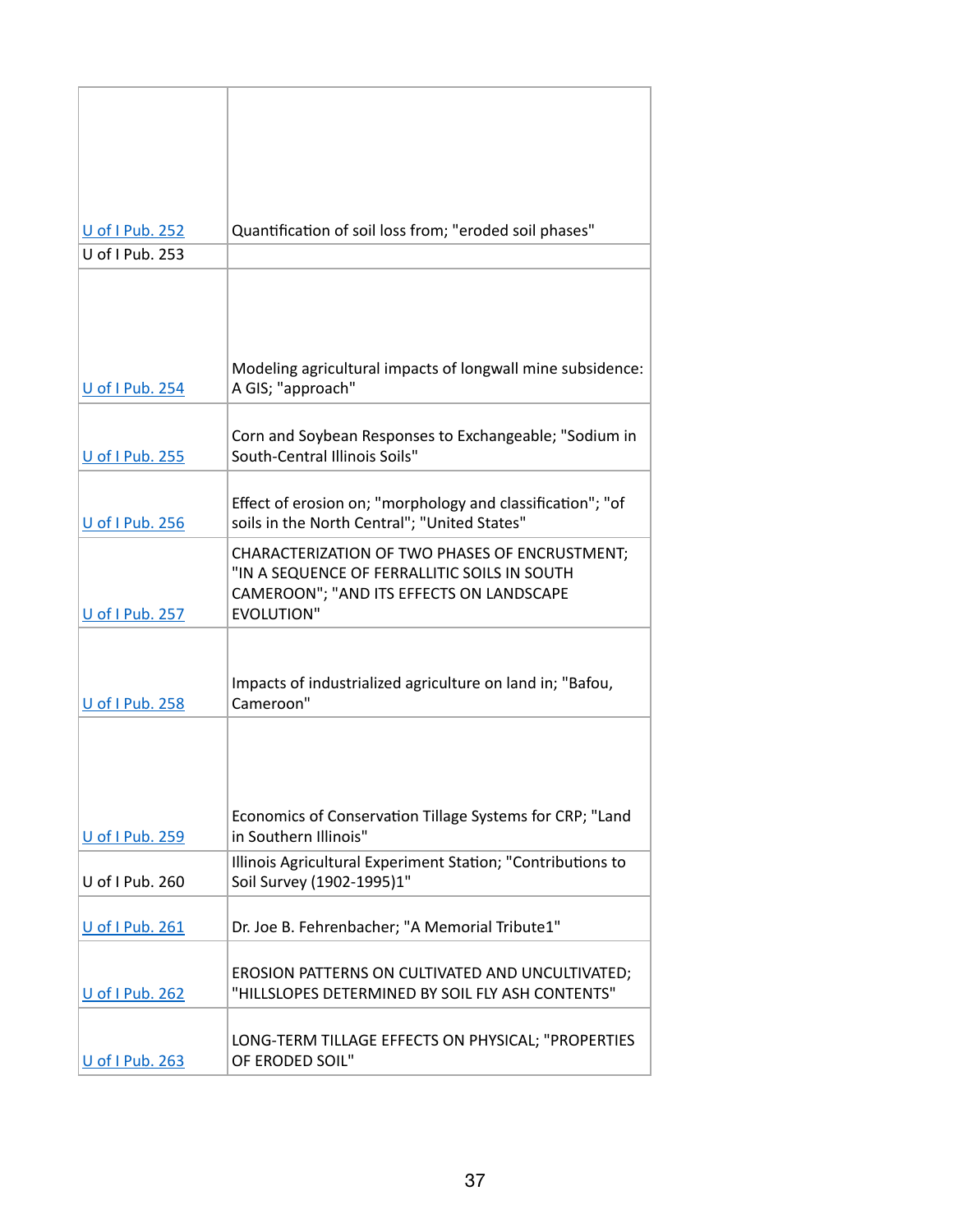| | |
|---|---|
| U of I Pub. 252 | Quantification of soil loss from; "eroded soil phases" |
| U of I Pub. 253 | |
| U of I Pub. 254 | Modeling agricultural impacts of longwall mine subsidence: A GIS; "approach" |
| U of I Pub. 255 | Corn and Soybean Responses to Exchangeable; "Sodium in South-Central Illinois Soils" |
| U of I Pub. 256 | Effect of erosion on; "morphology and classification"; "of soils in the North Central"; "United States" |
| U of I Pub. 257 | CHARACTERIZATION OF TWO PHASES OF ENCRUSTMENT; "IN A SEQUENCE OF FERRALLITIC SOILS IN SOUTH CAMEROON"; "AND ITS EFFECTS ON LANDSCAPE EVOLUTION" |
| U of I Pub. 258 | Impacts of industrialized agriculture on land in; "Bafou, Cameroon" |
| U of I Pub. 259 | Economics of Conservation Tillage Systems for CRP; "Land in Southern Illinois" |
| U of I Pub. 260 | Illinois Agricultural Experiment Station; "Contributions to Soil Survey (1902-1995)1" |
| U of I Pub. 261 | Dr. Joe B. Fehrenbacher; "A Memorial Tribute1" |
| U of I Pub. 262 | EROSION PATTERNS ON CULTIVATED AND UNCULTIVATED; "HILLSLOPES DETERMINED BY SOIL FLY ASH CONTENTS" |
| U of I Pub. 263 | LONG-TERM TILLAGE EFFECTS ON PHYSICAL; "PROPERTIES OF ERODED SOIL" |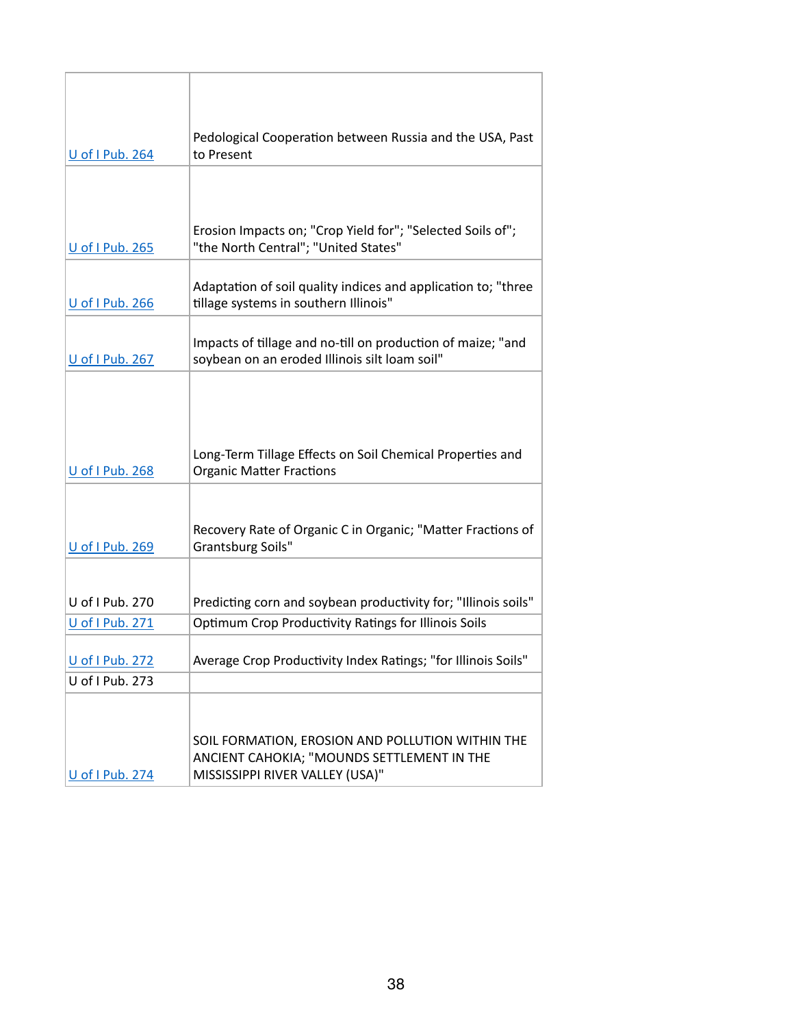| | |
|---|---|
| U of I Pub. 264 | Pedological Cooperation between Russia and the USA, Past to Present |
| U of I Pub. 265 | Erosion Impacts on; "Crop Yield for"; "Selected Soils of"; "the North Central"; "United States" |
| U of I Pub. 266 | Adaptation of soil quality indices and application to; "three tillage systems in southern Illinois" |
| U of I Pub. 267 | Impacts of tillage and no-till on production of maize; "and soybean on an eroded Illinois silt loam soil" |
| U of I Pub. 268 | Long-Term Tillage Effects on Soil Chemical Properties and Organic Matter Fractions |
| U of I Pub. 269 | Recovery Rate of Organic C in Organic; "Matter Fractions of Grantsburg Soils" |
| U of I Pub. 270 | Predicting corn and soybean productivity for; "Illinois soils" |
| U of I Pub. 271 | Optimum Crop Productivity Ratings for Illinois Soils |
| U of I Pub. 272 | Average Crop Productivity Index Ratings; "for Illinois Soils" |
| U of I Pub. 273 | |
| U of I Pub. 274 | SOIL FORMATION, EROSION AND POLLUTION WITHIN THE ANCIENT CAHOKIA; "MOUNDS SETTLEMENT IN THE MISSISSIPPI RIVER VALLEY (USA)" |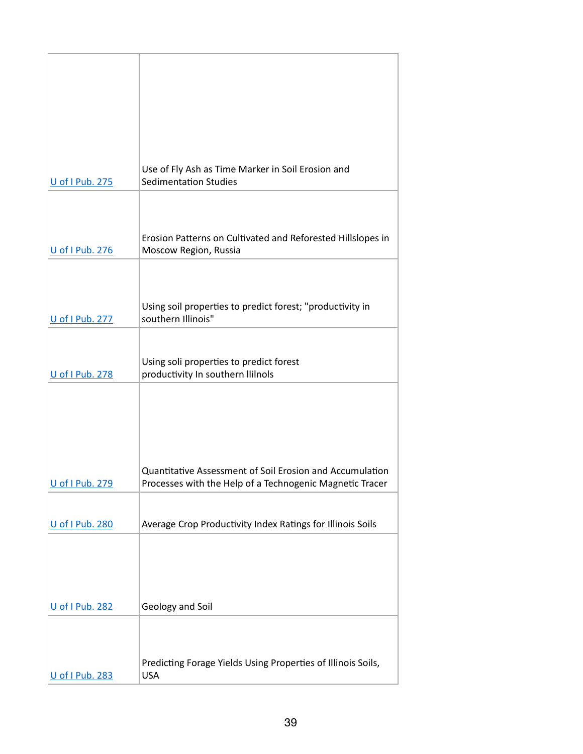| | |
|---|---|
| U of I Pub. 275 | Use of Fly Ash as Time Marker in Soil Erosion and Sedimentation Studies |
| U of I Pub. 276 | Erosion Patterns on Cultivated and Reforested Hillslopes in Moscow Region, Russia |
| U of I Pub. 277 | Using soil properties to predict forest; "productivity in southern Illinois" |
| U of I Pub. 278 | Using soli properties to predict forest productivity In southern llilnols |
| U of I Pub. 279 | Quantitative Assessment of Soil Erosion and Accumulation Processes with the Help of a Technogenic Magnetic Tracer |
| U of I Pub. 280 | Average Crop Productivity Index Ratings for Illinois Soils |
| U of I Pub. 282 | Geology and Soil |
| U of I Pub. 283 | Predicting Forage Yields Using Properties of Illinois Soils, USA |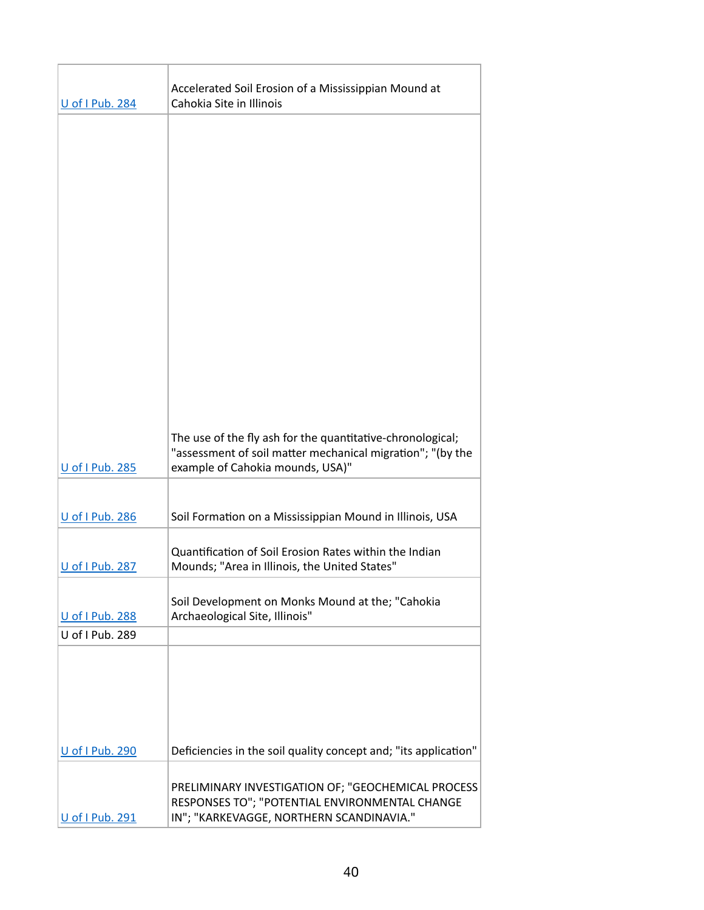| | |
|---|---|
| U of I Pub. 284 | Accelerated Soil Erosion of a Mississippian Mound at Cahokia Site in Illinois |
| U of I Pub. 285 | The use of the fly ash for the quantitative-chronological; "assessment of soil matter mechanical migration"; "(by the example of Cahokia mounds, USA)" |
| U of I Pub. 286 | Soil Formation on a Mississippian Mound in Illinois, USA |
| U of I Pub. 287 | Quantification of Soil Erosion Rates within the Indian Mounds; "Area in Illinois, the United States" |
| U of I Pub. 288 | Soil Development on Monks Mound at the; "Cahokia Archaeological Site, Illinois" |
| U of I Pub. 289 | |
| U of I Pub. 290 | Deficiencies in the soil quality concept and; "its application" |
| U of I Pub. 291 | PRELIMINARY INVESTIGATION OF; "GEOCHEMICAL PROCESS RESPONSES TO"; "POTENTIAL ENVIRONMENTAL CHANGE IN"; "KARKEVAGGE, NORTHERN SCANDINAVIA." |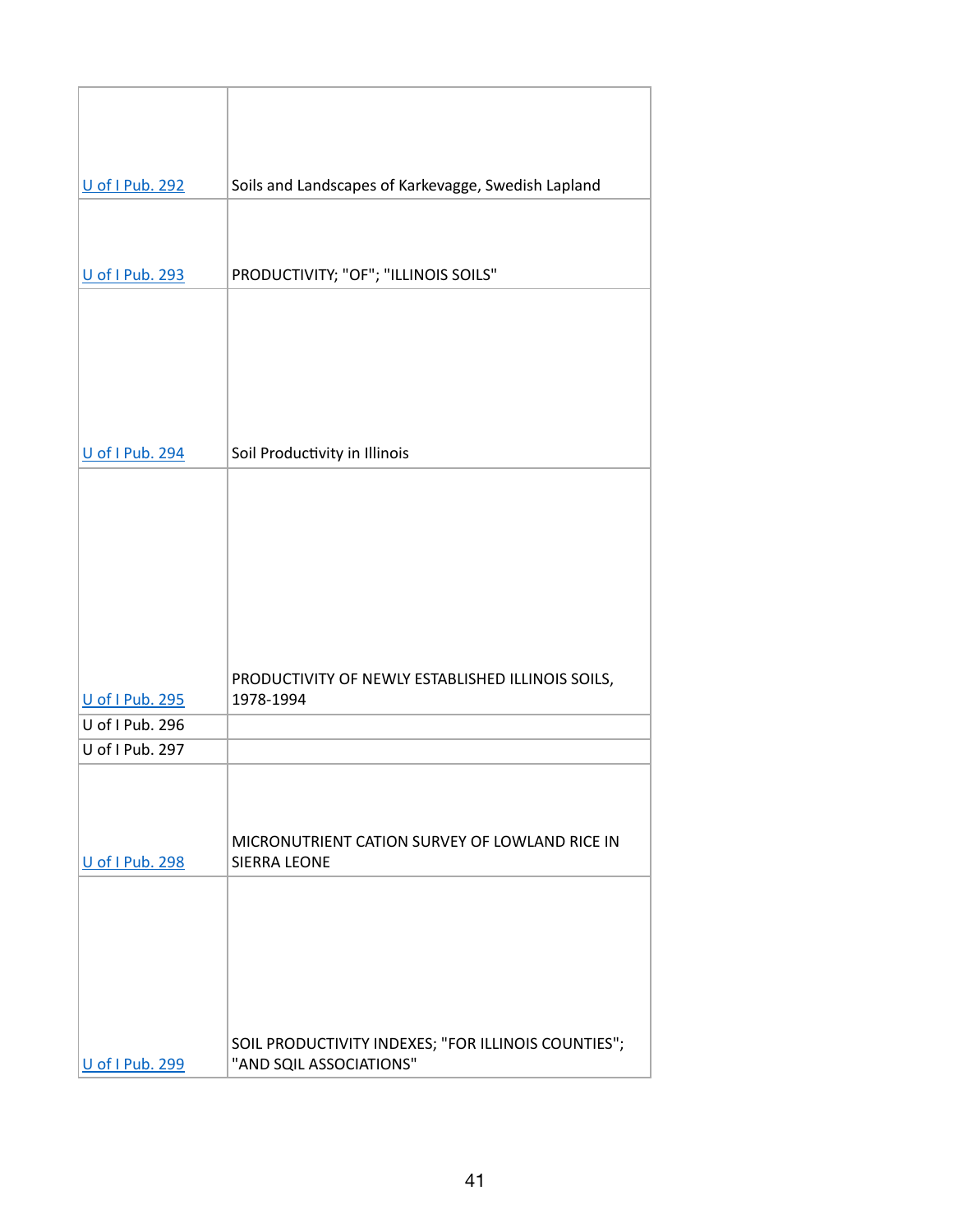| | |
|---|---|
| U of I Pub. 292 | Soils and Landscapes of Karkevagge, Swedish Lapland |
| U of I Pub. 293 | PRODUCTIVITY; "OF"; "ILLINOIS SOILS" |
| U of I Pub. 294 | Soil Productivity in Illinois |
| U of I Pub. 295 | PRODUCTIVITY OF NEWLY ESTABLISHED ILLINOIS SOILS, 1978-1994 |
| U of I Pub. 296 | |
| U of I Pub. 297 | |
| U of I Pub. 298 | MICRONUTRIENT CATION SURVEY OF LOWLAND RICE IN SIERRA LEONE |
| U of I Pub. 299 | SOIL PRODUCTIVITY INDEXES; "FOR ILLINOIS COUNTIES"; "AND SQIL ASSOCIATIONS" |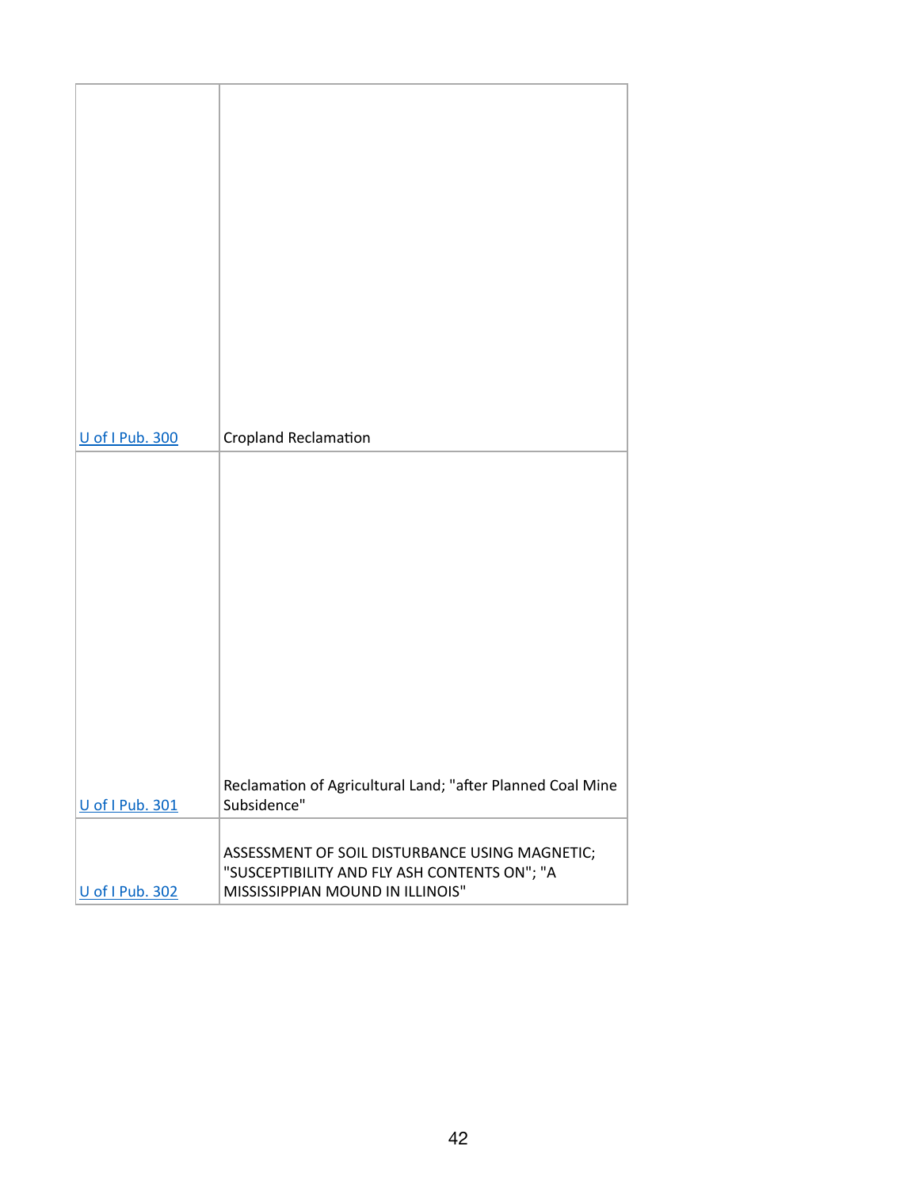| | |
|---|---|
| U of I Pub. 300 | Cropland Reclamation |
| U of I Pub. 301 | Reclamation of Agricultural Land; "after Planned Coal Mine Subsidence" |
| U of I Pub. 302 | ASSESSMENT OF SOIL DISTURBANCE USING MAGNETIC; "SUSCEPTIBILITY AND FLY ASH CONTENTS ON"; "A MISSISSIPPIAN MOUND IN ILLINOIS" |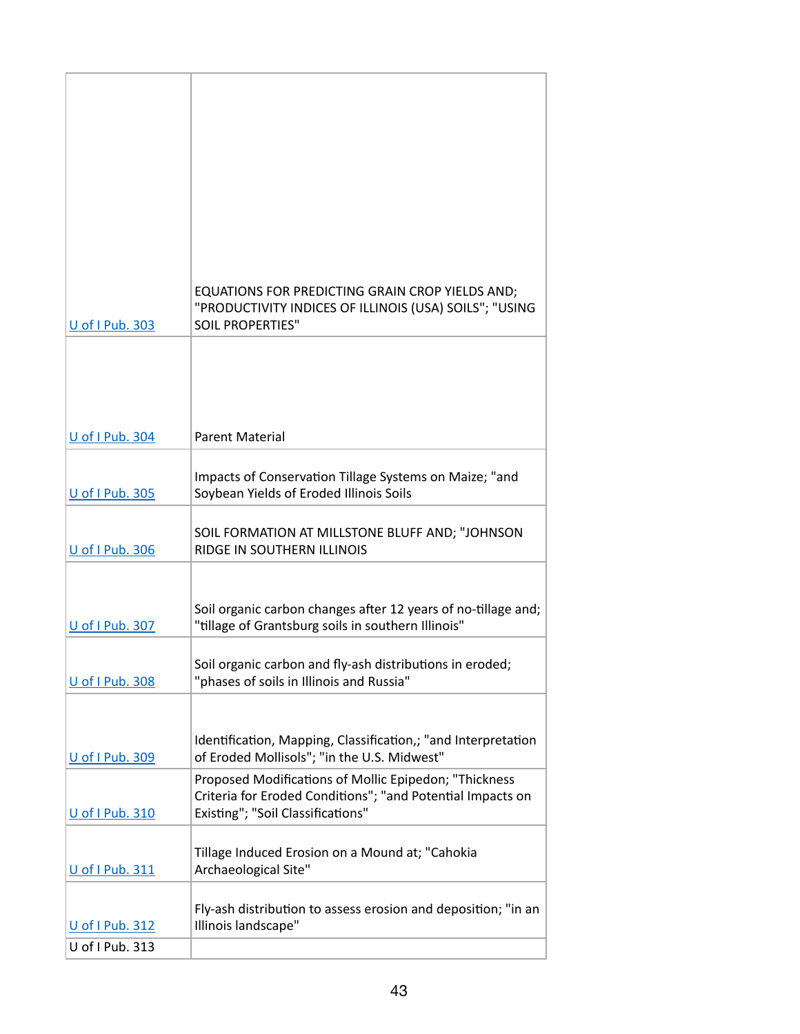| | |
|---|---|
| [U of I Pub. 303]() | EQUATIONS FOR PREDICTING GRAIN CROP YIELDS AND; "PRODUCTIVITY INDICES OF ILLINOIS (USA) SOILS"; "USING SOIL PROPERTIES" |
| [U of I Pub. 304]() | Parent Material |
| [U of I Pub. 305]() | Impacts of Conservation Tillage Systems on Maize; "and Soybean Yields of Eroded Illinois Soils |
| [U of I Pub. 306]() | SOIL FORMATION AT MILLSTONE BLUFF AND; "JOHNSON RIDGE IN SOUTHERN ILLINOIS |
| [U of I Pub. 307]() | Soil organic carbon changes after 12 years of no-tillage and; "tillage of Grantsburg soils in southern Illinois" |
| [U of I Pub. 308]() | Soil organic carbon and fly-ash distributions in eroded; "phases of soils in Illinois and Russia" |
| [U of I Pub. 309]() | Identification, Mapping, Classification,; "and Interpretation of Eroded Mollisols"; "in the U.S. Midwest" |
| [U of I Pub. 310]() | Proposed Modifications of Mollic Epipedon; "Thickness Criteria for Eroded Conditions"; "and Potential Impacts on Existing"; "Soil Classifications" |
| [U of I Pub. 311]() | Tillage Induced Erosion on a Mound at; "Cahokia Archaeological Site" |
| [U of I Pub. 312]() | Fly-ash distribution to assess erosion and deposition; "in an Illinois landscape" |
| U of I Pub. 313 | |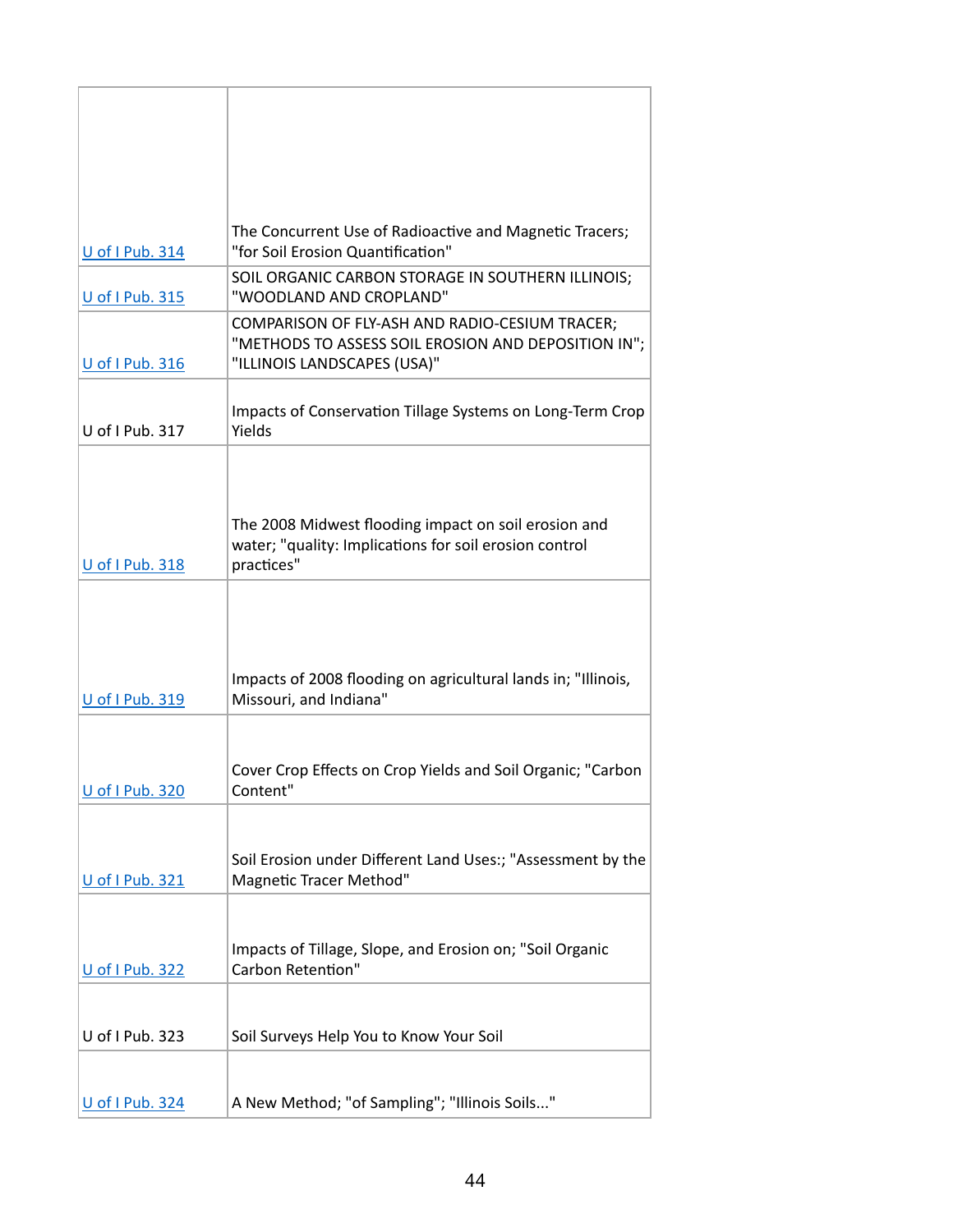| | |
|---|---|
| U of I Pub. 314 | The Concurrent Use of Radioactive and Magnetic Tracers; "for Soil Erosion Quantification" |
| U of I Pub. 315 | SOIL ORGANIC CARBON STORAGE IN SOUTHERN ILLINOIS; "WOODLAND AND CROPLAND" |
| U of I Pub. 316 | COMPARISON OF FLY-ASH AND RADIO-CESIUM TRACER; "METHODS TO ASSESS SOIL EROSION AND DEPOSITION IN"; "ILLINOIS LANDSCAPES (USA)" |
| U of I Pub. 317 | Impacts of Conservation Tillage Systems on Long-Term Crop Yields |
| U of I Pub. 318 | The 2008 Midwest flooding impact on soil erosion and water; "quality: Implications for soil erosion control practices" |
| U of I Pub. 319 | Impacts of 2008 flooding on agricultural lands in; "Illinois, Missouri, and Indiana" |
| U of I Pub. 320 | Cover Crop Effects on Crop Yields and Soil Organic; "Carbon Content" |
| U of I Pub. 321 | Soil Erosion under Different Land Uses:; "Assessment by the Magnetic Tracer Method" |
| U of I Pub. 322 | Impacts of Tillage, Slope, and Erosion on; "Soil Organic Carbon Retention" |
| U of I Pub. 323 | Soil Surveys Help You to Know Your Soil |
| U of I Pub. 324 | A New Method; "of Sampling"; "Illinois Soils..." |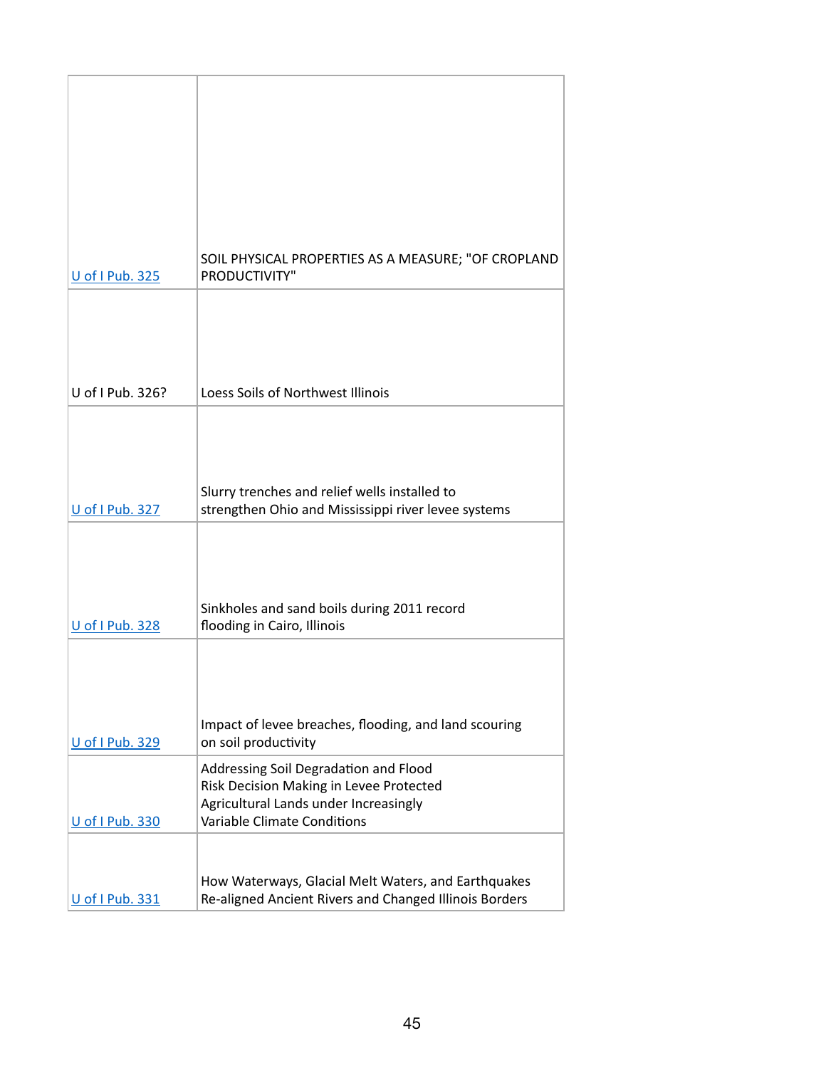| | |
|---|---|
| U of I Pub. 325 | SOIL PHYSICAL PROPERTIES AS A MEASURE; "OF CROPLAND PRODUCTIVITY" |
| U of I Pub. 326? | Loess Soils of Northwest Illinois |
| U of I Pub. 327 | Slurry trenches and relief wells installed to strengthen Ohio and Mississippi river levee systems |
| U of I Pub. 328 | Sinkholes and sand boils during 2011 record flooding in Cairo, Illinois |
| U of I Pub. 329 | Impact of levee breaches, flooding, and land scouring on soil productivity |
| U of I Pub. 330 | Addressing Soil Degradation and Flood Risk Decision Making in Levee Protected Agricultural Lands under Increasingly Variable Climate Conditions |
| U of I Pub. 331 | How Waterways, Glacial Melt Waters, and Earthquakes Re-aligned Ancient Rivers and Changed Illinois Borders |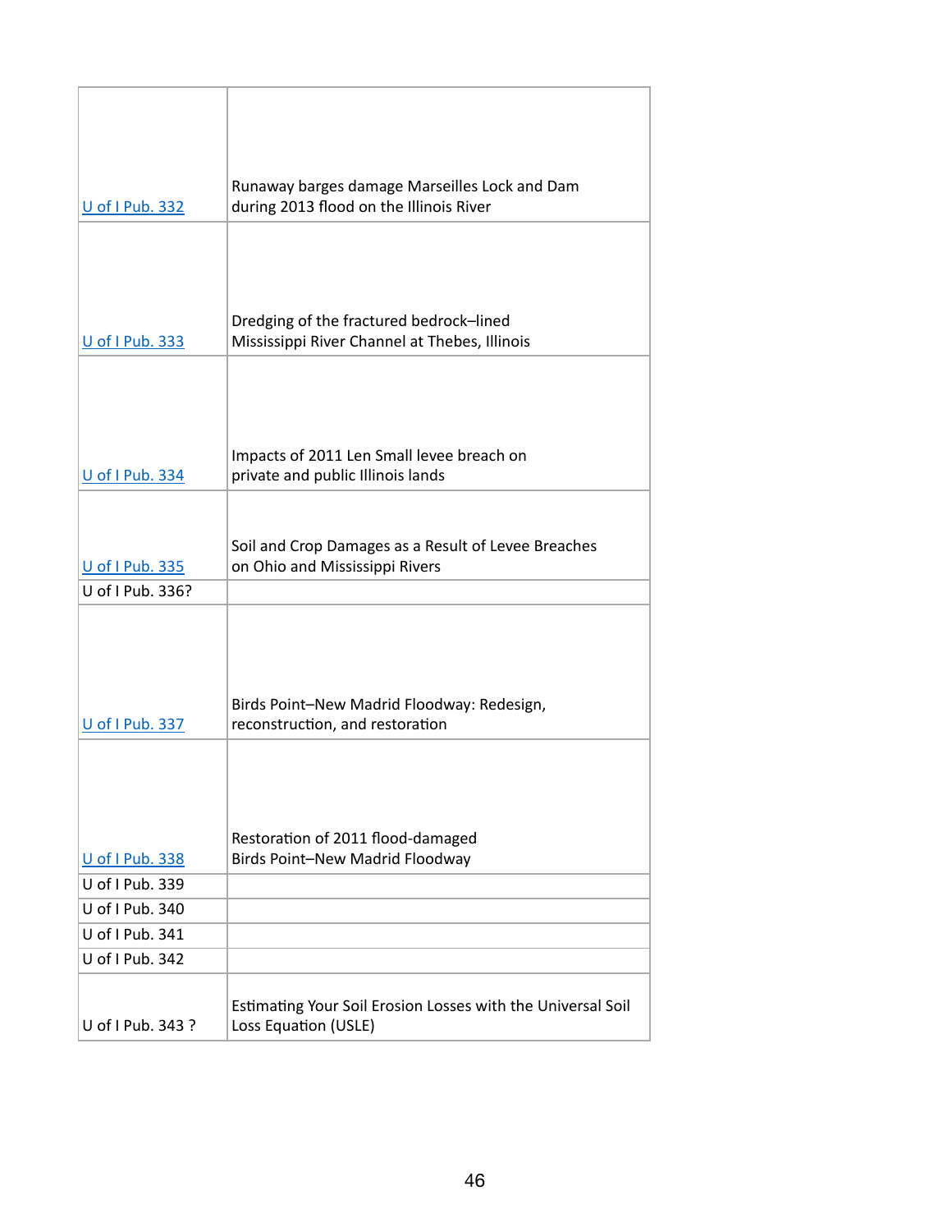| | |
|---|---|
| U of I Pub. 332 | Runaway barges damage Marseilles Lock and Dam during 2013 flood on the Illinois River |
| U of I Pub. 333 | Dredging of the fractured bedrock–lined Mississippi River Channel at Thebes, Illinois |
| U of I Pub. 334 | Impacts of 2011 Len Small levee breach on private and public Illinois lands |
| U of I Pub. 335 | Soil and Crop Damages as a Result of Levee Breaches on Ohio and Mississippi Rivers |
| U of I Pub. 336? | |
| U of I Pub. 337 | Birds Point–New Madrid Floodway: Redesign, reconstruction, and restoration |
| U of I Pub. 338 | Restoration of 2011 flood-damaged Birds Point–New Madrid Floodway |
| U of I Pub. 339 | |
| U of I Pub. 340 | |
| U of I Pub. 341 | |
| U of I Pub. 342 | |
| U of I Pub. 343 ? | Estimating Your Soil Erosion Losses with the Universal Soil Loss Equation (USLE) |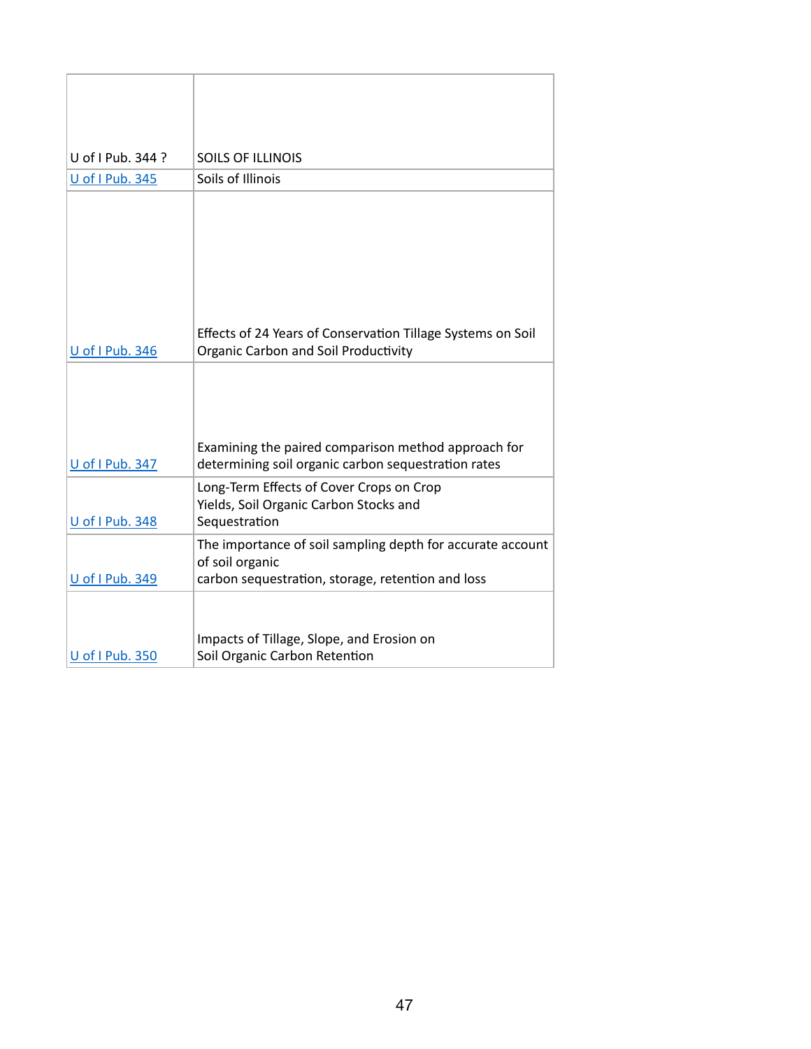| | |
|---|---|
| U of I Pub. 344 ? | SOILS OF ILLINOIS |
| U of I Pub. 345 | Soils of Illinois |
| U of I Pub. 346 | Effects of 24 Years of Conservation Tillage Systems on Soil Organic Carbon and Soil Productivity |
| U of I Pub. 347 | Examining the paired comparison method approach for determining soil organic carbon sequestration rates |
| U of I Pub. 348 | Long-Term Effects of Cover Crops on Crop Yields, Soil Organic Carbon Stocks and Sequestration |
| U of I Pub. 349 | The importance of soil sampling depth for accurate account of soil organic carbon sequestration, storage, retention and loss |
| U of I Pub. 350 | Impacts of Tillage, Slope, and Erosion on Soil Organic Carbon Retention |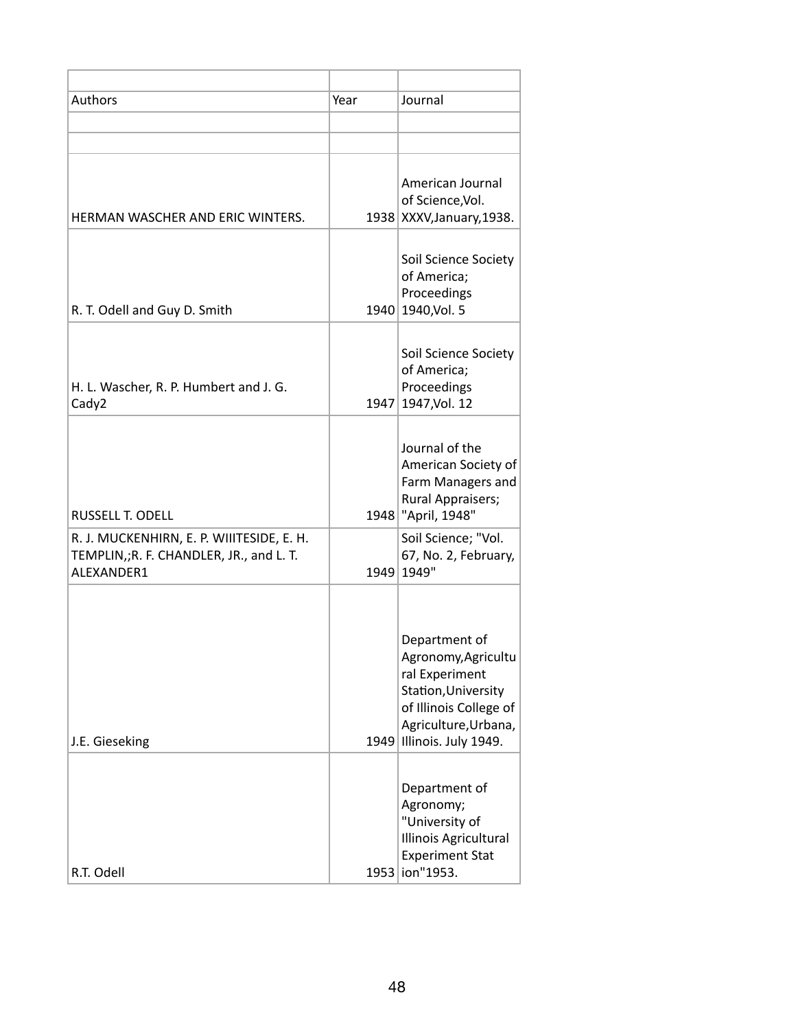| Authors | Year | Journal |
|---|---|---|
| | | |
| | | |
| HERMAN WASCHER AND ERIC WINTERS. | 1938 | American Journal of Science,Vol. XXXV,January,1938. |
| R. T. Odell and Guy D. Smith | 1940 | Soil Science Society of America; Proceedings 1940,Vol. 5 |
| H. L. Wascher, R. P. Humbert and J. G. Cady2 | 1947 | Soil Science Society of America; Proceedings 1947,Vol. 12 |
| RUSSELL T. ODELL | 1948 | Journal of the American Society of Farm Managers and Rural Appraisers; "April, 1948" |
| R. J. MUCKENHIRN, E. P. WIIITESIDE, E. H. TEMPLIN,;R. F. CHANDLER, JR., and L. T. ALEXANDER1 | 1949 | Soil Science; "Vol. 67, No. 2, February, 1949" |
| J.E. Gieseking | 1949 | Department of Agronomy,Agricultural Experiment Station,University of Illinois College of Agriculture,Urbana, Illinois. July 1949. |
| R.T. Odell | 1953 | Department of Agronomy; "University of Illinois Agricultural Experiment Stat ion"1953. |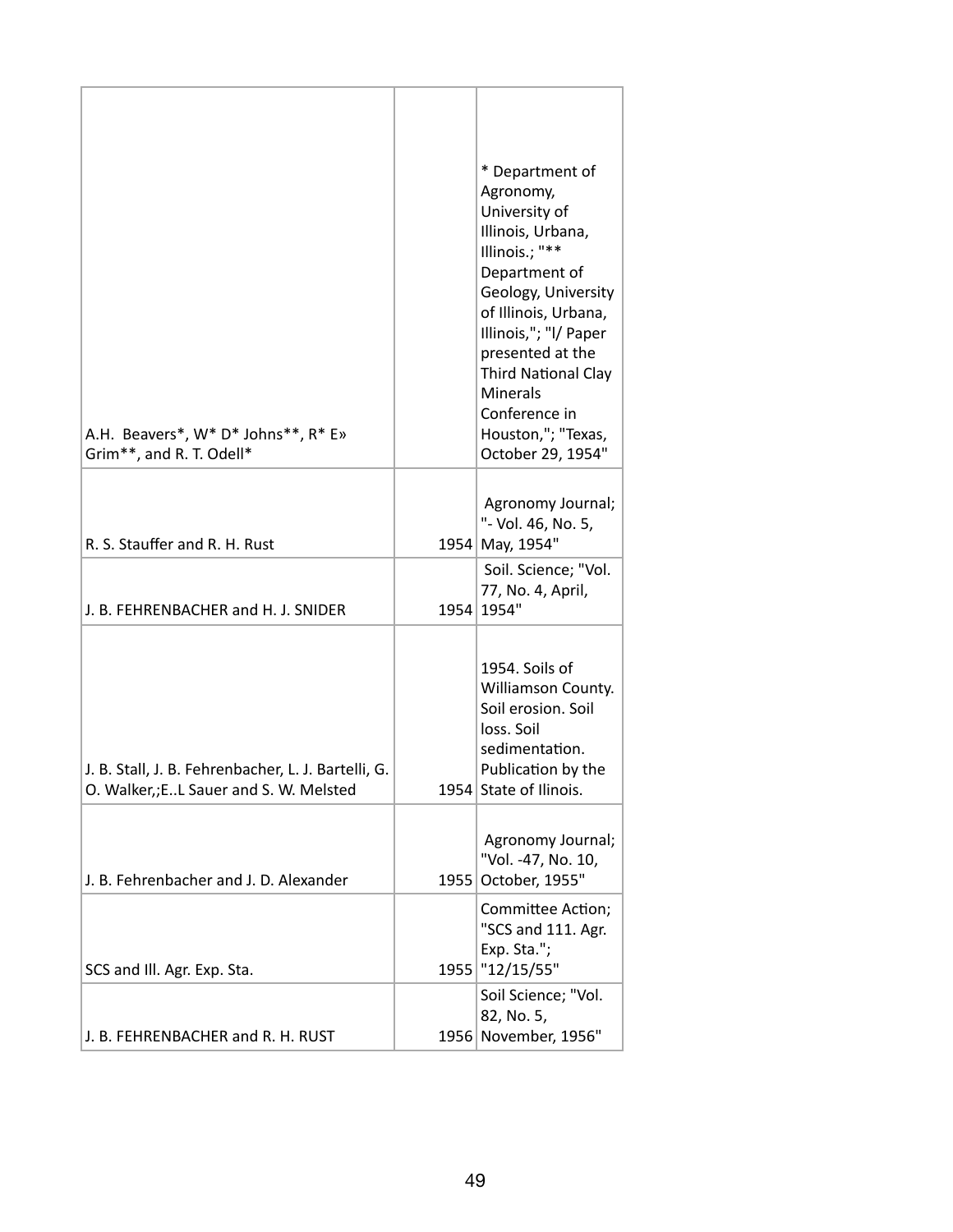| | | |
|---|---|---|
| A.H. Beavers*, W* D* Johns**, R* E» Grim**, and R. T. Odell* | | * Department of Agronomy, University of Illinois, Urbana, Illinois.; "** Department of Geology, University of Illinois, Urbana, Illinois,"; "l/ Paper presented at the Third National Clay Minerals Conference in Houston,"; "Texas, October 29, 1954" |
| R. S. Stauffer and R. H. Rust | 1954 | Agronomy Journal; "- Vol. 46, No. 5, May, 1954" |
| J. B. FEHRENBACHER and H. J. SNIDER | 1954 | Soil. Science; "Vol. 77, No. 4, April, 1954" |
| J. B. Stall, J. B. Fehrenbacher, L. J. Bartelli, G. O. Walker,;E..L Sauer and S. W. Melsted | 1954 | 1954. Soils of Williamson County. Soil erosion. Soil loss. Soil sedimentation. Publication by the State of Ilinois. |
| J. B. Fehrenbacher and J. D. Alexander | 1955 | Agronomy Journal; "Vol. -47, No. 10, October, 1955" |
| SCS and Ill. Agr. Exp. Sta. | 1955 | Committee Action; "SCS and 111. Agr. Exp. Sta."; "12/15/55" |
| J. B. FEHRENBACHER and R. H. RUST | 1956 | Soil Science; "Vol. 82, No. 5, November, 1956" |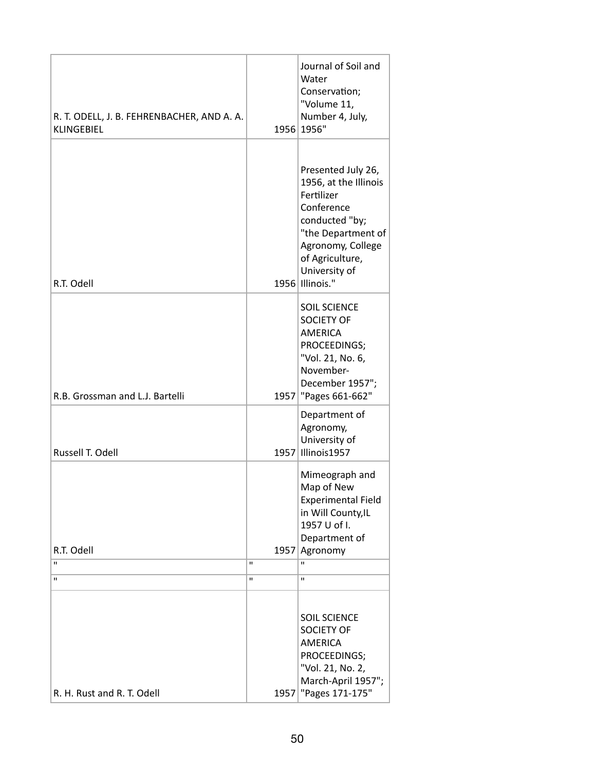| | | |
|---|---|---|
| R. T. ODELL, J. B. FEHRENBACHER, AND A. A. KLINGEBIEL | 1956 | Journal of Soil and Water Conservation; "Volume 11, Number 4, July, 1956" |
| R.T. Odell | 1956 | Presented July 26, 1956, at the Illinois Fertilizer Conference conducted "by; "the Department of Agronomy, College of Agriculture, University of Illinois." |
| R.B. Grossman and L.J. Bartelli | 1957 | SOIL SCIENCE SOCIETY OF AMERICA PROCEEDINGS; "Vol. 21, No. 6, November-December 1957"; "Pages 661-662" |
| Russell T. Odell | 1957 | Department of Agronomy, University of Illinois1957 |
| R.T. Odell | 1957 | Mimeograph and Map of New Experimental Field in Will County,IL 1957 U of I. Department of Agronomy |
| " | " | " |
| " | " | " |
| R. H. Rust and R. T. Odell | 1957 | SOIL SCIENCE SOCIETY OF AMERICA PROCEEDINGS; "Vol. 21, No. 2, March-April 1957"; "Pages 171-175" |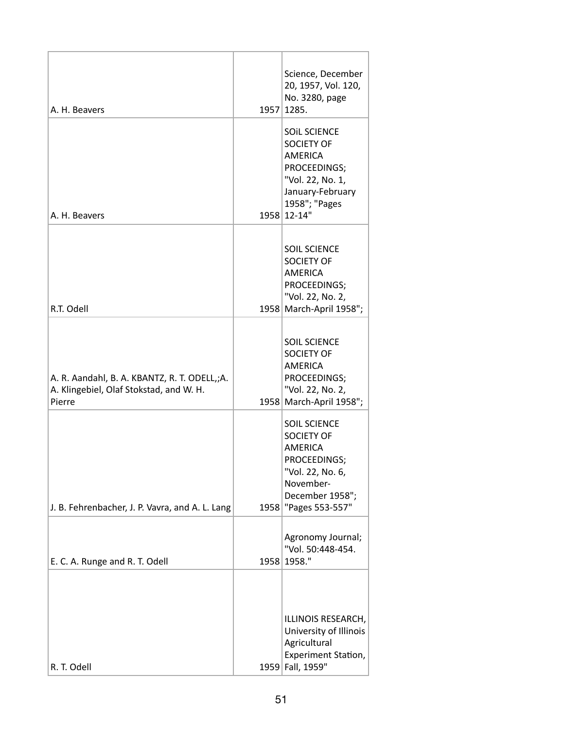| | | |
|---|---|---|
| A. H. Beavers | 1957 | Science, December 20, 1957, Vol. 120, No. 3280, page 1285. |
| A. H. Beavers | 1958 | SOiL SCIENCE SOCIETY OF AMERICA PROCEEDINGS; "Vol. 22, No. 1, January-February 1958"; "Pages 12-14" |
| R.T. Odell | 1958 | SOIL SCIENCE SOCIETY OF AMERICA PROCEEDINGS; "Vol. 22, No. 2, March-April 1958"; |
| A. R. Aandahl, B. A. KBANTZ, R. T. ODELL,;A. A. Klingebiel, Olaf Stokstad, and W. H. Pierre | 1958 | SOIL SCIENCE SOCIETY OF AMERICA PROCEEDINGS; "Vol. 22, No. 2, March-April 1958"; |
| J. B. Fehrenbacher, J. P. Vavra, and A. L. Lang | 1958 | SOIL SCIENCE SOCIETY OF AMERICA PROCEEDINGS; "Vol. 22, No. 6, November-December 1958"; "Pages 553-557" |
| E. C. A. Runge and R. T. Odell | 1958 | Agronomy Journal; "Vol. 50:448-454. 1958." |
| R. T. Odell | 1959 | ILLINOIS RESEARCH, University of Illinois Agricultural Experiment Station, Fall, 1959" |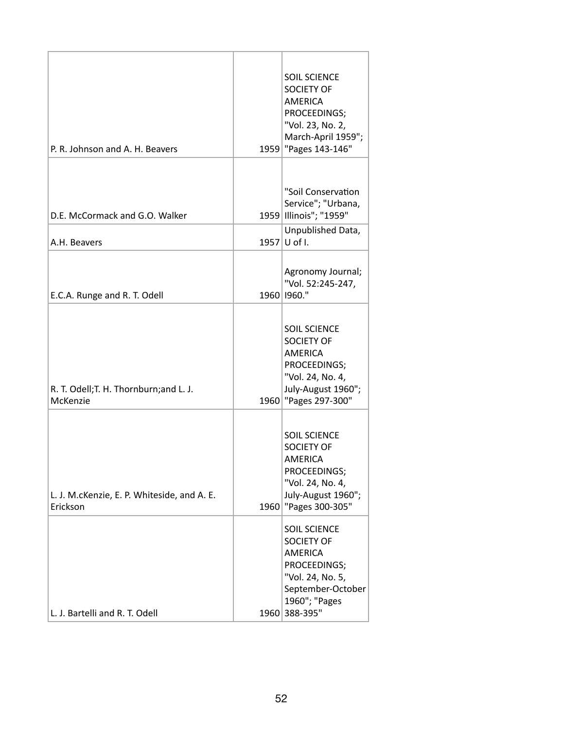| | | |
|---|---|---|
| P. R. Johnson and A. H. Beavers | 1959 | SOIL SCIENCE SOCIETY OF AMERICA PROCEEDINGS; "Vol. 23, No. 2, March-April 1959"; "Pages 143-146" |
| D.E. McCormack and G.O. Walker | 1959 | "Soil Conservation Service"; "Urbana, Illinois"; "1959" |
| A.H. Beavers | 1957 | Unpublished Data, U of I. |
| E.C.A. Runge and R. T. Odell | 1960 | Agronomy Journal; "Vol. 52:245-247, I960." |
| R. T. Odell;T. H. Thornburn;and L. J. McKenzie | 1960 | SOIL SCIENCE SOCIETY OF AMERICA PROCEEDINGS; "Vol. 24, No. 4, July-August 1960"; "Pages 297-300" |
| L. J. M.cKenzie, E. P. Whiteside, and A. E. Erickson | 1960 | SOIL SCIENCE SOCIETY OF AMERICA PROCEEDINGS; "Vol. 24, No. 4, July-August 1960"; "Pages 300-305" |
| L. J. Bartelli and R. T. Odell | 1960 | SOIL SCIENCE SOCIETY OF AMERICA PROCEEDINGS; "Vol. 24, No. 5, September-October 1960"; "Pages 388-395" |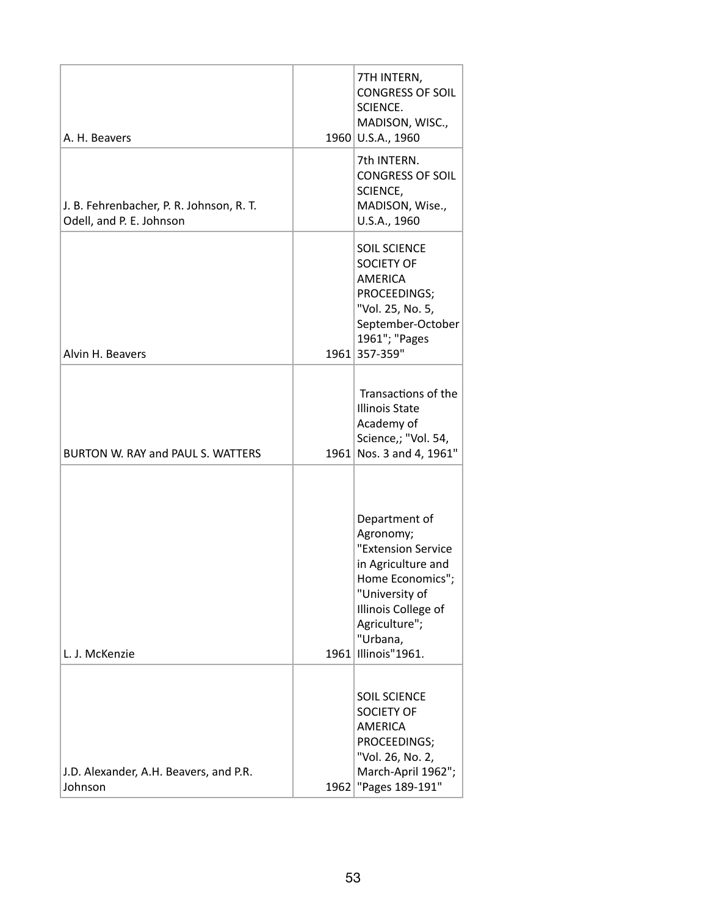| | | |
|---|---|---|
| A. H. Beavers | 1960 | 7TH INTERN, CONGRESS OF SOIL SCIENCE. MADISON, WISC., U.S.A., 1960 |
| J. B. Fehrenbacher, P. R. Johnson, R. T. Odell, and P. E. Johnson | | 7th INTERN. CONGRESS OF SOIL SCIENCE, MADISON, Wise., U.S.A., 1960 |
| Alvin H. Beavers | 1961 | SOIL SCIENCE SOCIETY OF AMERICA PROCEEDINGS; "Vol. 25, No. 5, September-October 1961"; "Pages 357-359" |
| BURTON W. RAY and PAUL S. WATTERS | 1961 | Transactions of the Illinois State Academy of Science,; "Vol. 54, Nos. 3 and 4, 1961" |
| L. J. McKenzie | 1961 | Department of Agronomy; "Extension Service in Agriculture and Home Economics"; "University of Illinois College of Agriculture"; "Urbana, Illinois"1961. |
| J.D. Alexander, A.H. Beavers, and P.R. Johnson | 1962 | SOIL SCIENCE SOCIETY OF AMERICA PROCEEDINGS; "Vol. 26, No. 2, March-April 1962"; "Pages 189-191" |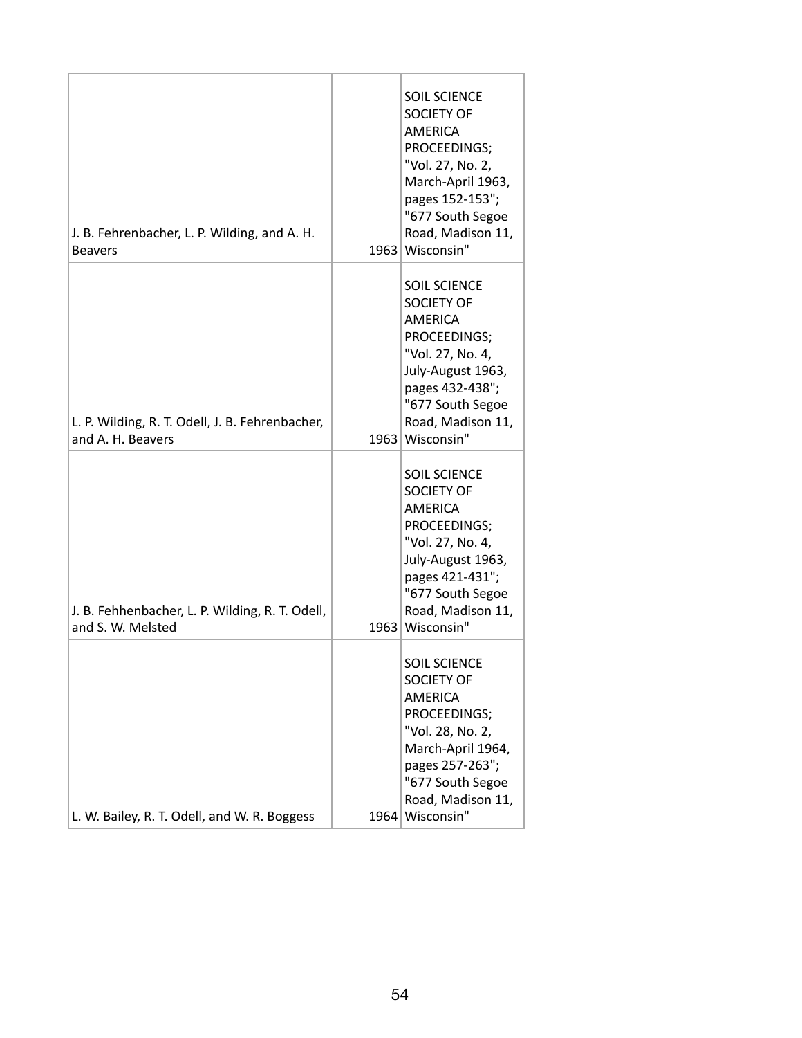| | | |
|---|---|---|
| J. B. Fehrenbacher, L. P. Wilding, and A. H. Beavers | 1963 | SOIL SCIENCE SOCIETY OF AMERICA PROCEEDINGS; "Vol. 27, No. 2, March-April 1963, pages 152-153"; "677 South Segoe Road, Madison 11, Wisconsin" |
| L. P. Wilding, R. T. Odell, J. B. Fehrenbacher, and A. H. Beavers | 1963 | SOIL SCIENCE SOCIETY OF AMERICA PROCEEDINGS; "Vol. 27, No. 4, July-August 1963, pages 432-438"; "677 South Segoe Road, Madison 11, Wisconsin" |
| J. B. Fehhenbacher, L. P. Wilding, R. T. Odell, and S. W. Melsted | 1963 | SOIL SCIENCE SOCIETY OF AMERICA PROCEEDINGS; "Vol. 27, No. 4, July-August 1963, pages 421-431"; "677 South Segoe Road, Madison 11, Wisconsin" |
| L. W. Bailey, R. T. Odell, and W. R. Boggess | 1964 | SOIL SCIENCE SOCIETY OF AMERICA PROCEEDINGS; "Vol. 28, No. 2, March-April 1964, pages 257-263"; "677 South Segoe Road, Madison 11, Wisconsin" |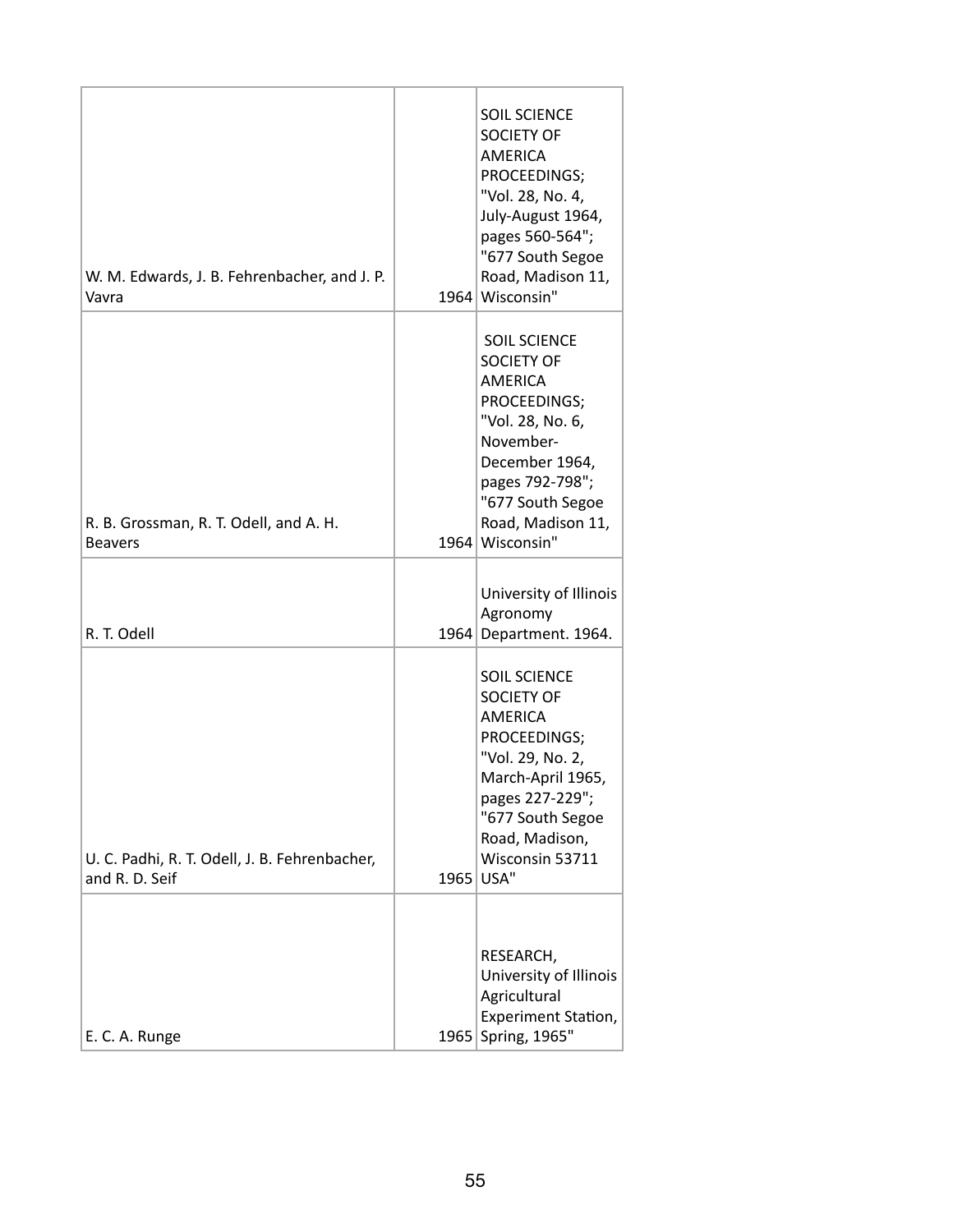| | | |
|---|---|---|
| W. M. Edwards, J. B. Fehrenbacher, and J. P. Vavra | 1964 | SOIL SCIENCE SOCIETY OF AMERICA PROCEEDINGS; "Vol. 28, No. 4, July-August 1964, pages 560-564"; "677 South Segoe Road, Madison 11, Wisconsin" |
| R. B. Grossman, R. T. Odell, and A. H. Beavers | 1964 | SOIL SCIENCE SOCIETY OF AMERICA PROCEEDINGS; "Vol. 28, No. 6, November-December 1964, pages 792-798"; "677 South Segoe Road, Madison 11, Wisconsin" |
| R. T. Odell | 1964 | University of Illinois Agronomy Department. 1964. |
| U. C. Padhi, R. T. Odell, J. B. Fehrenbacher, and R. D. Seif | 1965 | SOIL SCIENCE SOCIETY OF AMERICA PROCEEDINGS; "Vol. 29, No. 2, March-April 1965, pages 227-229"; "677 South Segoe Road, Madison, Wisconsin 53711 USA" |
| E. C. A. Runge | 1965 | RESEARCH, University of Illinois Agricultural Experiment Station, Spring, 1965" |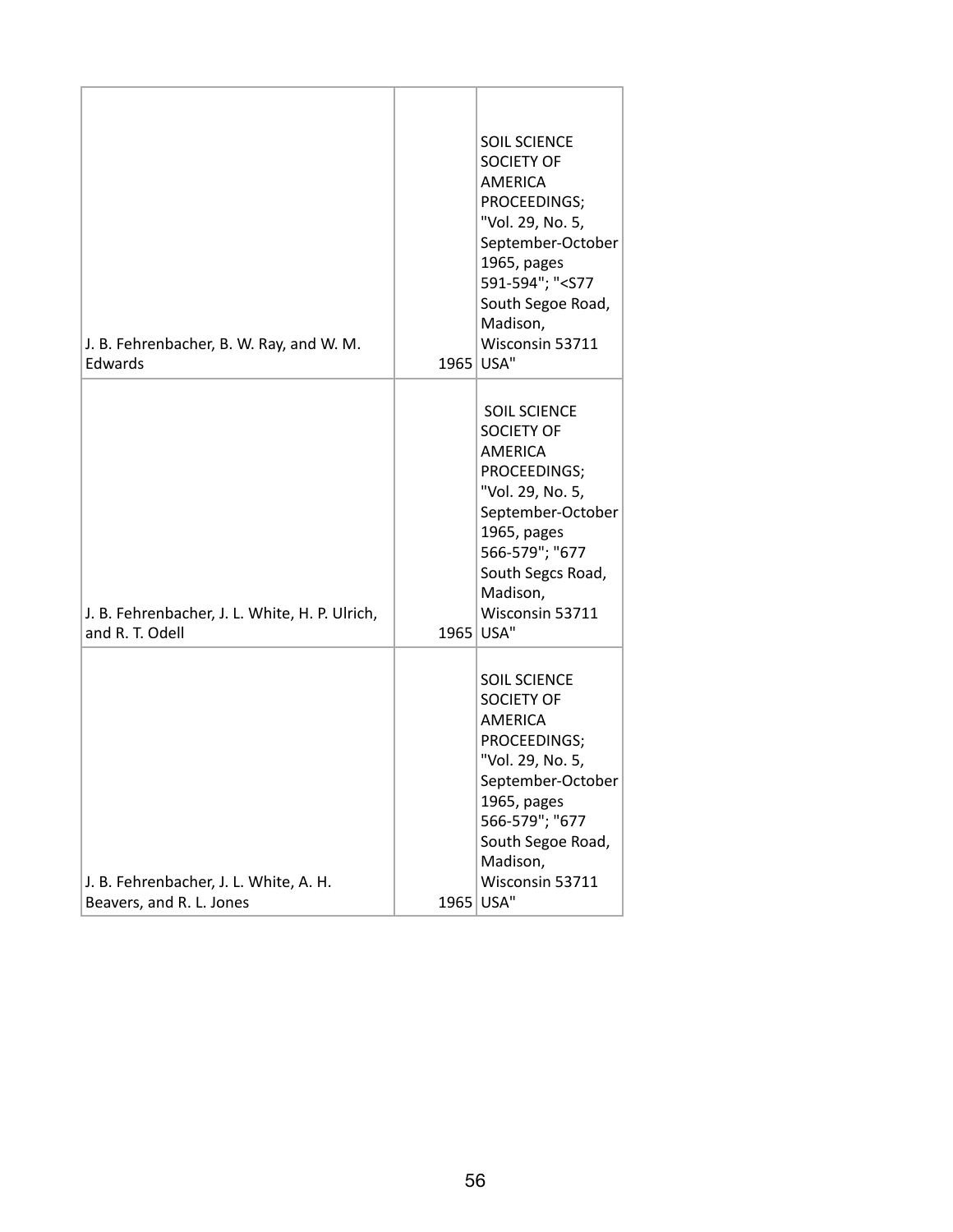| | | |
|---|---|---|
| J. B. Fehrenbacher, B. W. Ray, and W. M. Edwards | 1965 | SOIL SCIENCE SOCIETY OF AMERICA PROCEEDINGS; "Vol. 29, No. 5, September-October 1965, pages 591-594"; "<S77 South Segoe Road, Madison, Wisconsin 53711 USA" |
| J. B. Fehrenbacher, J. L. White, H. P. Ulrich, and R. T. Odell | 1965 | SOIL SCIENCE SOCIETY OF AMERICA PROCEEDINGS; "Vol. 29, No. 5, September-October 1965, pages 566-579"; "677 South Segcs Road, Madison, Wisconsin 53711 USA" |
| J. B. Fehrenbacher, J. L. White, A. H. Beavers, and R. L. Jones | 1965 | SOIL SCIENCE SOCIETY OF AMERICA PROCEEDINGS; "Vol. 29, No. 5, September-October 1965, pages 566-579"; "677 South Segoe Road, Madison, Wisconsin 53711 USA" |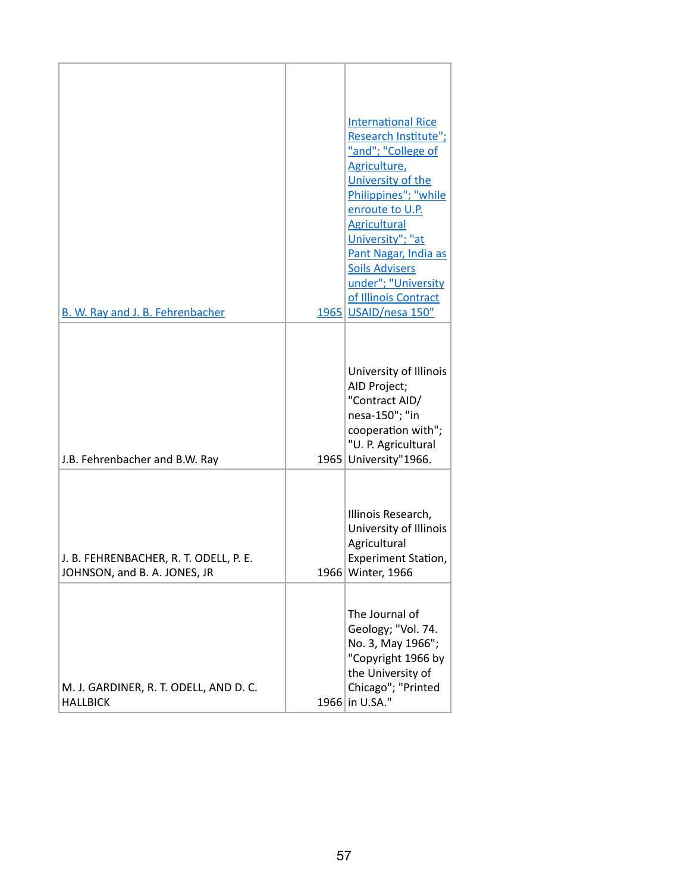| | | |
|---|---|---|
| B. W. Ray and J. B. Fehrenbacher | 1965 | International Rice Research Institute"; "and"; "College of Agriculture, University of the Philippines"; "while enroute to U.P. Agricultural University"; "at Pant Nagar, India as Soils Advisers under"; "University of Illinois Contract USAID/nesa 150" |
| J.B. Fehrenbacher and B.W. Ray | 1965 | University of Illinois AID Project; "Contract AID/ nesa-150"; "in cooperation with"; "U. P. Agricultural University"1966. |
| J. B. FEHRENBACHER, R. T. ODELL, P. E. JOHNSON, and B. A. JONES, JR | 1966 | Illinois Research, University of Illinois Agricultural Experiment Station, Winter, 1966 |
| M. J. GARDINER, R. T. ODELL, AND D. C. HALLBICK | 1966 | The Journal of Geology; "Vol. 74. No. 3, May 1966"; "Copyright 1966 by the University of Chicago"; "Printed in U.S.A." |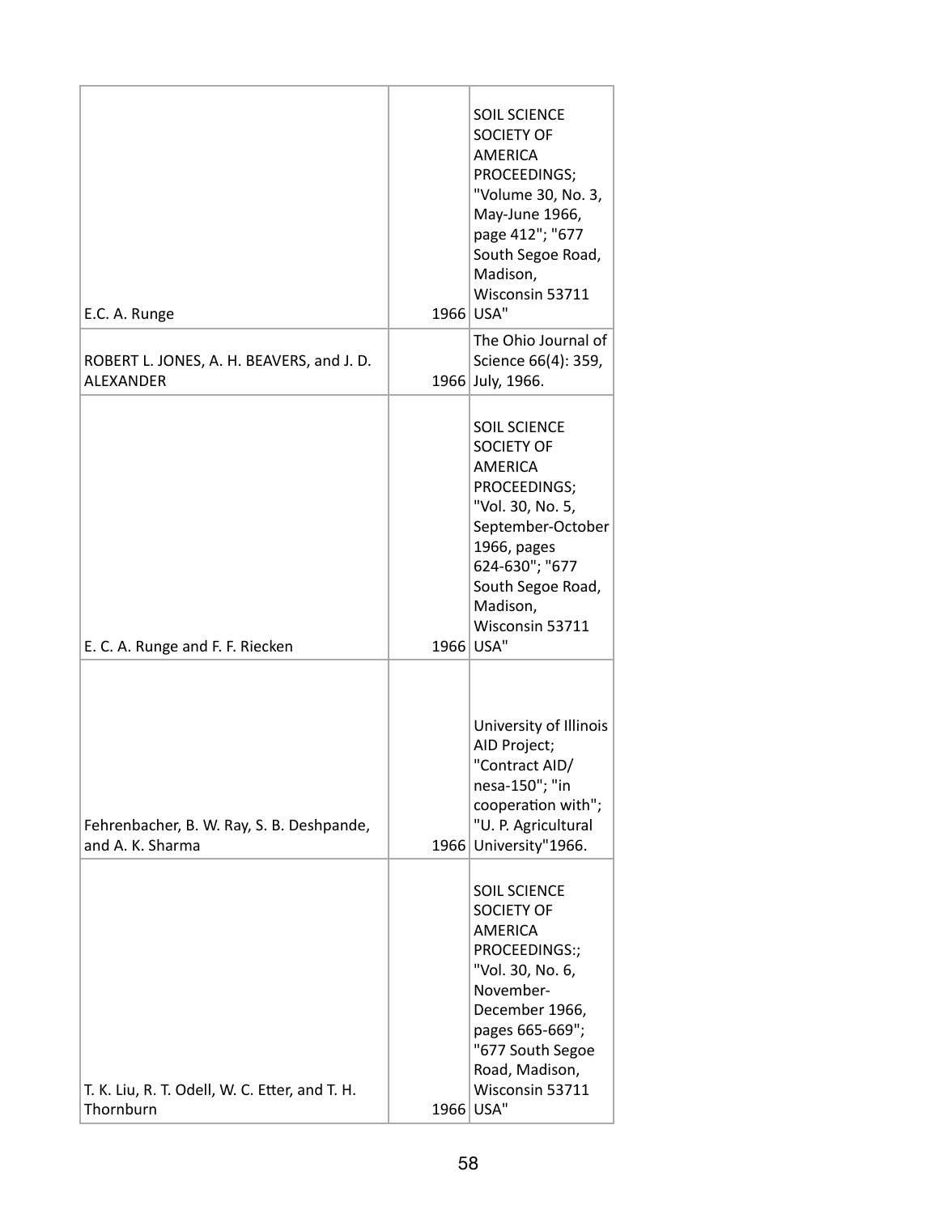| | | |
|---|---|---|
| E.C. A. Runge | 1966 | SOIL SCIENCE SOCIETY OF AMERICA PROCEEDINGS; "Volume 30, No. 3, May-June 1966, page 412"; "677 South Segoe Road, Madison, Wisconsin 53711 USA" |
| ROBERT L. JONES, A. H. BEAVERS, and J. D. ALEXANDER | 1966 | The Ohio Journal of Science 66(4): 359, July, 1966. |
| E. C. A. Runge and F. F. Riecken | 1966 | SOIL SCIENCE SOCIETY OF AMERICA PROCEEDINGS; "Vol. 30, No. 5, September-October 1966, pages 624-630"; "677 South Segoe Road, Madison, Wisconsin 53711 USA" |
| Fehrenbacher, B. W. Ray, S. B. Deshpande, and A. K. Sharma | 1966 | University of Illinois AID Project; "Contract AID/ nesa-150"; "in cooperation with"; "U. P. Agricultural University"1966. |
| T. K. Liu, R. T. Odell, W. C. Etter, and T. H. Thornburn | 1966 | SOIL SCIENCE SOCIETY OF AMERICA PROCEEDINGS:; "Vol. 30, No. 6, November-December 1966, pages 665-669"; "677 South Segoe Road, Madison, Wisconsin 53711 USA" |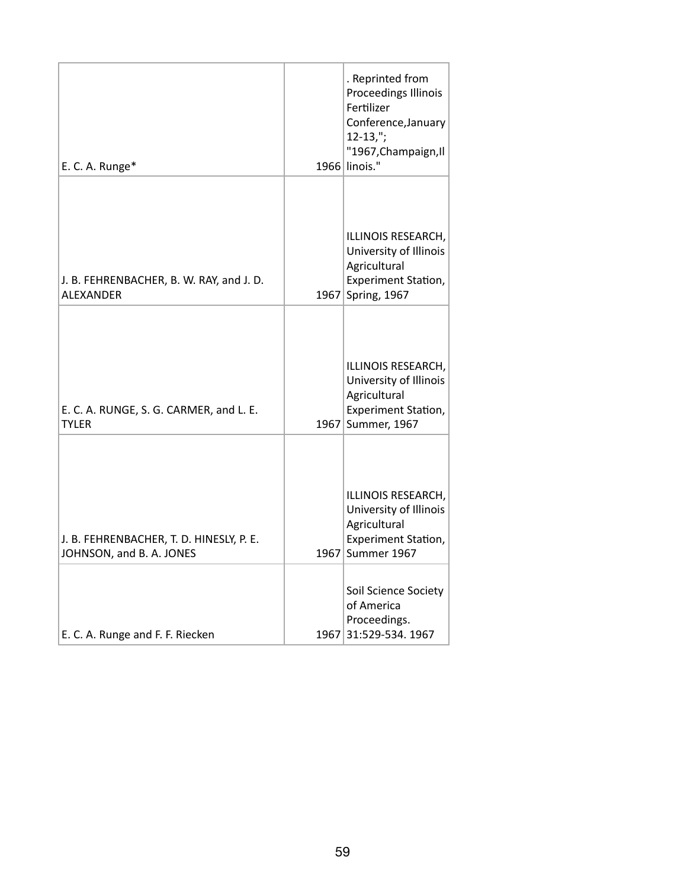| | | |
|---|---|---|
| E. C. A. Runge* | 1966 | . Reprinted from Proceedings Illinois Fertilizer Conference,January 12-13,"; "1967,Champaign,Illinois." |
| J. B. FEHRENBACHER, B. W. RAY, and J. D. ALEXANDER | 1967 | ILLINOIS RESEARCH, University of Illinois Agricultural Experiment Station, Spring, 1967 |
| E. C. A. RUNGE, S. G. CARMER, and L. E. TYLER | 1967 | ILLINOIS RESEARCH, University of Illinois Agricultural Experiment Station, Summer, 1967 |
| J. B. FEHRENBACHER, T. D. HINESLY, P. E. JOHNSON, and B. A. JONES | 1967 | ILLINOIS RESEARCH, University of Illinois Agricultural Experiment Station, Summer 1967 |
| E. C. A. Runge and F. F. Riecken | 1967 | Soil Science Society of America Proceedings. 31:529-534. 1967 |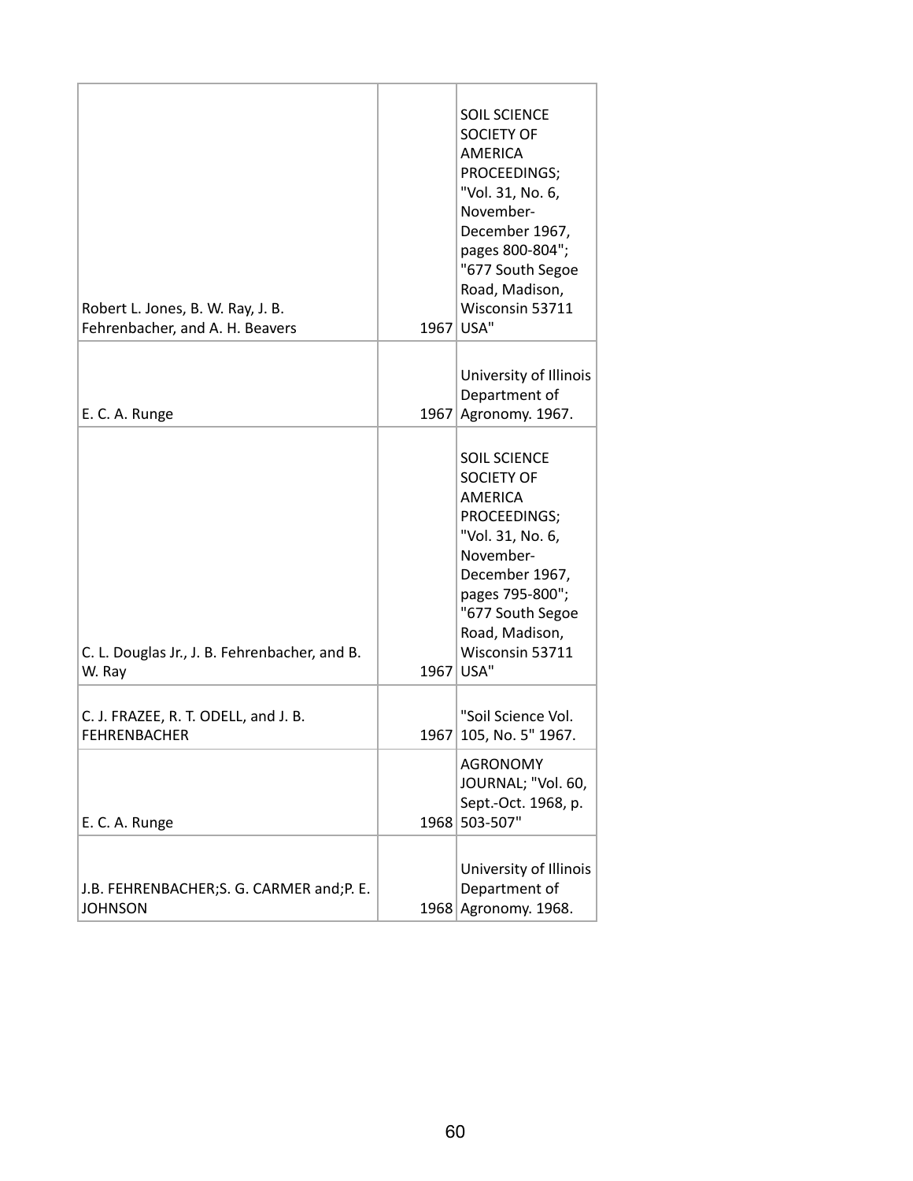| | | |
|---|---|---|
| Robert L. Jones, B. W. Ray, J. B. Fehrenbacher, and A. H. Beavers | 1967 | SOIL SCIENCE SOCIETY OF AMERICA PROCEEDINGS; "Vol. 31, No. 6, November-December 1967, pages 800-804"; "677 South Segoe Road, Madison, Wisconsin 53711 USA" |
| E. C. A. Runge | 1967 | University of Illinois Department of Agronomy. 1967. |
| C. L. Douglas Jr., J. B. Fehrenbacher, and B. W. Ray | 1967 | SOIL SCIENCE SOCIETY OF AMERICA PROCEEDINGS; "Vol. 31, No. 6, November-December 1967, pages 795-800"; "677 South Segoe Road, Madison, Wisconsin 53711 USA" |
| C. J. FRAZEE, R. T. ODELL, and J. B. FEHRENBACHER | 1967 | "Soil Science Vol. 105, No. 5" 1967. |
| E. C. A. Runge | 1968 | AGRONOMY JOURNAL; "Vol. 60, Sept.-Oct. 1968, p. 503-507" |
| J.B. FEHRENBACHER;S. G. CARMER and;P. E. JOHNSON | 1968 | University of Illinois Department of Agronomy. 1968. |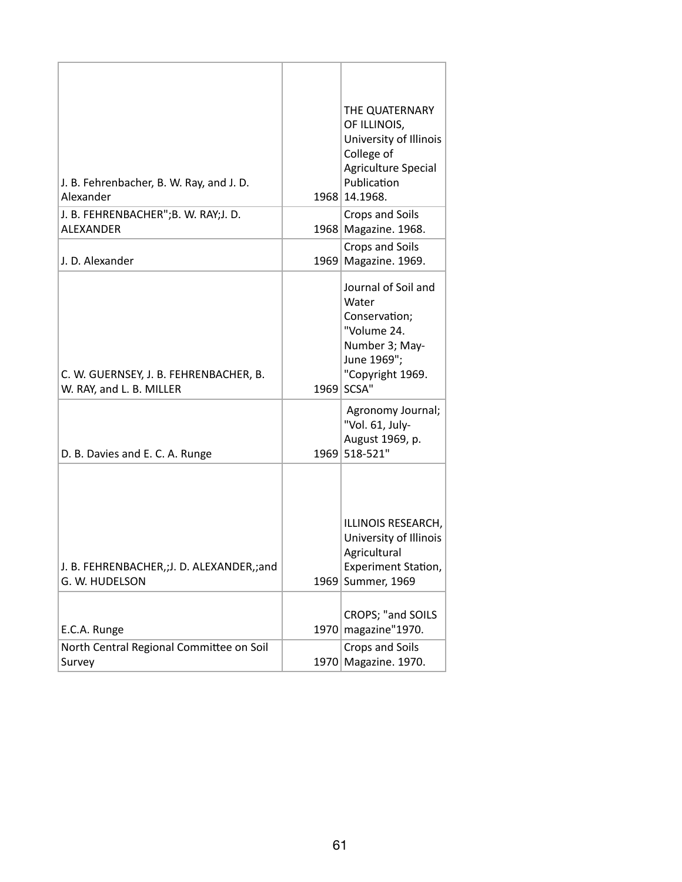| | | |
|---|---|---|
| J. B. Fehrenbacher, B. W. Ray, and J. D. Alexander | 1968 | THE QUATERNARY OF ILLINOIS, University of Illinois College of Agriculture Special Publication 14.1968. |
| J. B. FEHRENBACHER";B. W. RAY;J. D. ALEXANDER | 1968 | Crops and Soils Magazine. 1968. |
| J. D. Alexander | 1969 | Crops and Soils Magazine. 1969. |
| C. W. GUERNSEY, J. B. FEHRENBACHER, B. W. RAY, and L. B. MILLER | 1969 | Journal of Soil and Water Conservation; "Volume 24. Number 3; May-June 1969"; "Copyright 1969. SCSA" |
| D. B. Davies and E. C. A. Runge | 1969 | Agronomy Journal; "Vol. 61, July-August 1969, p. 518-521" |
| J. B. FEHRENBACHER,;J. D. ALEXANDER,;and G. W. HUDELSON | 1969 | ILLINOIS RESEARCH, University of Illinois Agricultural Experiment Station, Summer, 1969 |
| E.C.A. Runge | 1970 | CROPS; "and SOILS magazine"1970. |
| North Central Regional Committee on Soil Survey | 1970 | Crops and Soils Magazine. 1970. |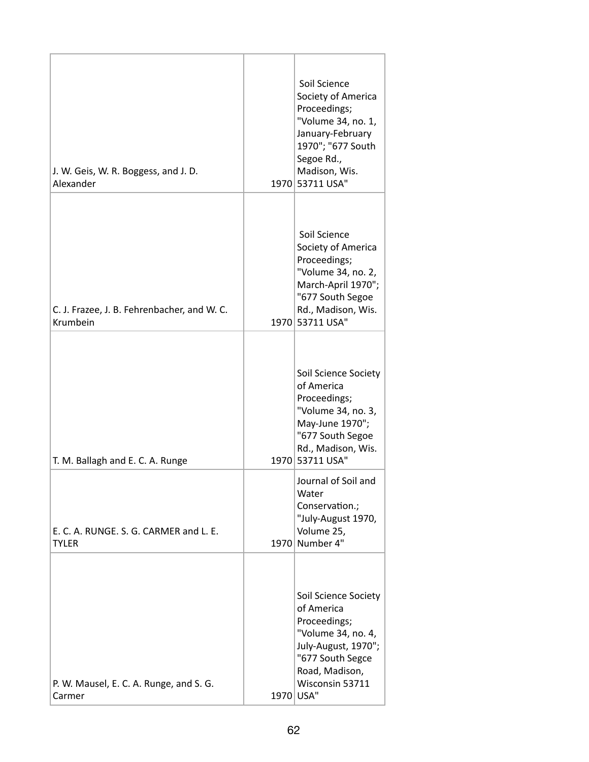| | | |
|---|---|---|
| J. W. Geis, W. R. Boggess, and J. D. Alexander | 1970 | Soil Science Society of America Proceedings; "Volume 34, no. 1, January-February 1970"; "677 South Segoe Rd., Madison, Wis. 53711 USA" |
| C. J. Frazee, J. B. Fehrenbacher, and W. C. Krumbein | 1970 | Soil Science Society of America Proceedings; "Volume 34, no. 2, March-April 1970"; "677 South Segoe Rd., Madison, Wis. 53711 USA" |
| T. M. Ballagh and E. C. A. Runge | 1970 | Soil Science Society of America Proceedings; "Volume 34, no. 3, May-June 1970"; "677 South Segoe Rd., Madison, Wis. 53711 USA" |
| E. C. A. RUNGE. S. G. CARMER and L. E. TYLER | 1970 | Journal of Soil and Water Conservation.; "July-August 1970, Volume 25, Number 4" |
| P. W. Mausel, E. C. A. Runge, and S. G. Carmer | 1970 | Soil Science Society of America Proceedings; "Volume 34, no. 4, July-August, 1970"; "677 South Segce Road, Madison, Wisconsin 53711 USA" |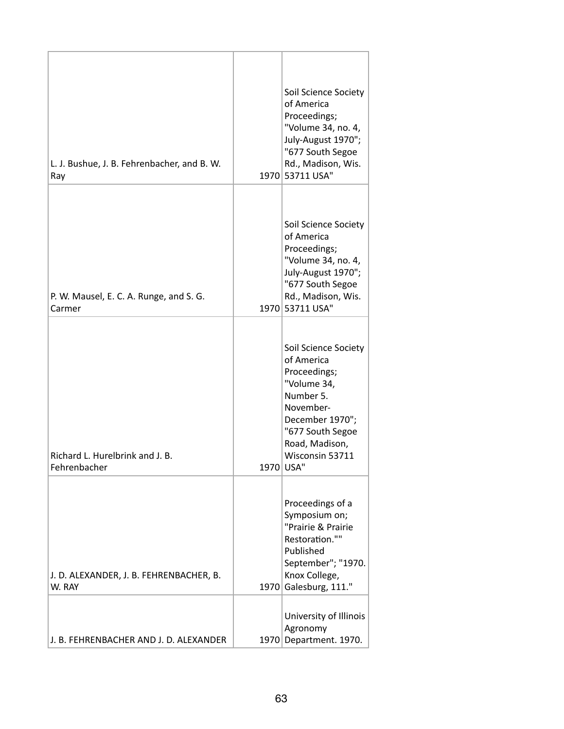| | | |
|---|---|---|
| L. J. Bushue, J. B. Fehrenbacher, and B. W. Ray | 1970 | Soil Science Society of America Proceedings; "Volume 34, no. 4, July-August 1970"; "677 South Segoe Rd., Madison, Wis. 53711 USA" |
| P. W. Mausel, E. C. A. Runge, and S. G. Carmer | 1970 | Soil Science Society of America Proceedings; "Volume 34, no. 4, July-August 1970"; "677 South Segoe Rd., Madison, Wis. 53711 USA" |
| Richard L. Hurelbrink and J. B. Fehrenbacher | 1970 | Soil Science Society of America Proceedings; "Volume 34, Number 5. November-December 1970"; "677 South Segoe Road, Madison, Wisconsin 53711 USA" |
| J. D. ALEXANDER, J. B. FEHRENBACHER, B. W. RAY | 1970 | Proceedings of a Symposium on; "Prairie & Prairie Restoration."" Published September"; "1970. Knox College, Galesburg, 111." |
| J. B. FEHRENBACHER AND J. D. ALEXANDER | 1970 | University of Illinois Agronomy Department. 1970. |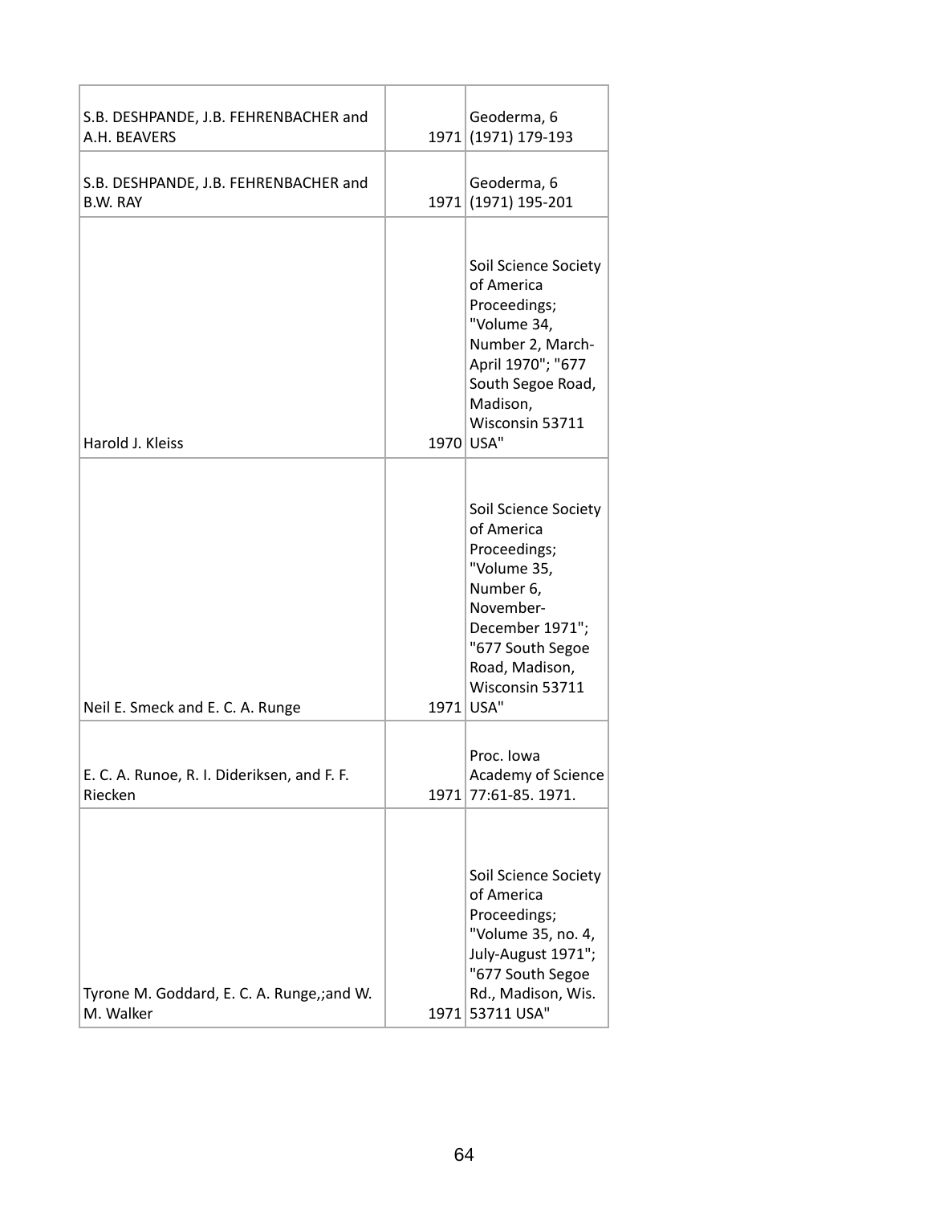| | | |
|---|---|---|
| S.B. DESHPANDE, J.B. FEHRENBACHER and A.H. BEAVERS | 1971 | Geoderma, 6 (1971) 179-193 |
| S.B. DESHPANDE, J.B. FEHRENBACHER and B.W. RAY | 1971 | Geoderma, 6 (1971) 195-201 |
| Harold J. Kleiss | 1970 | Soil Science Society of America Proceedings; "Volume 34, Number 2, March-April 1970"; "677 South Segoe Road, Madison, Wisconsin 53711 USA" |
| Neil E. Smeck and E. C. A. Runge | 1971 | Soil Science Society of America Proceedings; "Volume 35, Number 6, November-December 1971"; "677 South Segoe Road, Madison, Wisconsin 53711 USA" |
| E. C. A. Runoe, R. I. Dideriksen, and F. F. Riecken | 1971 | Proc. Iowa Academy of Science 77:61-85. 1971. |
| Tyrone M. Goddard, E. C. A. Runge,;and W. M. Walker | 1971 | Soil Science Society of America Proceedings; "Volume 35, no. 4, July-August 1971"; "677 South Segoe Rd., Madison, Wis. 53711 USA" |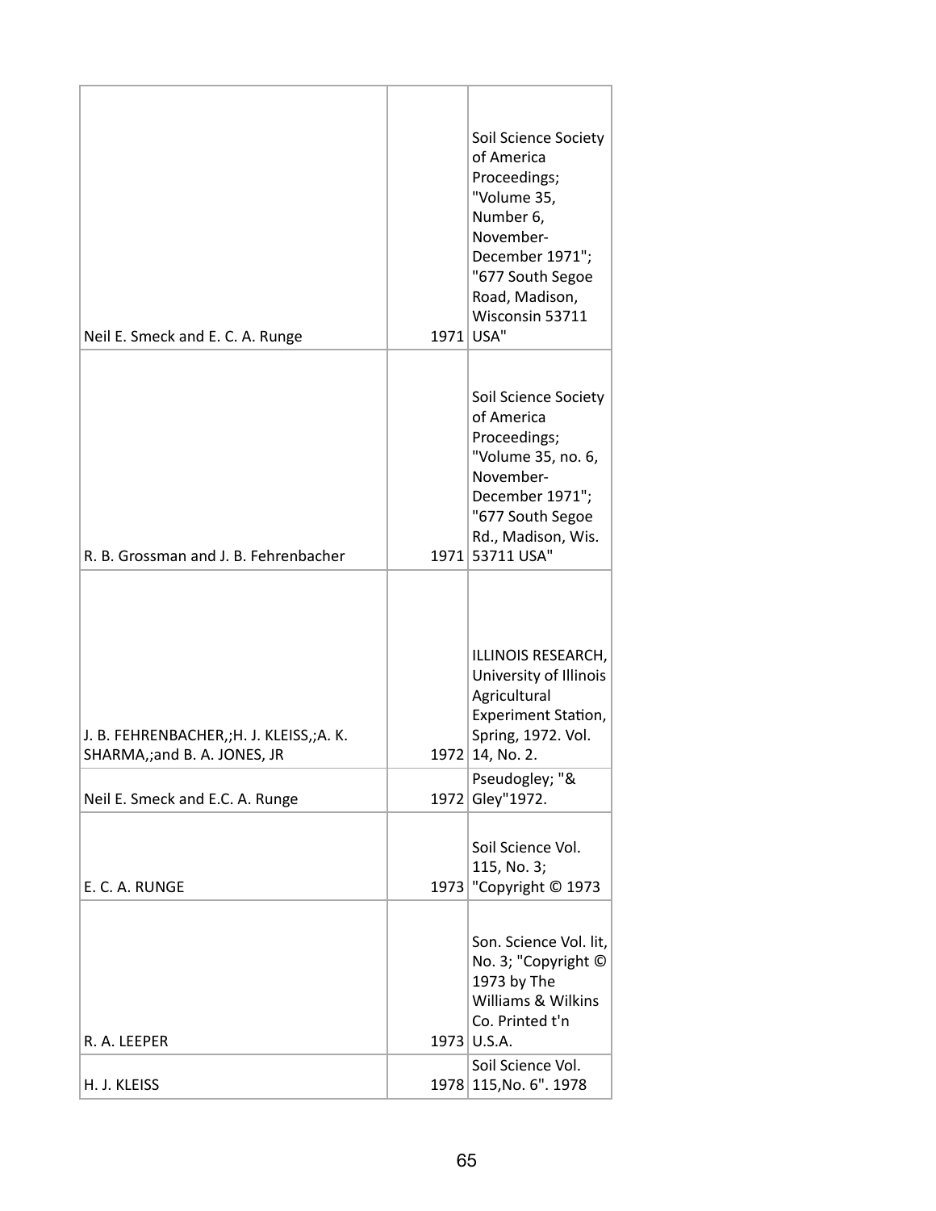| | | |
|---|---|---|
| Neil E. Smeck and E. C. A. Runge | 1971 | Soil Science Society of America Proceedings; "Volume 35, Number 6, November-December 1971"; "677 South Segoe Road, Madison, Wisconsin 53711 USA" |
| R. B. Grossman and J. B. Fehrenbacher | 1971 | Soil Science Society of America Proceedings; "Volume 35, no. 6, November-December 1971"; "677 South Segoe Rd., Madison, Wis. 53711 USA" |
| J. B. FEHRENBACHER,;H. J. KLEISS,;A. K. SHARMA,;and B. A. JONES, JR | 1972 | ILLINOIS RESEARCH, University of Illinois Agricultural Experiment Station, Spring, 1972. Vol. 14, No. 2. |
| Neil E. Smeck and E.C. A. Runge | 1972 | Pseudogley; "& Gley"1972. |
| E. C. A. RUNGE | 1973 | Soil Science Vol. 115, No. 3; "Copyright © 1973 |
| R. A. LEEPER | 1973 | Son. Science Vol. lit, No. 3; "Copyright © 1973 by The Williams & Wilkins Co. Printed t'n U.S.A. |
| H. J. KLEISS | 1978 | Soil Science Vol. 115,No. 6". 1978 |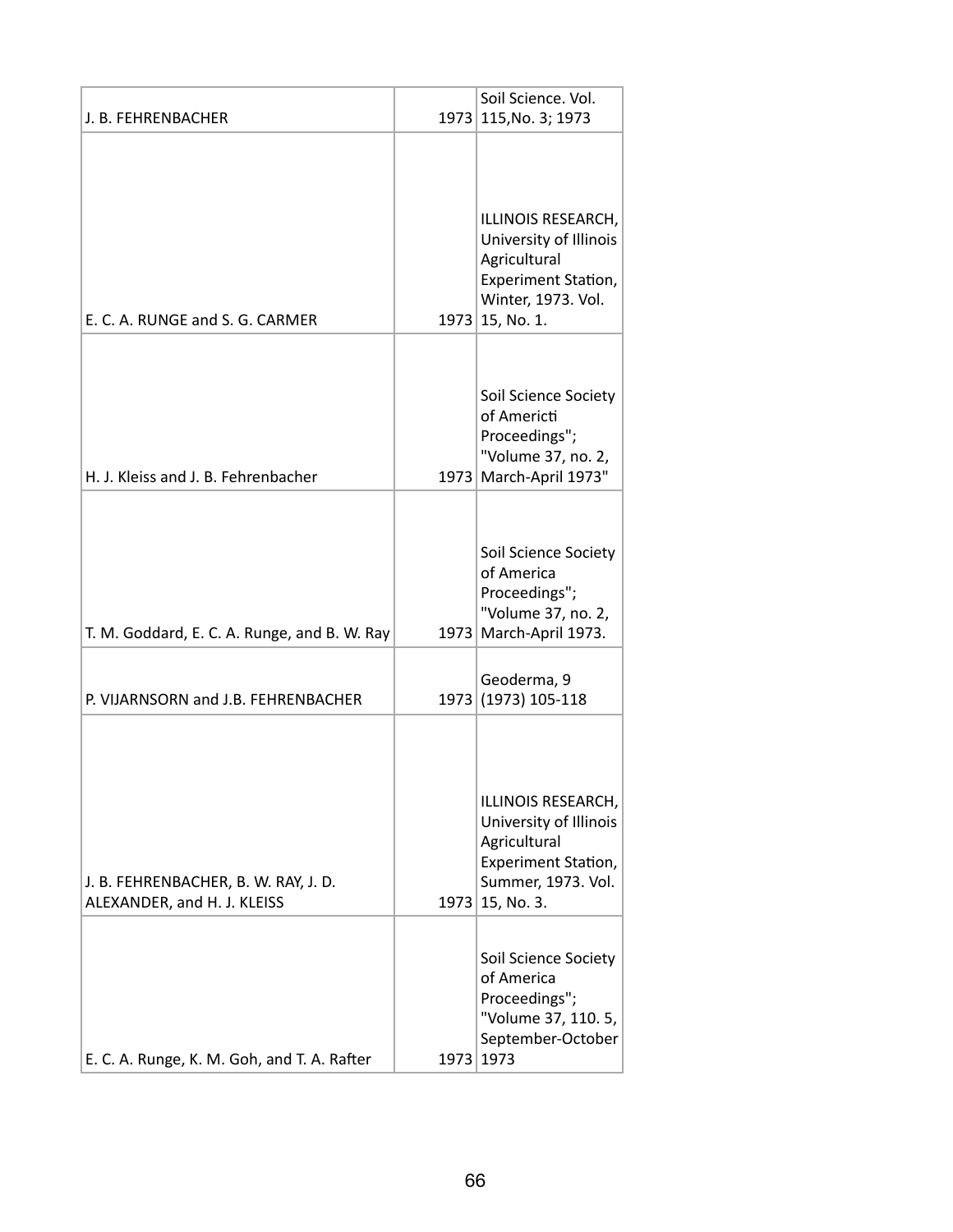| | | |
|---|---|---|
| J. B. FEHRENBACHER | 1973 | Soil Science. Vol. 115,No. 3; 1973 |
| E. C. A. RUNGE and S. G. CARMER | 1973 | ILLINOIS RESEARCH, University of Illinois Agricultural Experiment Station, Winter, 1973. Vol. 15, No. 1. |
| H. J. Kleiss and J. B. Fehrenbacher | 1973 | Soil Science Society of Americti Proceedings"; "Volume 37, no. 2, March-April 1973" |
| T. M. Goddard, E. C. A. Runge, and B. W. Ray | 1973 | Soil Science Society of America Proceedings"; "Volume 37, no. 2, March-April 1973. |
| P. VIJARNSORN and J.B. FEHRENBACHER | 1973 | Geoderma, 9 (1973) 105-118 |
| J. B. FEHRENBACHER, B. W. RAY, J. D. ALEXANDER, and H. J. KLEISS | 1973 | ILLINOIS RESEARCH, University of Illinois Agricultural Experiment Station, Summer, 1973. Vol. 15, No. 3. |
| E. C. A. Runge, K. M. Goh, and T. A. Rafter | 1973 | Soil Science Society of America Proceedings"; "Volume 37, 110. 5, September-October 1973 |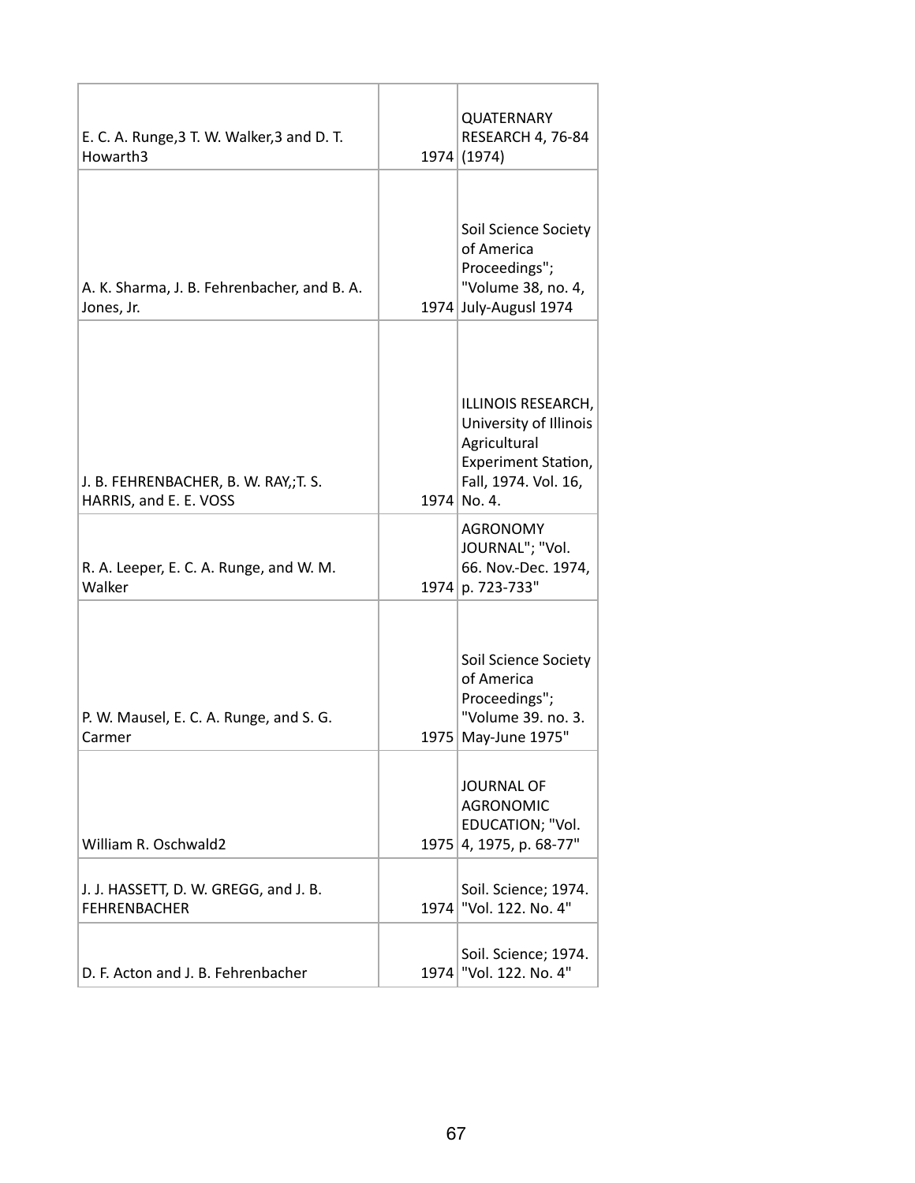| | | |
|---|---|---|
| E. C. A. Runge,3 T. W. Walker,3 and D. T. Howarth3 | 1974 | QUATERNARY RESEARCH 4, 76-84 (1974) |
| A. K. Sharma, J. B. Fehrenbacher, and B. A. Jones, Jr. | 1974 | Soil Science Society of America Proceedings"; "Volume 38, no. 4, July-Augusl 1974 |
| J. B. FEHRENBACHER, B. W. RAY,;T. S. HARRIS, and E. E. VOSS | 1974 | ILLINOIS RESEARCH, University of Illinois Agricultural Experiment Station, Fall, 1974. Vol. 16, No. 4. |
| R. A. Leeper, E. C. A. Runge, and W. M. Walker | 1974 | AGRONOMY JOURNAL"; "Vol. 66. Nov.-Dec. 1974, p. 723-733" |
| P. W. Mausel, E. C. A. Runge, and S. G. Carmer | 1975 | Soil Science Society of America Proceedings"; "Volume 39. no. 3. May-June 1975" |
| William R. Oschwald2 | 1975 | JOURNAL OF AGRONOMIC EDUCATION; "Vol. 4, 1975, p. 68-77" |
| J. J. HASSETT, D. W. GREGG, and J. B. FEHRENBACHER | 1974 | Soil. Science; 1974. "Vol. 122. No. 4" |
| D. F. Acton and J. B. Fehrenbacher | 1974 | Soil. Science; 1974. "Vol. 122. No. 4" |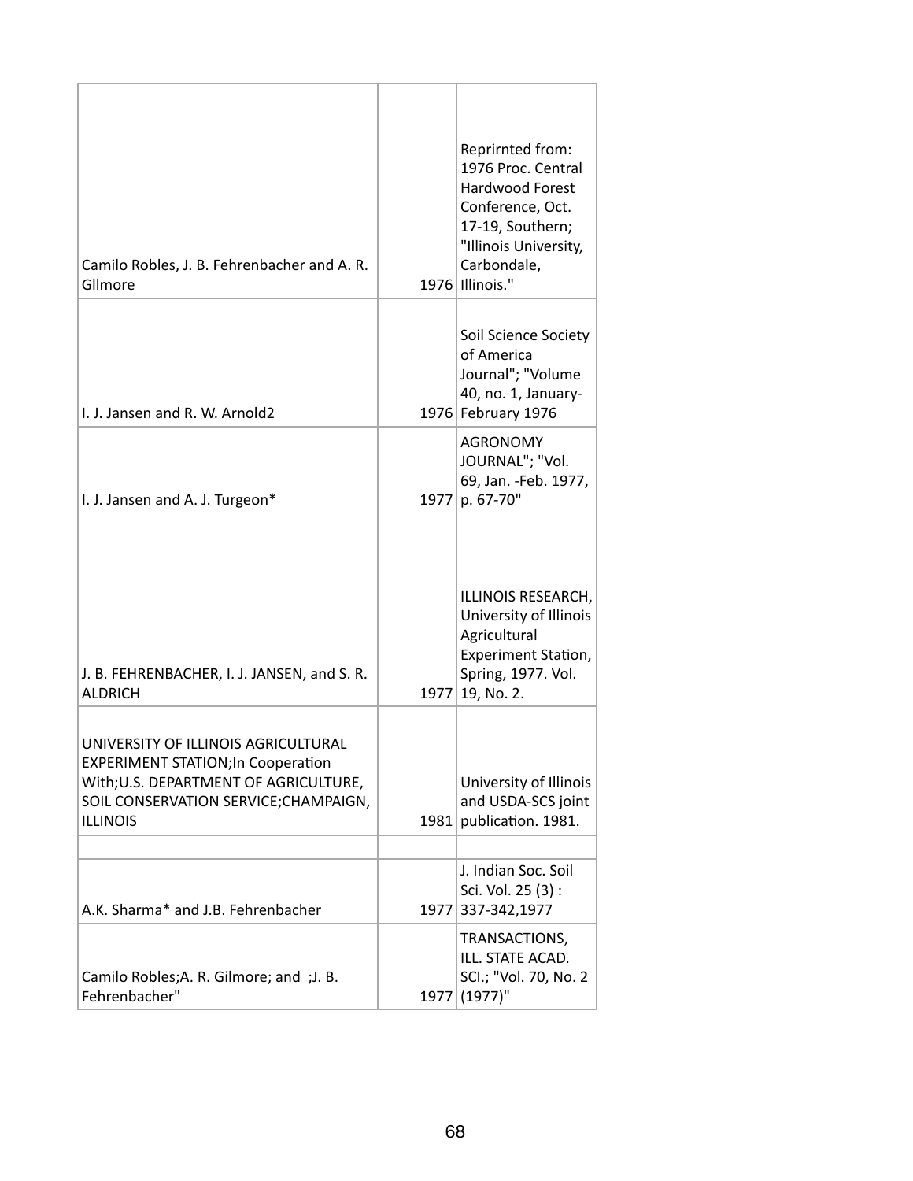| | | |
|---|---|---|
| Camilo Robles, J. B. Fehrenbacher and A. R. Gllmore | 1976 | Reprirnted from: 1976 Proc. Central Hardwood Forest Conference, Oct. 17-19, Southern; "Illinois University, Carbondale, Illinois." |
| I. J. Jansen and R. W. Arnold2 | 1976 | Soil Science Society of America Journal"; "Volume 40, no. 1, January-February 1976 |
| I. J. Jansen and A. J. Turgeon* | 1977 | AGRONOMY JOURNAL"; "Vol. 69, Jan. -Feb. 1977, p. 67-70" |
| J. B. FEHRENBACHER, I. J. JANSEN, and S. R. ALDRICH | 1977 | ILLINOIS RESEARCH, University of Illinois Agricultural Experiment Station, Spring, 1977. Vol. 19, No. 2. |
| UNIVERSITY OF ILLINOIS AGRICULTURAL EXPERIMENT STATION;In Cooperation With;U.S. DEPARTMENT OF AGRICULTURE, SOIL CONSERVATION SERVICE;CHAMPAIGN, ILLINOIS | 1981 | University of Illinois and USDA-SCS joint publication. 1981. |
| | | |
| A.K. Sharma* and J.B. Fehrenbacher | 1977 | J. Indian Soc. Soil Sci. Vol. 25 (3) : 337-342,1977 |
| Camilo Robles;A. R. Gilmore; and ;J. B. Fehrenbacher" | 1977 | TRANSACTIONS, ILL. STATE ACAD. SCI.; "Vol. 70, No. 2 (1977)" |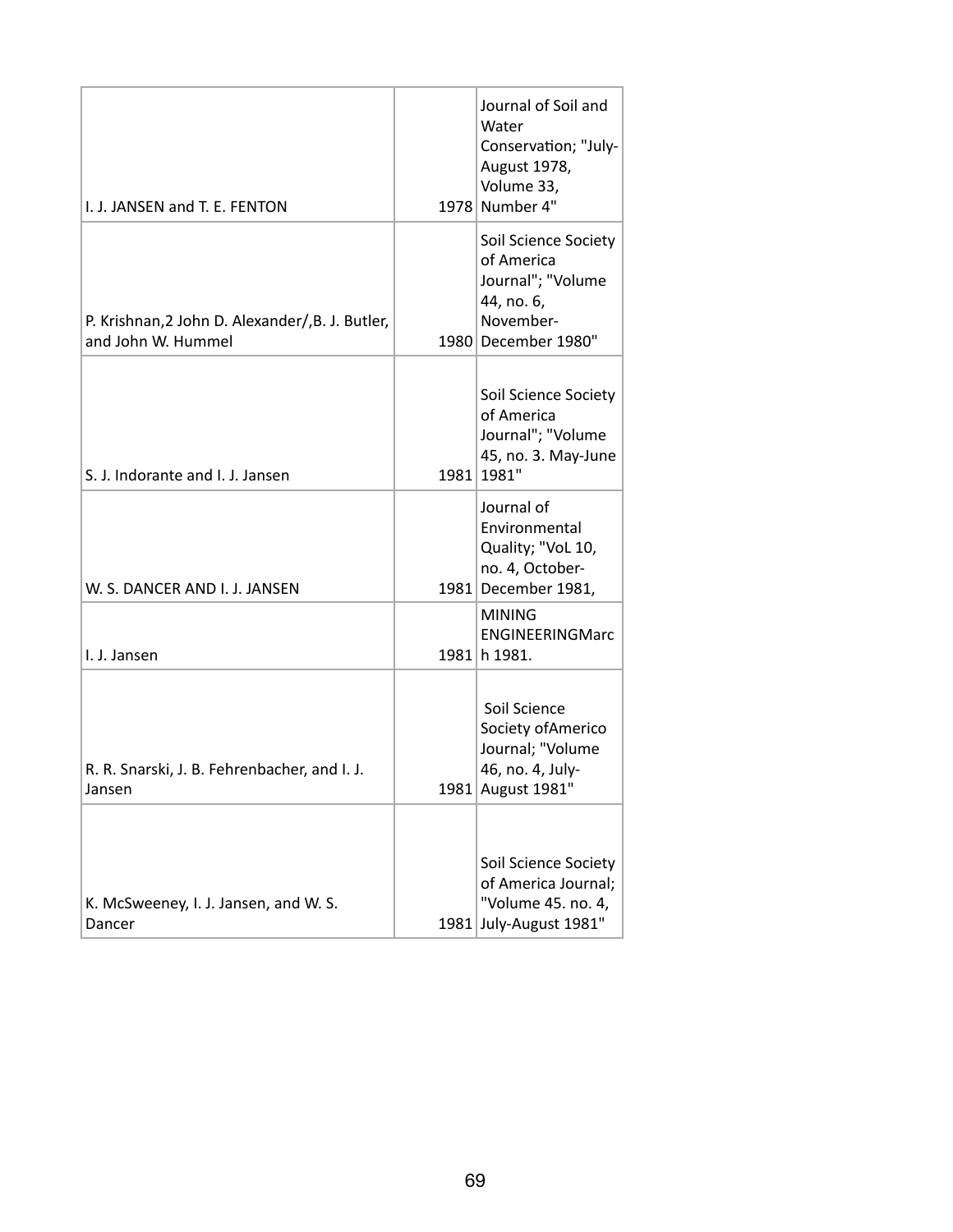| | | |
|---|---|---|
| I. J. JANSEN and T. E. FENTON | 1978 | Journal of Soil and Water Conservation; "July-August 1978, Volume 33, Number 4" |
| P. Krishnan,2 John D. Alexander/,B. J. Butler, and John W. Hummel | 1980 | Soil Science Society of America Journal"; "Volume 44, no. 6, November-December 1980" |
| S. J. Indorante and I. J. Jansen | 1981 | Soil Science Society of America Journal"; "Volume 45, no. 3. May-June 1981" |
| W. S. DANCER AND I. J. JANSEN | 1981 | Journal of Environmental Quality; "VoL 10, no. 4, October-December 1981, |
| I. J. Jansen | 1981 | MINING ENGINEERINGMarch 1981. |
| R. R. Snarski, J. B. Fehrenbacher, and I. J. Jansen | 1981 | Soil Science Society ofAmerico Journal; "Volume 46, no. 4, July-August 1981" |
| K. McSweeney, I. J. Jansen, and W. S. Dancer | 1981 | Soil Science Society of America Journal; "Volume 45. no. 4, July-August 1981" |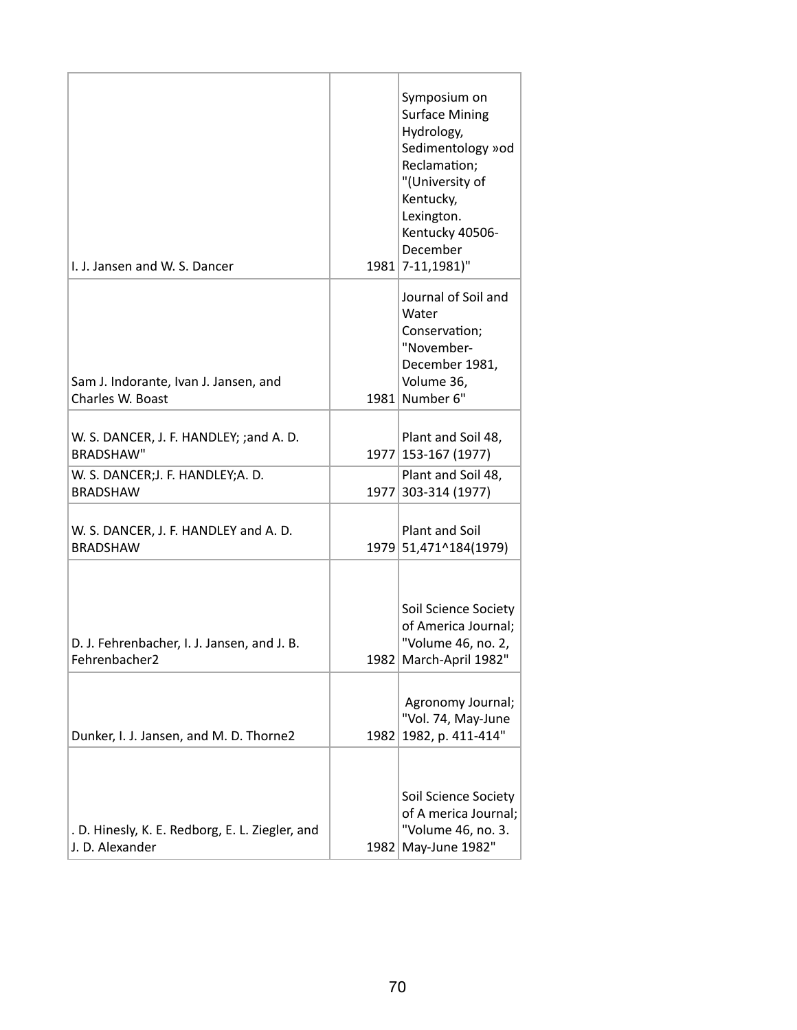| | | |
|---|---|---|
| I. J. Jansen and W. S. Dancer | 1981 | Symposium on Surface Mining Hydrology, Sedimentology »od Reclamation; "(University of Kentucky, Lexington. Kentucky 40506- December 7-11,1981)" |
| Sam J. Indorante, Ivan J. Jansen, and Charles W. Boast | 1981 | Journal of Soil and Water Conservation; "November-December 1981, Volume 36, Number 6" |
| W. S. DANCER, J. F. HANDLEY; ;and A. D. BRADSHAW" | 1977 | Plant and Soil 48, 153-167 (1977) |
| W. S. DANCER;J. F. HANDLEY;A. D. BRADSHAW | 1977 | Plant and Soil 48, 303-314 (1977) |
| W. S. DANCER, J. F. HANDLEY and A. D. BRADSHAW | 1979 | Plant and Soil 51,471^184(1979) |
| D. J. Fehrenbacher, I. J. Jansen, and J. B. Fehrenbacher2 | 1982 | Soil Science Society of America Journal; "Volume 46, no. 2, March-April 1982" |
| Dunker, I. J. Jansen, and M. D. Thorne2 | 1982 | Agronomy Journal; "Vol. 74, May-June 1982, p. 411-414" |
| . D. Hinesly, K. E. Redborg, E. L. Ziegler, and J. D. Alexander | 1982 | Soil Science Society of A merica Journal; "Volume 46, no. 3. May-June 1982" |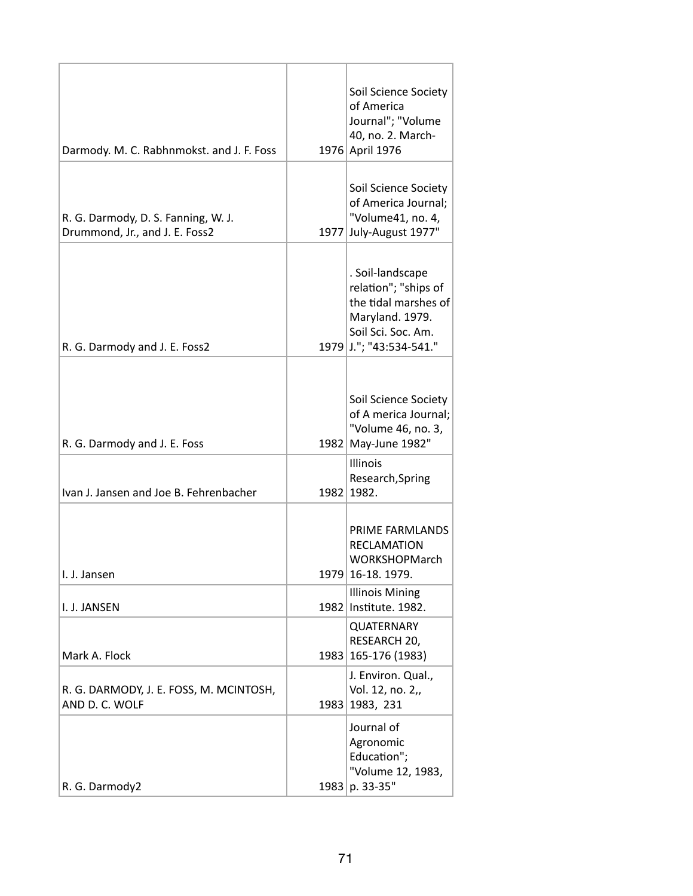| | | |
|---|---|---|
| Darmody. M. C. Rabhnmokst. and J. F. Foss | 1976 | Soil Science Society of America Journal"; "Volume 40, no. 2. March-April 1976 |
| R. G. Darmody, D. S. Fanning, W. J. Drummond, Jr., and J. E. Foss2 | 1977 | Soil Science Society of America Journal; "Volume41, no. 4, July-August 1977" |
| R. G. Darmody and J. E. Foss2 | 1979 | . Soil-landscape relation"; "ships of the tidal marshes of Maryland. 1979. Soil Sci. Soc. Am. J."; "43:534-541." |
| R. G. Darmody and J. E. Foss | 1982 | Soil Science Society of A merica Journal; "Volume 46, no. 3, May-June 1982" |
| Ivan J. Jansen and Joe B. Fehrenbacher | 1982 | Illinois Research,Spring 1982. |
| I. J. Jansen | 1979 | PRIME FARMLANDS RECLAMATION WORKSHOPMarch 16-18. 1979. |
| I. J. JANSEN | 1982 | Illinois Mining Institute. 1982. |
| Mark A. Flock | 1983 | QUATERNARY RESEARCH 20, 165-176 (1983) |
| R. G. DARMODY, J. E. FOSS, M. MCINTOSH, AND D. C. WOLF | 1983 | J. Environ. Qual., Vol. 12, no. 2,, 1983, 231 |
| R. G. Darmody2 | 1983 | Journal of Agronomic Education"; "Volume 12, 1983, p. 33-35" |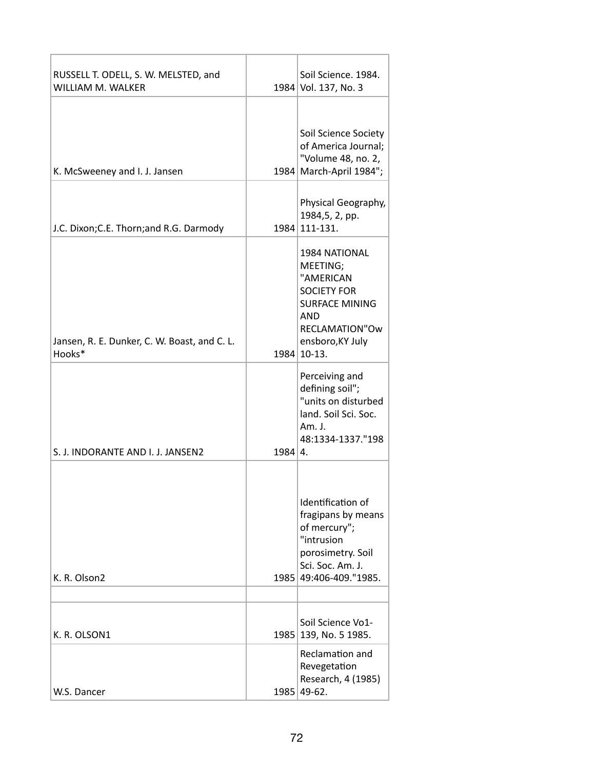| | | |
|---|---|---|
| RUSSELL T. ODELL, S. W. MELSTED, and WILLIAM M. WALKER | 1984 | Soil Science. 1984. Vol. 137, No. 3 |
| K. McSweeney and I. J. Jansen | 1984 | Soil Science Society of America Journal; "Volume 48, no. 2, March-April 1984"; |
| J.C. Dixon;C.E. Thorn;and R.G. Darmody | 1984 | Physical Geography, 1984,5, 2, pp. 111-131. |
| Jansen, R. E. Dunker, C. W. Boast, and C. L. Hooks* | 1984 | 1984 NATIONAL MEETING; "AMERICAN SOCIETY FOR SURFACE MINING AND RECLAMATION"Owensboro,KY July 10-13. |
| S. J. INDORANTE AND I. J. JANSEN2 | 1984 | Perceiving and defining soil"; "units on disturbed land. Soil Sci. Soc. Am. J. 48:1334-1337."1984. |
| K. R. Olson2 | 1985 | Identification of fragipans by means of mercury"; "intrusion porosimetry. Soil Sci. Soc. Am. J. 49:406-409."1985. |
| | | |
| K. R. OLSON1 | 1985 | Soil Science Vo1- 139, No. 5 1985. |
| W.S. Dancer | 1985 | Reclamation and Revegetation Research, 4 (1985) 49-62. |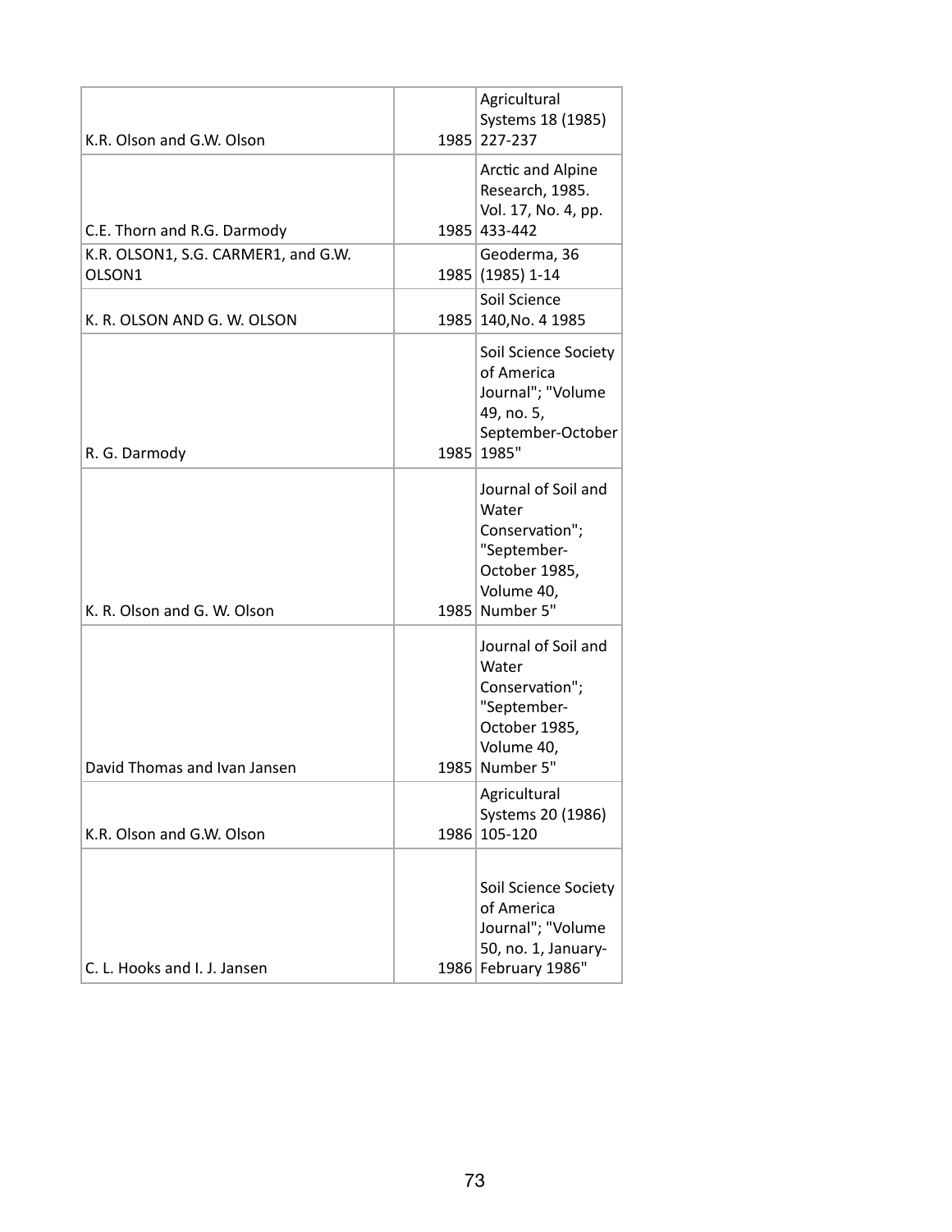| | | |
|---|---|---|
| K.R. Olson and G.W. Olson | 1985 | Agricultural Systems 18 (1985) 227-237 |
| C.E. Thorn and R.G. Darmody | 1985 | Arctic and Alpine Research, 1985. Vol. 17, No. 4, pp. 433-442 |
| K.R. OLSON1, S.G. CARMER1, and G.W. OLSON1 | 1985 | Geoderma, 36 (1985) 1-14 |
| K. R. OLSON AND G. W. OLSON | 1985 | Soil Science 140,No. 4 1985 |
| R. G. Darmody | 1985 | Soil Science Society of America Journal"; "Volume 49, no. 5, September-October 1985" |
| K. R. Olson and G. W. Olson | 1985 | Journal of Soil and Water Conservation"; "September-October 1985, Volume 40, Number 5" |
| David Thomas and Ivan Jansen | 1985 | Journal of Soil and Water Conservation"; "September-October 1985, Volume 40, Number 5" |
| K.R. Olson and G.W. Olson | 1986 | Agricultural Systems 20 (1986) 105-120 |
| C. L. Hooks and I. J. Jansen | 1986 | Soil Science Society of America Journal"; "Volume 50, no. 1, January-February 1986" |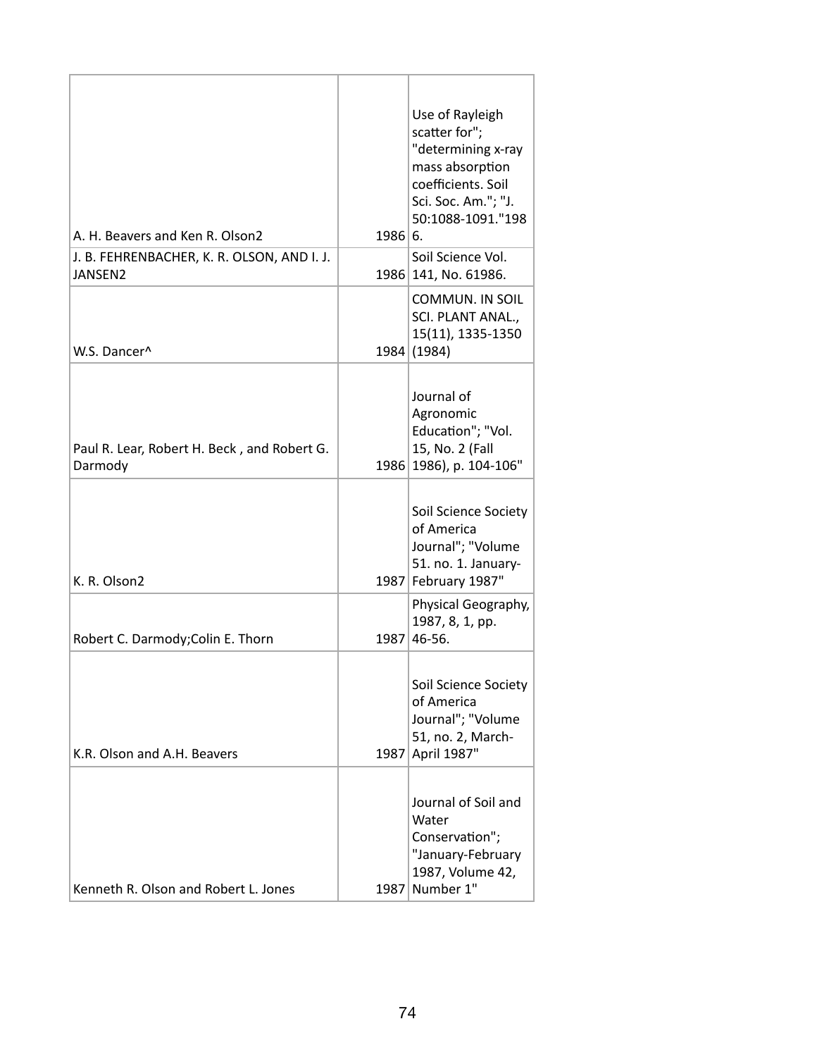| | | |
|---|---|---|
| A. H. Beavers and Ken R. Olson2 | 1986 | Use of Rayleigh scatter for"; "determining x-ray mass absorption coefficients. Soil Sci. Soc. Am."; "J. 50:1088-1091."1986. |
| J. B. FEHRENBACHER, K. R. OLSON, AND I. J. JANSEN2 | 1986 | Soil Science Vol. 141, No. 61986. |
| W.S. Dancer^ | 1984 | COMMUN. IN SOIL SCI. PLANT ANAL., 15(11), 1335-1350 (1984) |
| Paul R. Lear, Robert H. Beck , and Robert G. Darmody | 1986 | Journal of Agronomic Education"; "Vol. 15, No. 2 (Fall 1986), p. 104-106" |
| K. R. Olson2 | 1987 | Soil Science Society of America Journal"; "Volume 51. no. 1. January-February 1987" |
| Robert C. Darmody;Colin E. Thorn | 1987 | Physical Geography, 1987, 8, 1, pp. 46-56. |
| K.R. Olson and A.H. Beavers | 1987 | Soil Science Society of America Journal"; "Volume 51, no. 2, March-April 1987" |
| Kenneth R. Olson and Robert L. Jones | 1987 | Journal of Soil and Water Conservation"; "January-February 1987, Volume 42, Number 1" |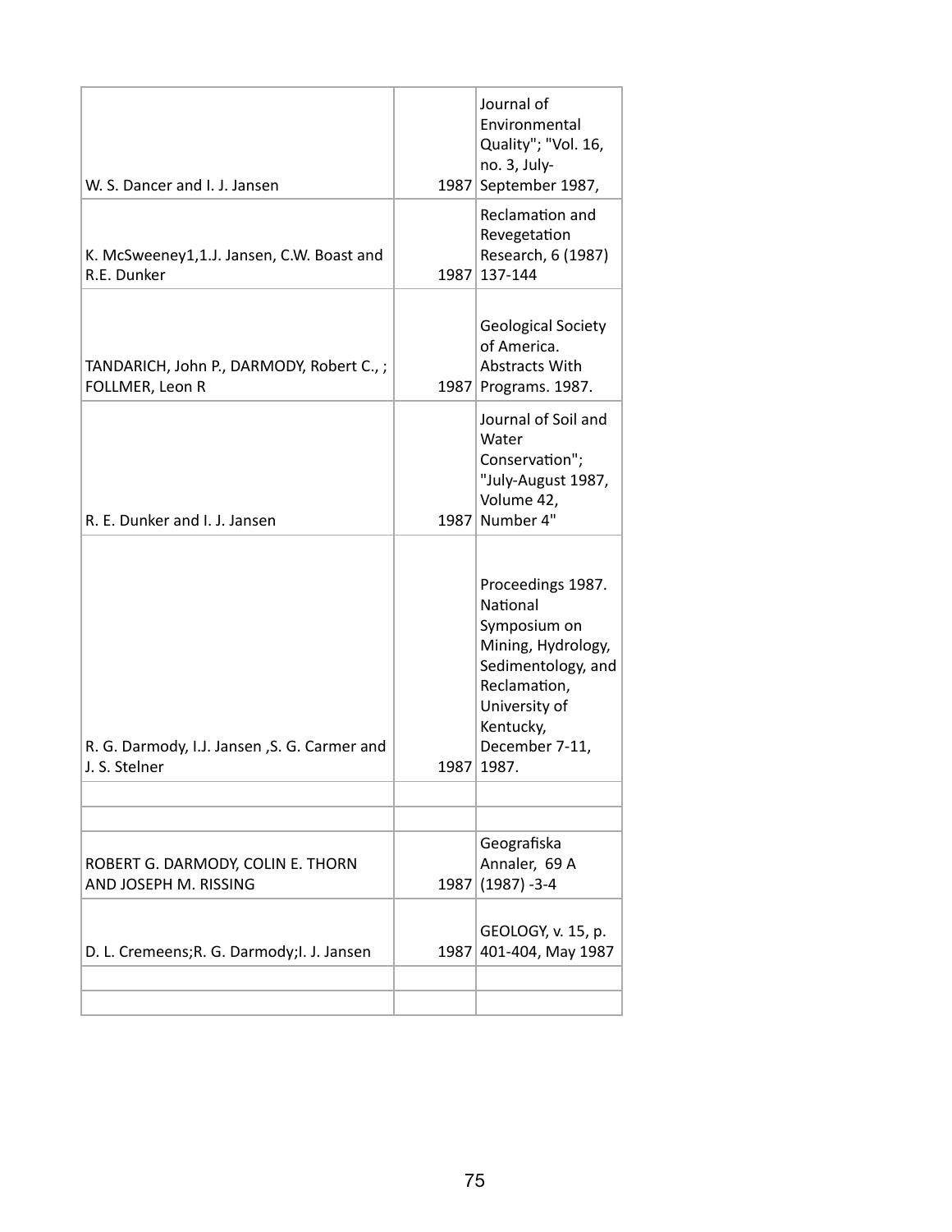| | | |
|---|---|---|
| W. S. Dancer and I. J. Jansen | 1987 | Journal of Environmental Quality"; "Vol. 16, no. 3, July-September 1987, |
| K. McSweeney1,1.J. Jansen, C.W. Boast and R.E. Dunker | 1987 | Reclamation and Revegetation Research, 6 (1987) 137-144 |
| TANDARICH, John P., DARMODY, Robert C., ; FOLLMER, Leon R | 1987 | Geological Society of America. Abstracts With Programs. 1987. |
| R. E. Dunker and I. J. Jansen | 1987 | Journal of Soil and Water Conservation"; "July-August 1987, Volume 42, Number 4" |
| R. G. Darmody, I.J. Jansen ,S. G. Carmer and J. S. Stelner | 1987 | Proceedings 1987. National Symposium on Mining, Hydrology, Sedimentology, and Reclamation, University of Kentucky, December 7-11, 1987. |
| | | |
| | | |
| ROBERT G. DARMODY, COLIN E. THORN AND JOSEPH M. RISSING | 1987 | Geografiska Annaler, 69 A (1987) -3-4 |
| D. L. Cremeens;R. G. Darmody;I. J. Jansen | 1987 | GEOLOGY, v. 15, p. 401-404, May 1987 |
| | | |
| | | |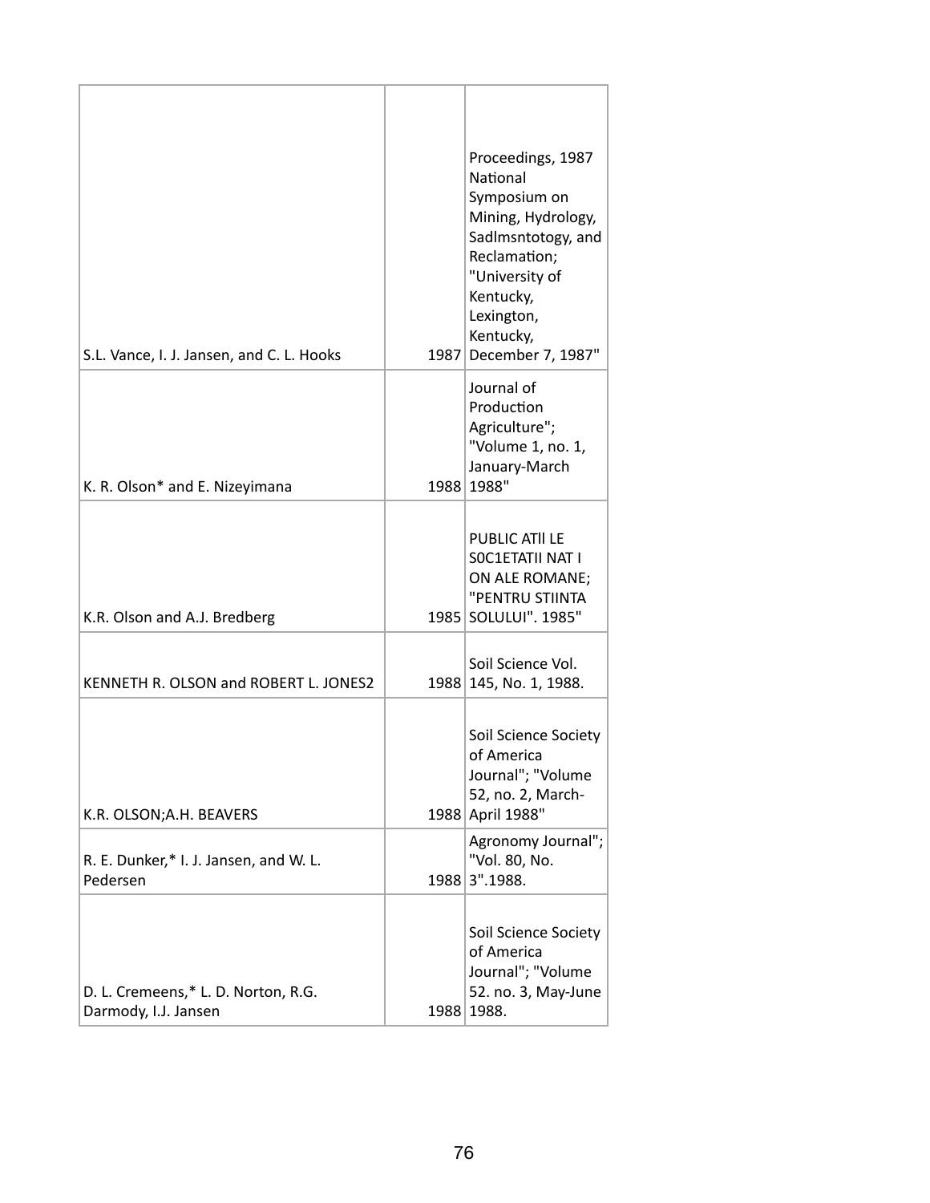| | | |
|---|---|---|
| S.L. Vance, I. J. Jansen, and C. L. Hooks | 1987 | Proceedings, 1987 National Symposium on Mining, Hydrology, Sadlmsntotogy, and Reclamation; "University of Kentucky, Lexington, Kentucky, December 7, 1987" |
| K. R. Olson* and E. Nizeyimana | 1988 | Journal of Production Agriculture"; "Volume 1, no. 1, January-March 1988" |
| K.R. Olson and A.J. Bredberg | 1985 | PUBLIC ATIl LE S0C1ETATII NAT I ON ALE ROMANE; "PENTRU STIINTA SOLULUI". 1985" |
| KENNETH R. OLSON and ROBERT L. JONES2 | 1988 | Soil Science Vol. 145, No. 1, 1988. |
| K.R. OLSON;A.H. BEAVERS | 1988 | Soil Science Society of America Journal"; "Volume 52, no. 2, March-April 1988" |
| R. E. Dunker,* I. J. Jansen, and W. L. Pedersen | 1988 | Agronomy Journal"; "Vol. 80, No. 3".1988. |
| D. L. Cremeens,* L. D. Norton, R.G. Darmody, I.J. Jansen | 1988 | Soil Science Society of America Journal"; "Volume 52. no. 3, May-June 1988. |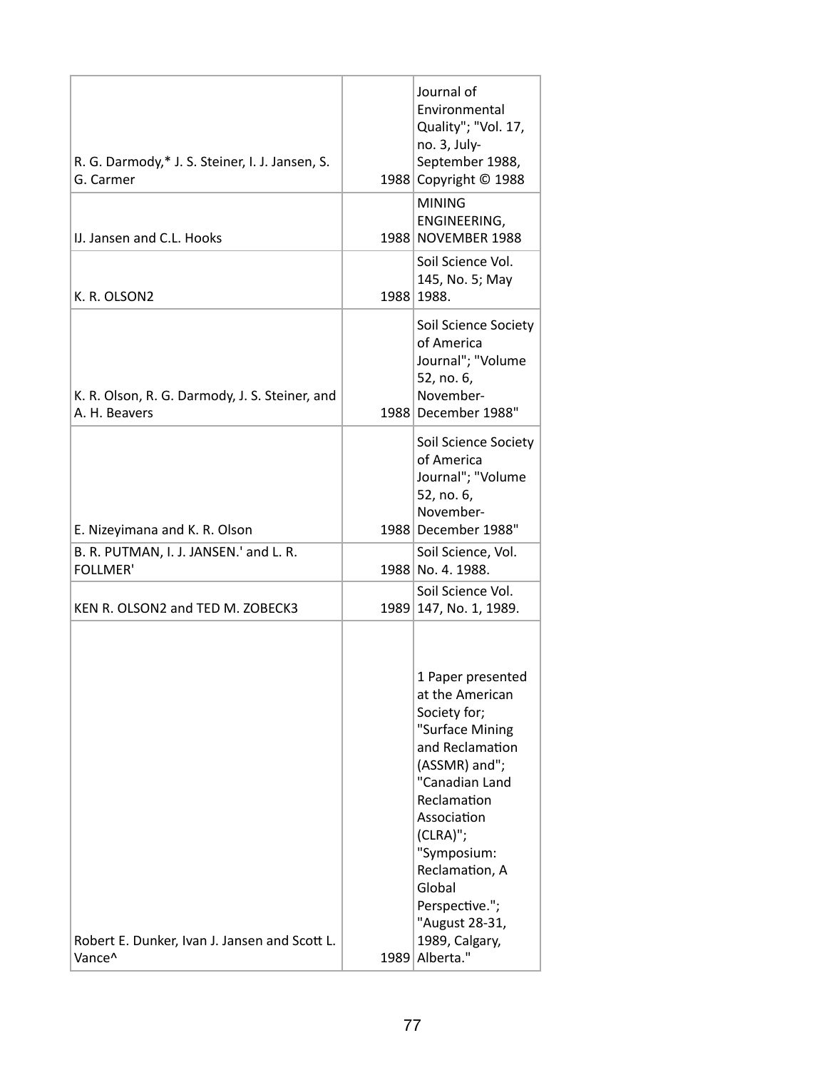| | | |
|---|---|---|
| R. G. Darmody,* J. S. Steiner, I. J. Jansen, S. G. Carmer | 1988 | Journal of Environmental Quality"; "Vol. 17, no. 3, July-September 1988, Copyright © 1988 |
| IJ. Jansen and C.L. Hooks | 1988 | MINING ENGINEERING, NOVEMBER 1988 |
| K. R. OLSON2 | 1988 | Soil Science Vol. 145, No. 5; May 1988. |
| K. R. Olson, R. G. Darmody, J. S. Steiner, and A. H. Beavers | 1988 | Soil Science Society of America Journal"; "Volume 52, no. 6, November-December 1988" |
| E. Nizeyimana and K. R. Olson | 1988 | Soil Science Society of America Journal"; "Volume 52, no. 6, November-December 1988" |
| B. R. PUTMAN, I. J. JANSEN.' and L. R. FOLLMER' | 1988 | Soil Science, Vol. No. 4. 1988. |
| KEN R. OLSON2 and TED M. ZOBECK3 | 1989 | Soil Science Vol. 147, No. 1, 1989. |
| Robert E. Dunker, Ivan J. Jansen and Scott L. Vance^ | 1989 | 1 Paper presented at the American Society for; "Surface Mining and Reclamation (ASSMR) and"; "Canadian Land Reclamation Association (CLRA)"; "Symposium: Reclamation, A Global Perspective."; "August 28-31, 1989, Calgary, Alberta." |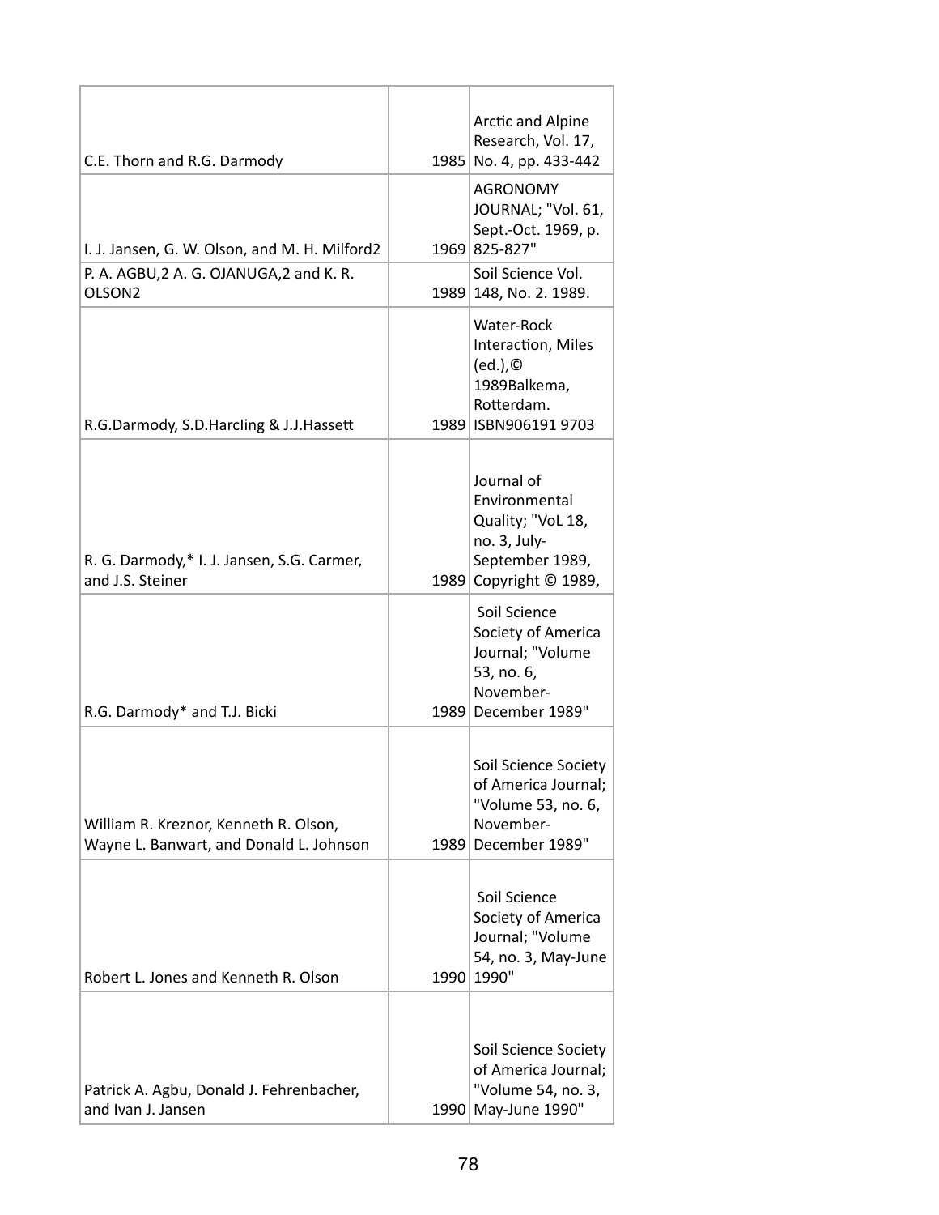| | | |
|---|---|---|
| C.E. Thorn and R.G. Darmody | 1985 | Arctic and Alpine Research, Vol. 17, No. 4, pp. 433-442 |
| I. J. Jansen, G. W. Olson, and M. H. Milford2 | 1969 | AGRONOMY JOURNAL; "Vol. 61, Sept.-Oct. 1969, p. 825-827" |
| P. A. AGBU,2 A. G. OJANUGA,2 and K. R. OLSON2 | 1989 | Soil Science Vol. 148, No. 2. 1989. |
| R.G.Darmody, S.D.Harcling & J.J.Hassett | 1989 | Water-Rock Interaction, Miles (ed.),© 1989Balkema, Rotterdam. ISBN906191 9703 |
| R. G. Darmody,* I. J. Jansen, S.G. Carmer, and J.S. Steiner | 1989 | Journal of Environmental Quality; "VoL 18, no. 3, July-September 1989, Copyright © 1989, |
| R.G. Darmody* and T.J. Bicki | 1989 | Soil Science Society of America Journal; "Volume 53, no. 6, November-December 1989" |
| William R. Kreznor, Kenneth R. Olson, Wayne L. Banwart, and Donald L. Johnson | 1989 | Soil Science Society of America Journal; "Volume 53, no. 6, November-December 1989" |
| Robert L. Jones and Kenneth R. Olson | 1990 | Soil Science Society of America Journal; "Volume 54, no. 3, May-June 1990" |
| Patrick A. Agbu, Donald J. Fehrenbacher, and Ivan J. Jansen | 1990 | Soil Science Society of America Journal; "Volume 54, no. 3, May-June 1990" |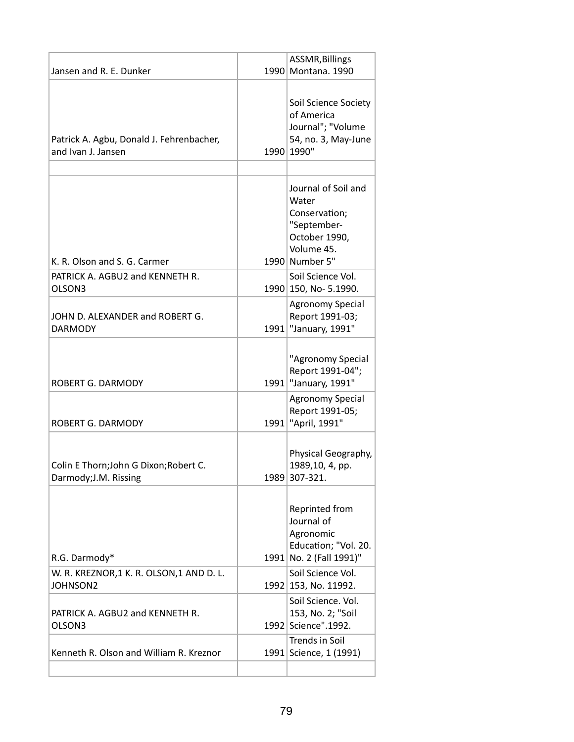| | | |
|---|---|---|
| Jansen and R. E. Dunker | 1990 | ASSMR,Billings Montana. 1990 |
| Patrick A. Agbu, Donald J. Fehrenbacher, and Ivan J. Jansen | 1990 | Soil Science Society of America Journal"; "Volume 54, no. 3, May-June 1990" |
| | | |
| K. R. Olson and S. G. Carmer | 1990 | Journal of Soil and Water Conservation; "September-October 1990, Volume 45. Number 5" |
| PATRICK A. AGBU2 and KENNETH R. OLSON3 | 1990 | Soil Science Vol. 150, No- 5.1990. |
| JOHN D. ALEXANDER and ROBERT G. DARMODY | 1991 | Agronomy Special Report 1991-03; "January, 1991" |
| ROBERT G. DARMODY | 1991 | "Agronomy Special Report 1991-04"; "January, 1991" |
| ROBERT G. DARMODY | 1991 | Agronomy Special Report 1991-05; "April, 1991" |
| Colin E Thorn;John G Dixon;Robert C. Darmody;J.M. Rissing | 1989 | Physical Geography, 1989,10, 4, pp. 307-321. |
| R.G. Darmody* | 1991 | Reprinted from Journal of Agronomic Education; "Vol. 20. No. 2 (Fall 1991)" |
| W. R. KREZNOR,1 K. R. OLSON,1 AND D. L. JOHNSON2 | 1992 | Soil Science Vol. 153, No. 11992. |
| PATRICK A. AGBU2 and KENNETH R. OLSON3 | 1992 | Soil Science. Vol. 153, No. 2; "Soil Science".1992. |
| Kenneth R. Olson and William R. Kreznor | 1991 | Trends in Soil Science, 1 (1991) |
| | | |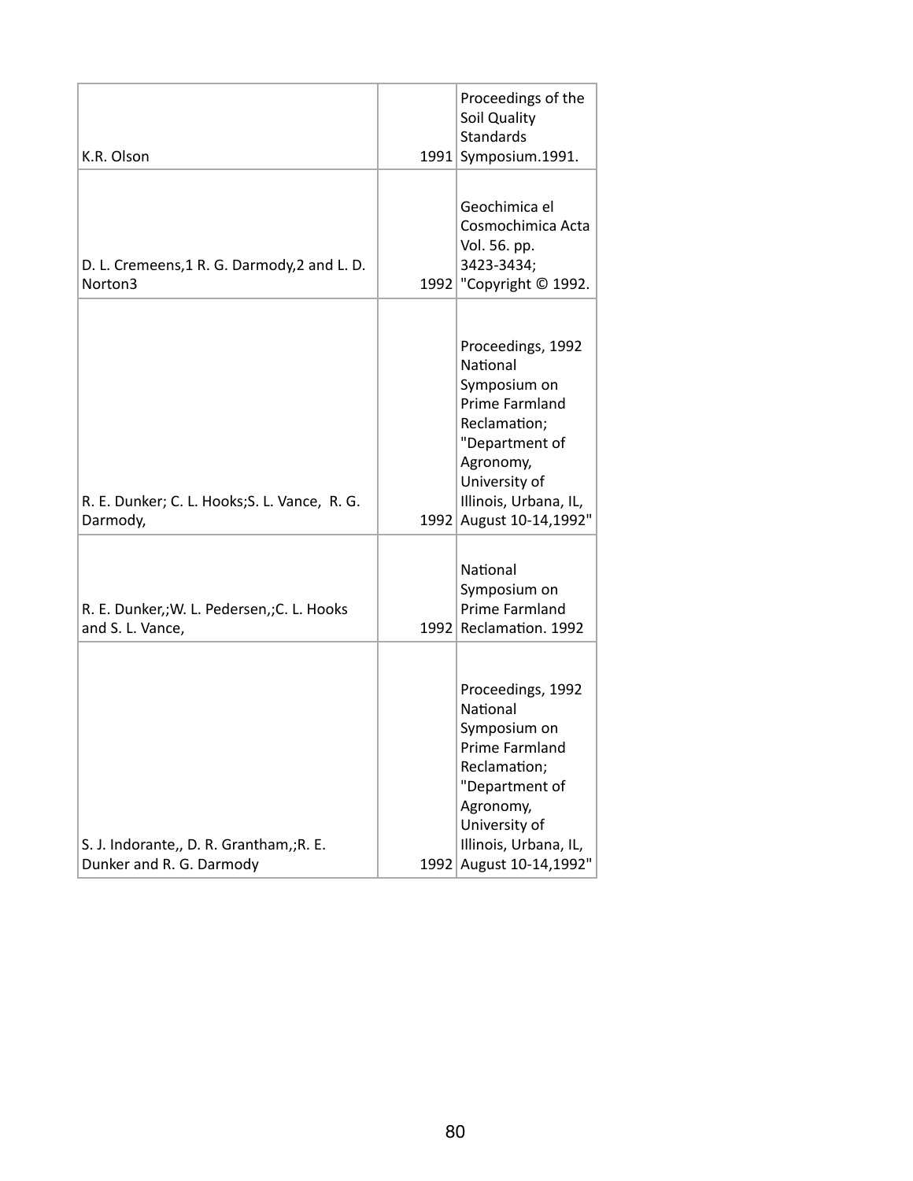| | | |
|---|---|---|
| K.R. Olson | 1991 | Proceedings of the Soil Quality Standards Symposium.1991. |
| D. L. Cremeens,1 R. G. Darmody,2 and L. D. Norton3 | 1992 | Geochimica el Cosmochimica Acta Vol. 56. pp. 3423-3434; "Copyright © 1992. |
| R. E. Dunker; C. L. Hooks;S. L. Vance, R. G. Darmody, | 1992 | Proceedings, 1992 National Symposium on Prime Farmland Reclamation; "Department of Agronomy, University of Illinois, Urbana, IL, August 10-14,1992" |
| R. E. Dunker,;W. L. Pedersen,;C. L. Hooks and S. L. Vance, | 1992 | National Symposium on Prime Farmland Reclamation. 1992 |
| S. J. Indorante,, D. R. Grantham,;R. E. Dunker and R. G. Darmody | 1992 | Proceedings, 1992 National Symposium on Prime Farmland Reclamation; "Department of Agronomy, University of Illinois, Urbana, IL, August 10-14,1992" |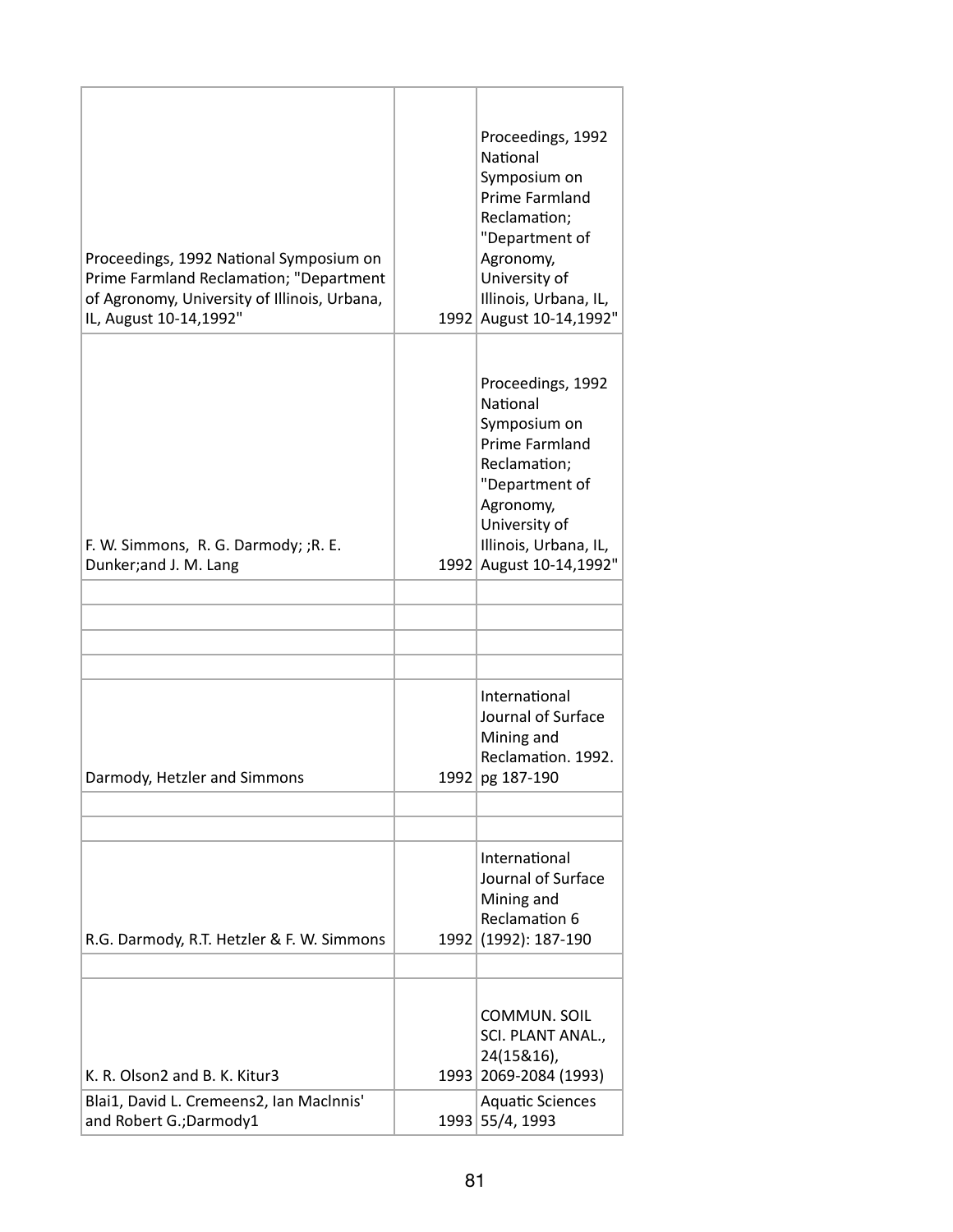| | | |
|---|---|---|
| Proceedings, 1992 National Symposium on Prime Farmland Reclamation; "Department of Agronomy, University of Illinois, Urbana, IL, August 10-14,1992" | 1992 | Proceedings, 1992 National Symposium on Prime Farmland Reclamation; "Department of Agronomy, University of Illinois, Urbana, IL, August 10-14,1992" |
| F. W. Simmons, R. G. Darmody; ;R. E. Dunker;and J. M. Lang | 1992 | Proceedings, 1992 National Symposium on Prime Farmland Reclamation; "Department of Agronomy, University of Illinois, Urbana, IL, August 10-14,1992" |
| | | |
| | | |
| | | |
| | | |
| Darmody, Hetzler and Simmons | 1992 | International Journal of Surface Mining and Reclamation. 1992. pg 187-190 |
| | | |
| | | |
| R.G. Darmody, R.T. Hetzler & F. W. Simmons | 1992 | International Journal of Surface Mining and Reclamation 6 (1992): 187-190 |
| | | |
| K. R. Olson2 and B. K. Kitur3 | 1993 | COMMUN. SOIL SCI. PLANT ANAL., 24(15&16), 2069-2084 (1993) |
| Blai1, David L. Cremeens2, Ian Maclnnis' and Robert G.;Darmody1 | 1993 | Aquatic Sciences 55/4, 1993 |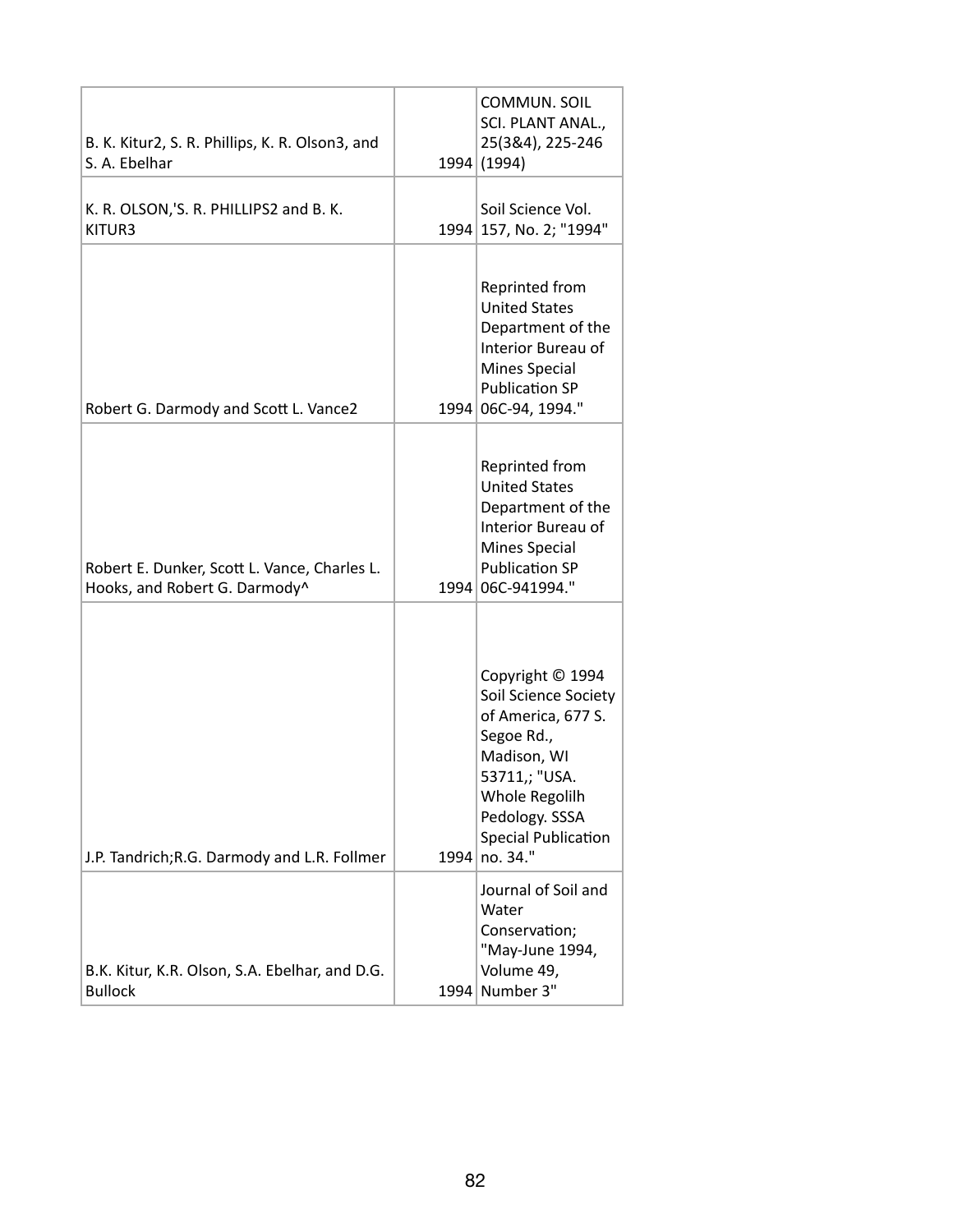| | | |
|---|---|---|
| B. K. Kitur2, S. R. Phillips, K. R. Olson3, and S. A. Ebelhar | 1994 | COMMUN. SOIL SCI. PLANT ANAL., 25(3&4), 225-246 (1994) |
| K. R. OLSON,'S. R. PHILLIPS2 and B. K. KITUR3 | 1994 | Soil Science Vol. 157, No. 2; "1994" |
| Robert G. Darmody and Scott L. Vance2 | 1994 | Reprinted from United States Department of the Interior Bureau of Mines Special Publication SP 06C-94, 1994." |
| Robert E. Dunker, Scott L. Vance, Charles L. Hooks, and Robert G. Darmody^ | 1994 | Reprinted from United States Department of the Interior Bureau of Mines Special Publication SP 06C-941994." |
| J.P. Tandrich;R.G. Darmody and L.R. Follmer | 1994 | Copyright © 1994 Soil Science Society of America, 677 S. Segoe Rd., Madison, WI 53711,; "USA. Whole Regolilh Pedology. SSSA Special Publication no. 34." |
| B.K. Kitur, K.R. Olson, S.A. Ebelhar, and D.G. Bullock | 1994 | Journal of Soil and Water Conservation; "May-June 1994, Volume 49, Number 3" |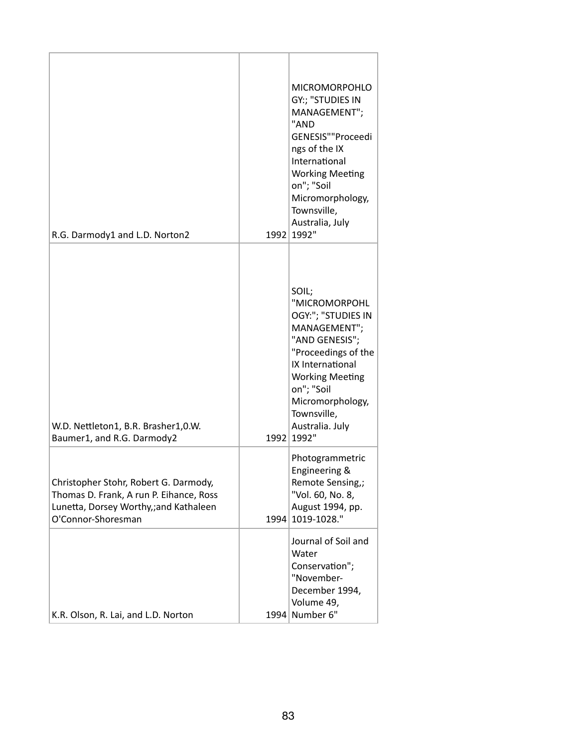| | | |
|---|---|---|
| R.G. Darmody1 and L.D. Norton2 | 1992 | MICROMORPOHLOGY:; "STUDIES IN MANAGEMENT"; "AND GENESIS""Proceedings of the IX International Working Meeting on"; "Soil Micromorphology, Townsville, Australia, July 1992" |
| W.D. Nettleton1, B.R. Brasher1,0.W. Baumer1, and R.G. Darmody2 | 1992 | SOIL; "MICROMORPOHLOGY:"; "STUDIES IN MANAGEMENT"; "AND GENESIS"; "Proceedings of the IX International Working Meeting on"; "Soil Micromorphology, Townsville, Australia. July 1992" |
| Christopher Stohr, Robert G. Darmody, Thomas D. Frank, A run P. Eihance, Ross Lunetta, Dorsey Worthy,;and Kathaleen O'Connor-Shoresman | 1994 | Photogrammetric Engineering & Remote Sensing,; "Vol. 60, No. 8, August 1994, pp. 1019-1028." |
| K.R. Olson, R. Lai, and L.D. Norton | 1994 | Journal of Soil and Water Conservation"; "November-December 1994, Volume 49, Number 6" |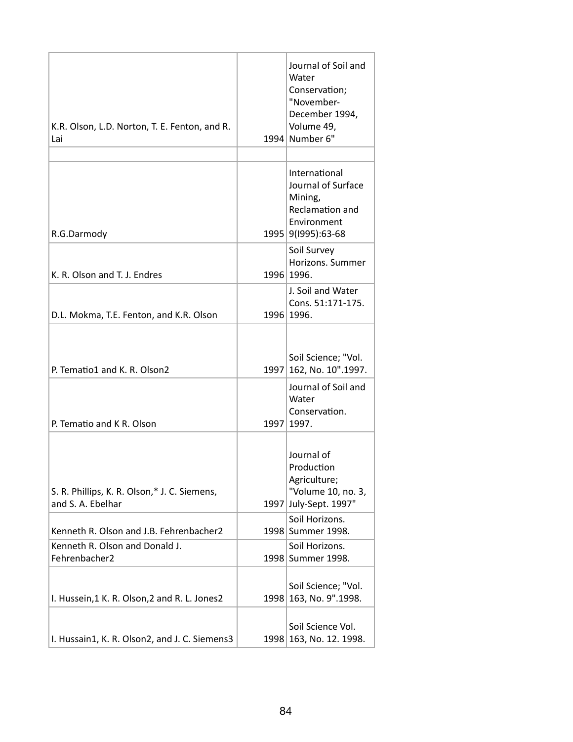| | | |
|---|---|---|
| K.R. Olson, L.D. Norton, T. E. Fenton, and R. Lai | 1994 | Journal of Soil and Water Conservation; "November-December 1994, Volume 49, Number 6" |
| | | |
| R.G.Darmody | 1995 | International Journal of Surface Mining, Reclamation and Environment 9(I995):63-68 |
| K. R. Olson and T. J. Endres | 1996 | Soil Survey Horizons. Summer 1996. |
| D.L. Mokma, T.E. Fenton, and K.R. Olson | 1996 | J. Soil and Water Cons. 51:171-175. 1996. |
| P. Tematio1 and K. R. Olson2 | 1997 | Soil Science; "Vol. 162, No. 10".1997. |
| P. Tematio and K R. Olson | 1997 | Journal of Soil and Water Conservation. 1997. |
| S. R. Phillips, K. R. Olson,* J. C. Siemens, and S. A. Ebelhar | 1997 | Journal of Production Agriculture; "Volume 10, no. 3, July-Sept. 1997" |
| Kenneth R. Olson and J.B. Fehrenbacher2 | 1998 | Soil Horizons. Summer 1998. |
| Kenneth R. Olson and Donald J. Fehrenbacher2 | 1998 | Soil Horizons. Summer 1998. |
| I. Hussein,1 K. R. Olson,2 and R. L. Jones2 | 1998 | Soil Science; "Vol. 163, No. 9".1998. |
| I. Hussain1, K. R. Olson2, and J. C. Siemens3 | 1998 | Soil Science Vol. 163, No. 12. 1998. |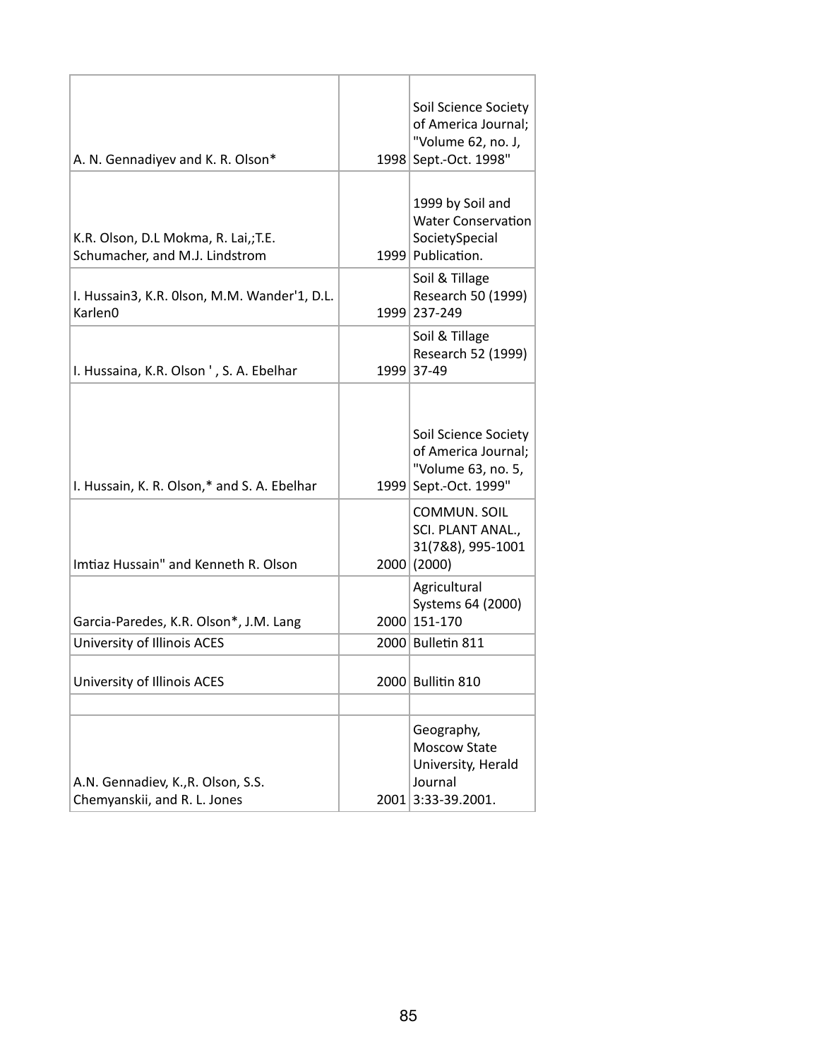| | | |
|---|---|---|
| A. N. Gennadiyev and K. R. Olson* | 1998 | Soil Science Society of America Journal; "Volume 62, no. J, Sept.-Oct. 1998" |
| K.R. Olson, D.L Mokma, R. Lai,;T.E. Schumacher, and M.J. Lindstrom | 1999 | 1999 by Soil and Water Conservation SocietySpecial Publication. |
| I. Hussain3, K.R. 0lson, M.M. Wander'1, D.L. Karlen0 | 1999 | Soil & Tillage Research 50 (1999) 237-249 |
| I. Hussaina, K.R. Olson ' , S. A. Ebelhar | 1999 | Soil & Tillage Research 52 (1999) 37-49 |
| I. Hussain, K. R. Olson,* and S. A. Ebelhar | 1999 | Soil Science Society of America Journal; "Volume 63, no. 5, Sept.-Oct. 1999" |
| Imtiaz Hussain" and Kenneth R. Olson | 2000 | COMMUN. SOIL SCI. PLANT ANAL., 31(7&8), 995-1001 (2000) |
| Garcia-Paredes, K.R. Olson*, J.M. Lang | 2000 | Agricultural Systems 64 (2000) 151-170 |
| University of Illinois ACES | 2000 | Bulletin 811 |
| University of Illinois ACES | 2000 | Bullitin 810 |
| | | |
| A.N. Gennadiev, K.,R. Olson, S.S. Chemyanskii, and R. L. Jones | 2001 | Geography, Moscow State University, Herald Journal 3:33-39.2001. |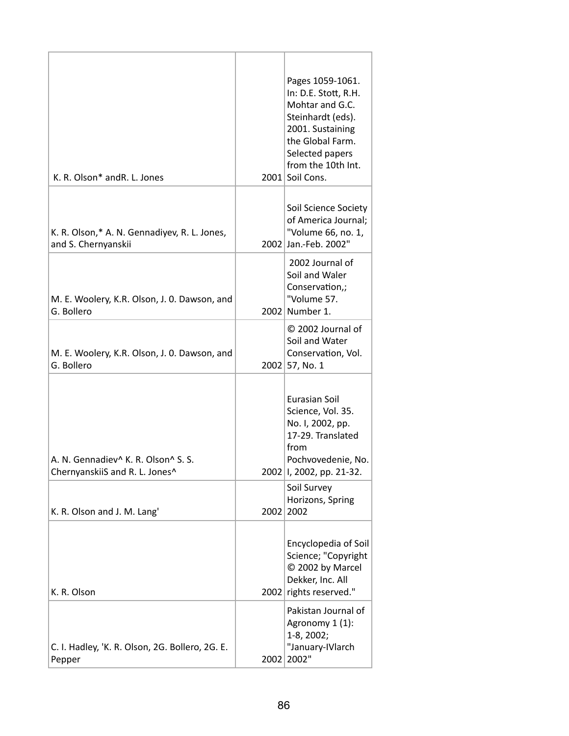| | | |
|---|---|---|
| K. R. Olson* andR. L. Jones | 2001 | Pages 1059-1061. In: D.E. Stott, R.H. Mohtar and G.C. Steinhardt (eds). 2001. Sustaining the Global Farm. Selected papers from the 10th Int. Soil Cons. |
| K. R. Olson,* A. N. Gennadiyev, R. L. Jones, and S. Chernyanskii | 2002 | Soil Science Society of America Journal; "Volume 66, no. 1, Jan.-Feb. 2002" |
| M. E. Woolery, K.R. Olson, J. 0. Dawson, and G. Bollero | 2002 | 2002 Journal of Soil and Waler Conservation,; "Volume 57. Number 1. |
| M. E. Woolery, K.R. Olson, J. 0. Dawson, and G. Bollero | 2002 | © 2002 Journal of Soil and Water Conservation, Vol. 57, No. 1 |
| A. N. Gennadiev^ K. R. Olson^ S. S. ChernyanskiiS and R. L. Jones^ | 2002 | Eurasian Soil Science, Vol. 35. No. I, 2002, pp. 17-29. Translated from Pochvovedenie, No. I, 2002, pp. 21-32. |
| K. R. Olson and J. M. Lang' | 2002 | Soil Survey Horizons, Spring 2002 |
| K. R. Olson | 2002 | Encyclopedia of Soil Science; "Copyright © 2002 by Marcel Dekker, Inc. All rights reserved." |
| C. I. Hadley, 'K. R. Olson, 2G. Bollero, 2G. E. Pepper | 2002 | Pakistan Journal of Agronomy 1 (1): 1-8, 2002; "January-IVlarch 2002" |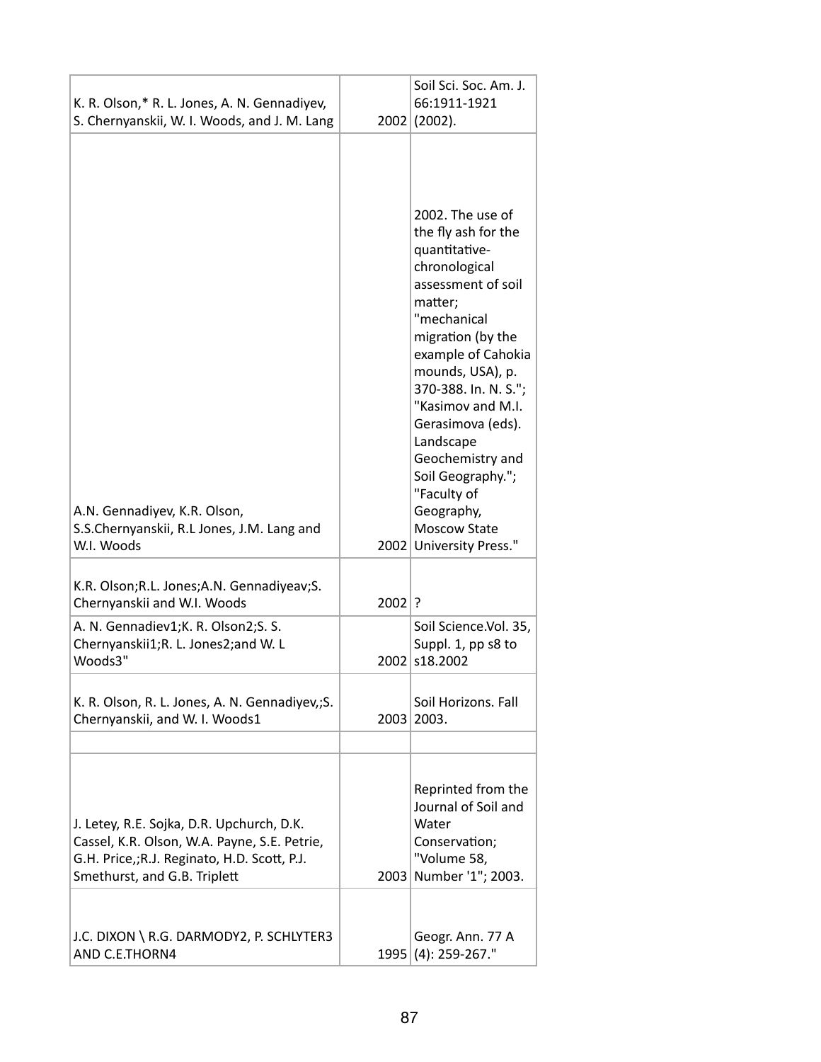| | | |
|---|---|---|
| K. R. Olson,* R. L. Jones, A. N. Gennadiyev, S. Chernyanskii, W. I. Woods, and J. M. Lang | 2002 | Soil Sci. Soc. Am. J. 66:1911-1921 (2002). |
| A.N. Gennadiyev, K.R. Olson, S.S.Chernyanskii, R.L Jones, J.M. Lang and W.I. Woods | 2002 | 2002. The use of the fly ash for the quantitative-chronological assessment of soil matter; "mechanical migration (by the example of Cahokia mounds, USA), p. 370-388. In. N. S."; "Kasimov and M.I. Gerasimova (eds). Landscape Geochemistry and Soil Geography."; "Faculty of Geography, Moscow State University Press." |
| K.R. Olson;R.L. Jones;A.N. Gennadiyeav;S. Chernyanskii and W.I. Woods | 2002 | ? |
| A. N. Gennadiev1;K. R. Olson2;S. S. Chernyanskii1;R. L. Jones2;and W. L Woods3" | 2002 | Soil Science.Vol. 35, Suppl. 1, pp s8 to s18.2002 |
| K. R. Olson, R. L. Jones, A. N. Gennadiyev,;S. Chernyanskii, and W. I. Woods1 | 2003 | Soil Horizons. Fall 2003. |
| | | |
| J. Letey, R.E. Sojka, D.R. Upchurch, D.K. Cassel, K.R. Olson, W.A. Payne, S.E. Petrie, G.H. Price,;R.J. Reginato, H.D. Scott, P.J. Smethurst, and G.B. Triplett | 2003 | Reprinted from the Journal of Soil and Water Conservation; "Volume 58, Number '1"; 2003. |
| J.C. DIXON \ R.G. DARMODY2, P. SCHLYTER3 AND C.E.THORN4 | 1995 | Geogr. Ann. 77 A (4): 259-267." |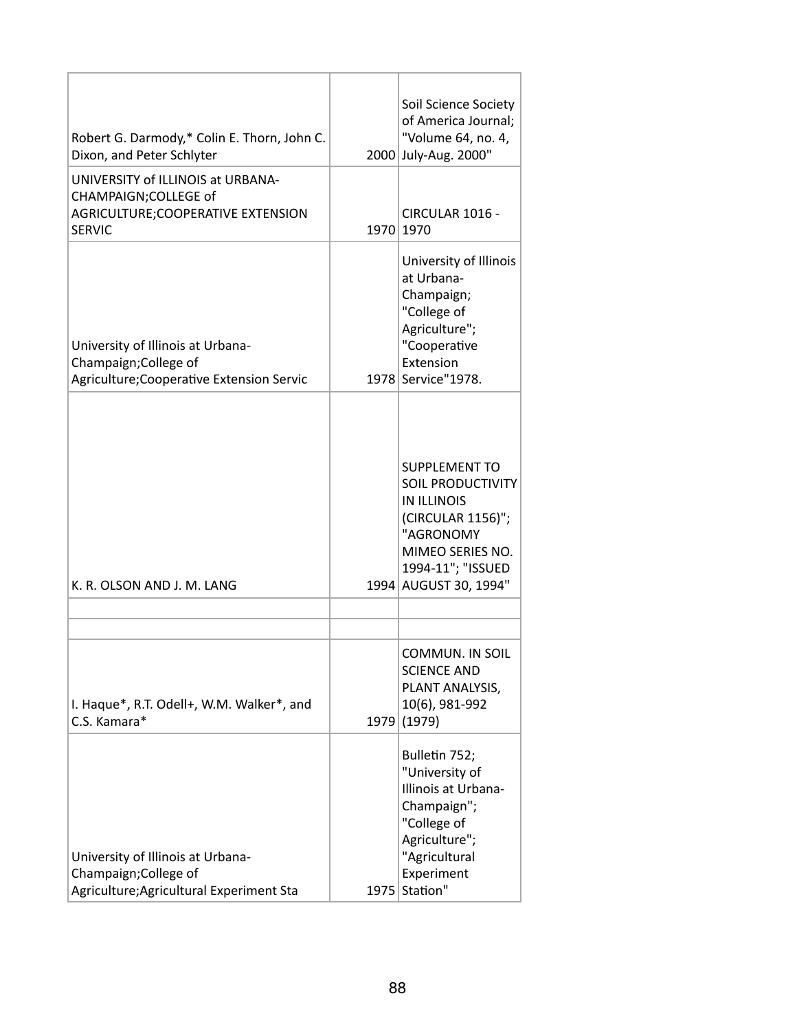| | | |
|---|---|---|
| Robert G. Darmody,* Colin E. Thorn, John C. Dixon, and Peter Schlyter | 2000 | Soil Science Society of America Journal; "Volume 64, no. 4, July-Aug. 2000" |
| UNIVERSITY of ILLINOIS at URBANA-CHAMPAIGN;COLLEGE of AGRICULTURE;COOPERATIVE EXTENSION SERVIC | 1970 | CIRCULAR 1016 - 1970 |
| University of Illinois at Urbana-Champaign;College of Agriculture;Cooperative Extension Servic | 1978 | University of Illinois at Urbana-Champaign; "College of Agriculture"; "Cooperative Extension Service"1978. |
| K. R. OLSON AND J. M. LANG | 1994 | SUPPLEMENT TO SOIL PRODUCTIVITY IN ILLINOIS (CIRCULAR 1156)"; "AGRONOMY MIMEO SERIES NO. 1994-11"; "ISSUED AUGUST 30, 1994" |
| | | |
| | | |
| I. Haque*, R.T. Odell+, W.M. Walker*, and C.S. Kamara* | 1979 | COMMUN. IN SOIL SCIENCE AND PLANT ANALYSIS, 10(6), 981-992 (1979) |
| University of Illinois at Urbana-Champaign;College of Agriculture;Agricultural Experiment Sta | 1975 | Bulletin 752; "University of Illinois at Urbana-Champaign"; "College of Agriculture"; "Agricultural Experiment Station" |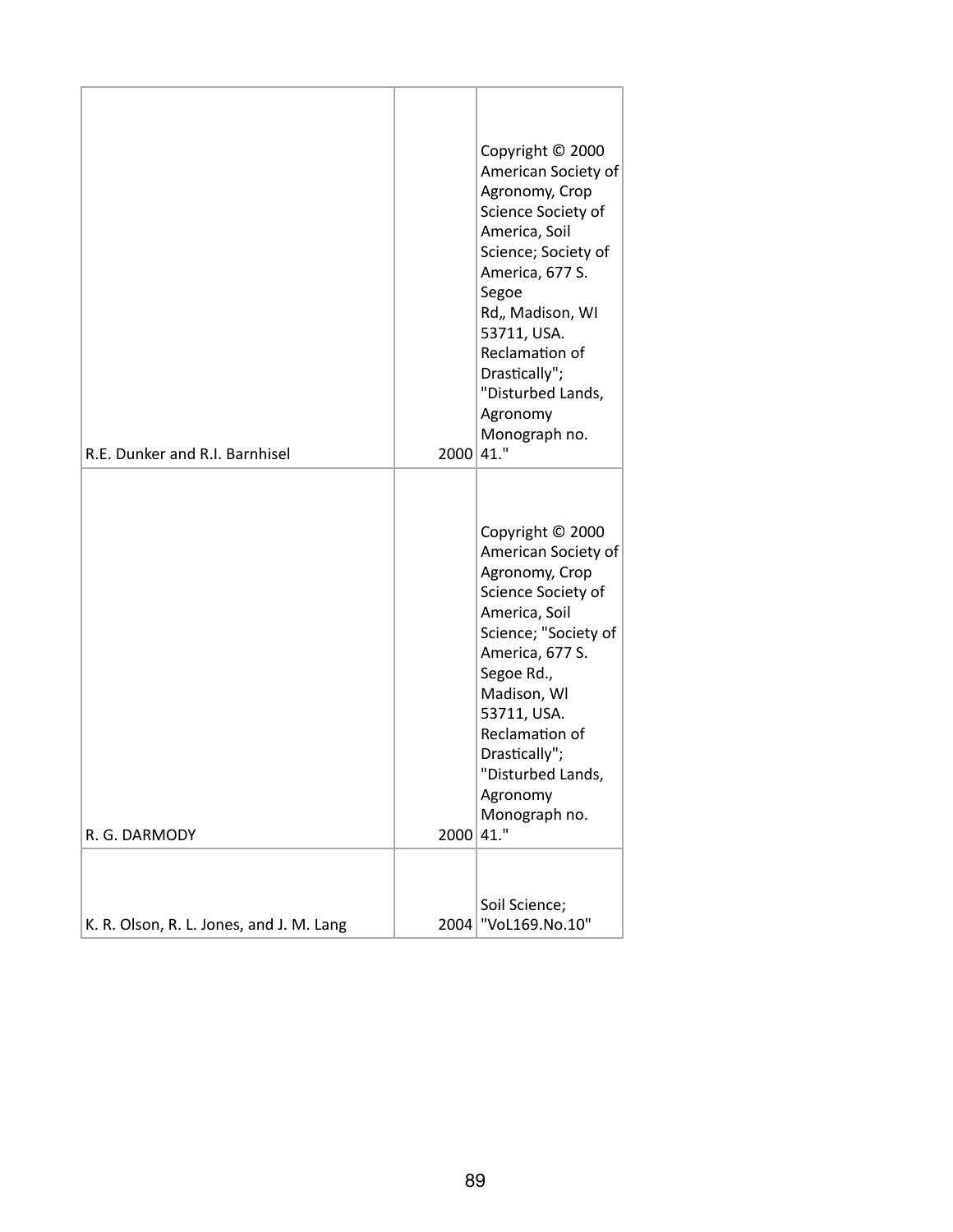| | | |
|---|---|---|
| R.E. Dunker and R.I. Barnhisel | 2000 | Copyright © 2000 American Society of Agronomy, Crop Science Society of America, Soil Science; Society of America, 677 S. Segoe Rd,, Madison, WI 53711, USA. Reclamation of Drastically"; "Disturbed Lands, Agronomy Monograph no. 41." |
| R. G. DARMODY | 2000 | Copyright © 2000 American Society of Agronomy, Crop Science Society of America, Soil Science; "Society of America, 677 S. Segoe Rd., Madison, Wl 53711, USA. Reclamation of Drastically"; "Disturbed Lands, Agronomy Monograph no. 41." |
| K. R. Olson, R. L. Jones, and J. M. Lang | 2004 | Soil Science; "VoL169.No.10" |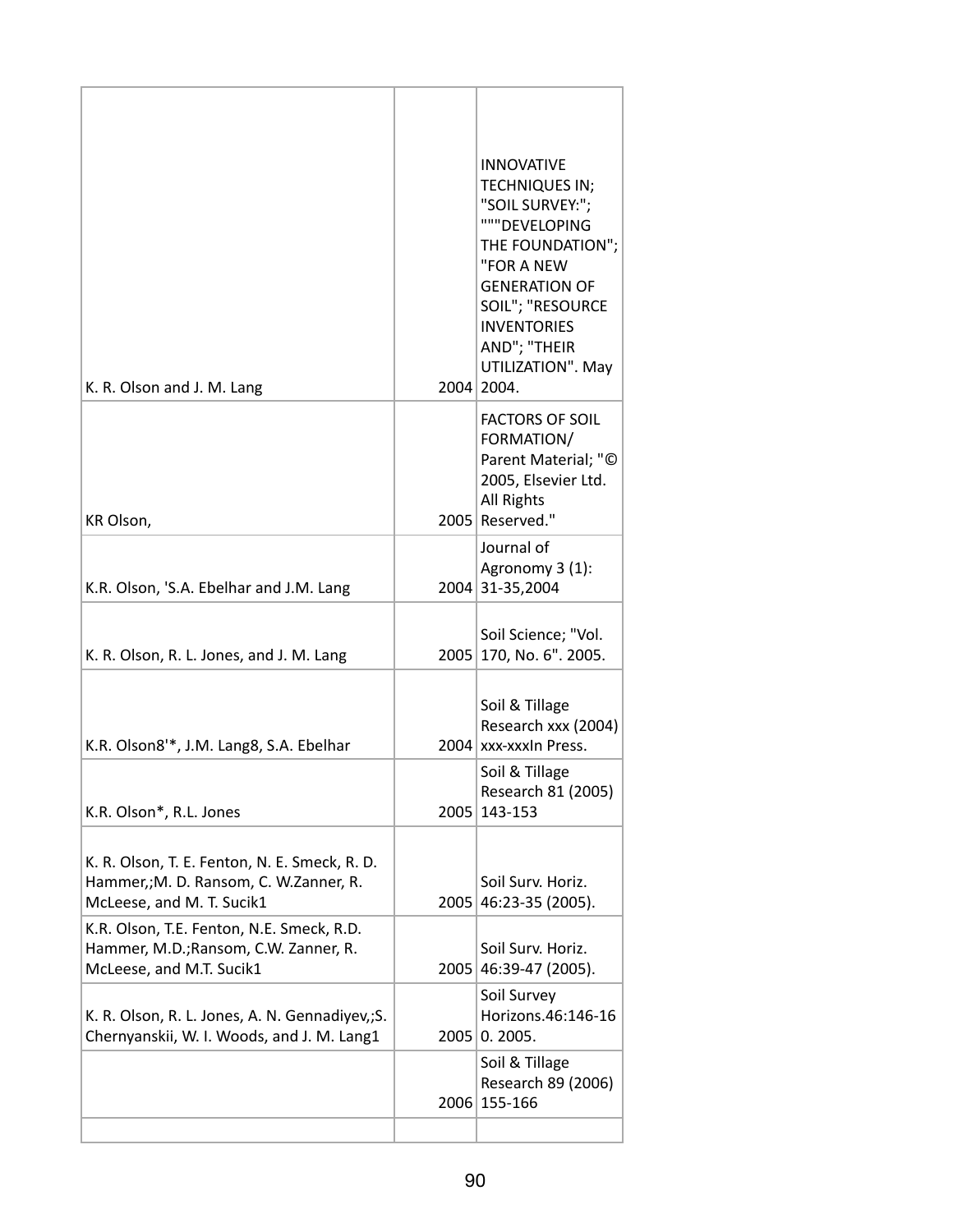| | | |
|---|---|---|
| K. R. Olson and J. M. Lang | 2004 | INNOVATIVE TECHNIQUES IN; "SOIL SURVEY:"; """DEVELOPING THE FOUNDATION"; "FOR A NEW GENERATION OF SOIL"; "RESOURCE INVENTORIES AND"; "THEIR UTILIZATION". May 2004. |
| KR Olson, | 2005 | FACTORS OF SOIL FORMATION/ Parent Material; "© 2005, Elsevier Ltd. All Rights Reserved." |
| K.R. Olson, 'S.A. Ebelhar and J.M. Lang | 2004 | Journal of Agronomy 3 (1): 31-35,2004 |
| K. R. Olson, R. L. Jones, and J. M. Lang | 2005 | Soil Science; "Vol. 170, No. 6". 2005. |
| K.R. Olson8'*, J.M. Lang8, S.A. Ebelhar | 2004 | Soil & Tillage Research xxx (2004) xxx-xxxIn Press. |
| K.R. Olson*, R.L. Jones | 2005 | Soil & Tillage Research 81 (2005) 143-153 |
| K. R. Olson, T. E. Fenton, N. E. Smeck, R. D. Hammer,;M. D. Ransom, C. W.Zanner, R. McLeese, and M. T. Sucik1 | 2005 | Soil Surv. Horiz. 46:23-35 (2005). |
| K.R. Olson, T.E. Fenton, N.E. Smeck, R.D. Hammer, M.D.;Ransom, C.W. Zanner, R. McLeese, and M.T. Sucik1 | 2005 | Soil Surv. Horiz. 46:39-47 (2005). |
| K. R. Olson, R. L. Jones, A. N. Gennadiyev,;S. Chernyanskii, W. I. Woods, and J. M. Lang1 | 2005 | Soil Survey Horizons.46:146-160. 2005. |
| | 2006 | Soil & Tillage Research 89 (2006) 155-166 |
| | | |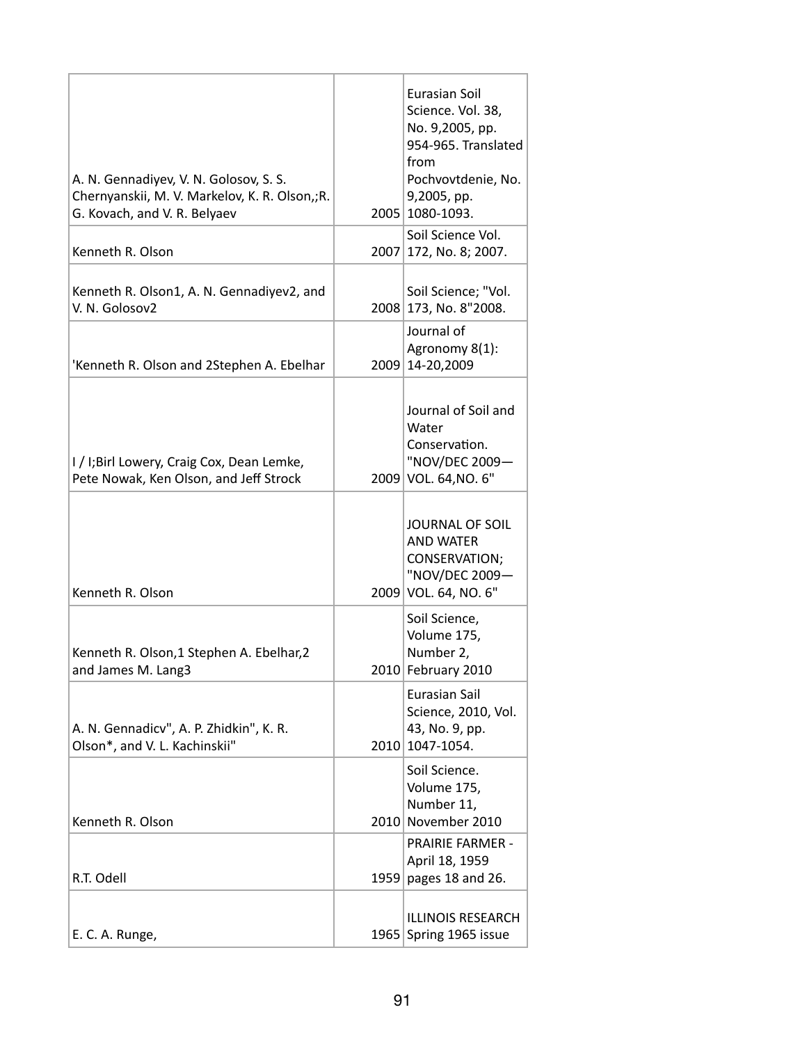| | | |
|---|---|---|
| A. N. Gennadiyev, V. N. Golosov, S. S. Chernyanskii, M. V. Markelov, K. R. Olson,;R. G. Kovach, and V. R. Belyaev | 2005 | Eurasian Soil Science. Vol. 38, No. 9,2005, pp. 954-965. Translated from Pochvovtdenie, No. 9,2005, pp. 1080-1093. |
| Kenneth R. Olson | 2007 | Soil Science Vol. 172, No. 8; 2007. |
| Kenneth R. Olson1, A. N. Gennadiyev2, and V. N. Golosov2 | 2008 | Soil Science; "Vol. 173, No. 8"2008. |
| 'Kenneth R. Olson and 2Stephen A. Ebelhar | 2009 | Journal of Agronomy 8(1): 14-20,2009 |
| I / I;Birl Lowery, Craig Cox, Dean Lemke, Pete Nowak, Ken Olson, and Jeff Strock | 2009 | Journal of Soil and Water Conservation. "NOV/DEC 2009—VOL. 64,NO. 6" |
| Kenneth R. Olson | 2009 | JOURNAL OF SOIL AND WATER CONSERVATION; "NOV/DEC 2009—VOL. 64, NO. 6" |
| Kenneth R. Olson,1 Stephen A. Ebelhar,2 and James M. Lang3 | 2010 | Soil Science, Volume 175, Number 2, February 2010 |
| A. N. Gennadicv", A. P. Zhidkin", K. R. Olson*, and V. L. Kachinskii" | 2010 | Eurasian Sail Science, 2010, Vol. 43, No. 9, pp. 1047-1054. |
| Kenneth R. Olson | 2010 | Soil Science. Volume 175, Number 11, November 2010 |
| R.T. Odell | 1959 | PRAIRIE FARMER - April 18, 1959 pages 18 and 26. |
| E. C. A. Runge, | 1965 | ILLINOIS RESEARCH Spring 1965 issue |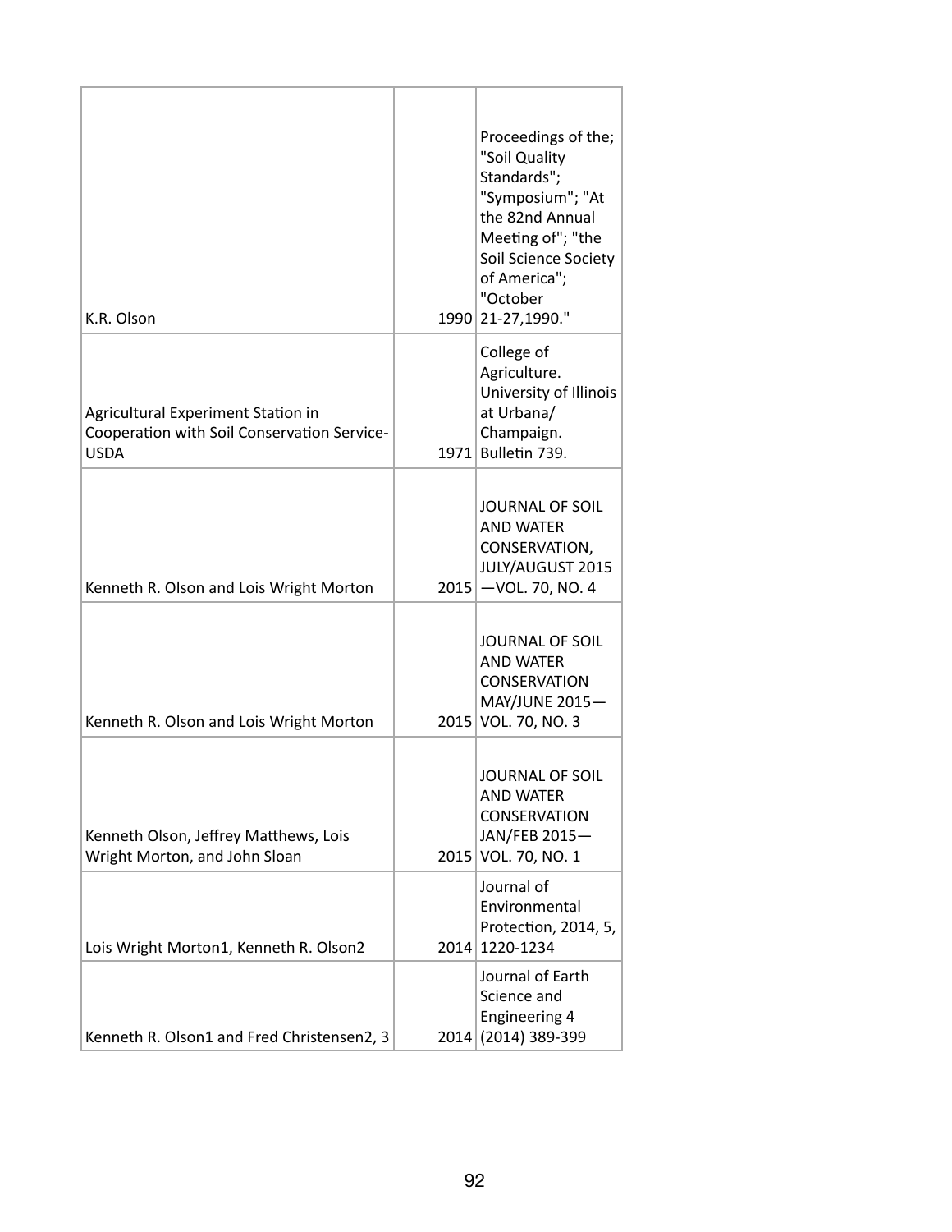| | | |
|---|---|---|
| K.R. Olson | 1990 | Proceedings of the; "Soil Quality Standards"; "Symposium"; "At the 82nd Annual Meeting of"; "the Soil Science Society of America"; "October 21-27,1990." |
| Agricultural Experiment Station in Cooperation with Soil Conservation Service-USDA | 1971 | College of Agriculture. University of Illinois at Urbana/ Champaign. Bulletin 739. |
| Kenneth R. Olson and Lois Wright Morton | 2015 | JOURNAL OF SOIL AND WATER CONSERVATION, JULY/AUGUST 2015 —VOL. 70, NO. 4 |
| Kenneth R. Olson and Lois Wright Morton | 2015 | JOURNAL OF SOIL AND WATER CONSERVATION MAY/JUNE 2015— VOL. 70, NO. 3 |
| Kenneth Olson, Jeffrey Matthews, Lois Wright Morton, and John Sloan | 2015 | JOURNAL OF SOIL AND WATER CONSERVATION JAN/FEB 2015— VOL. 70, NO. 1 |
| Lois Wright Morton1, Kenneth R. Olson2 | 2014 | Journal of Environmental Protection, 2014, 5, 1220-1234 |
| Kenneth R. Olson1 and Fred Christensen2, 3 | 2014 | Journal of Earth Science and Engineering 4 (2014) 389-399 |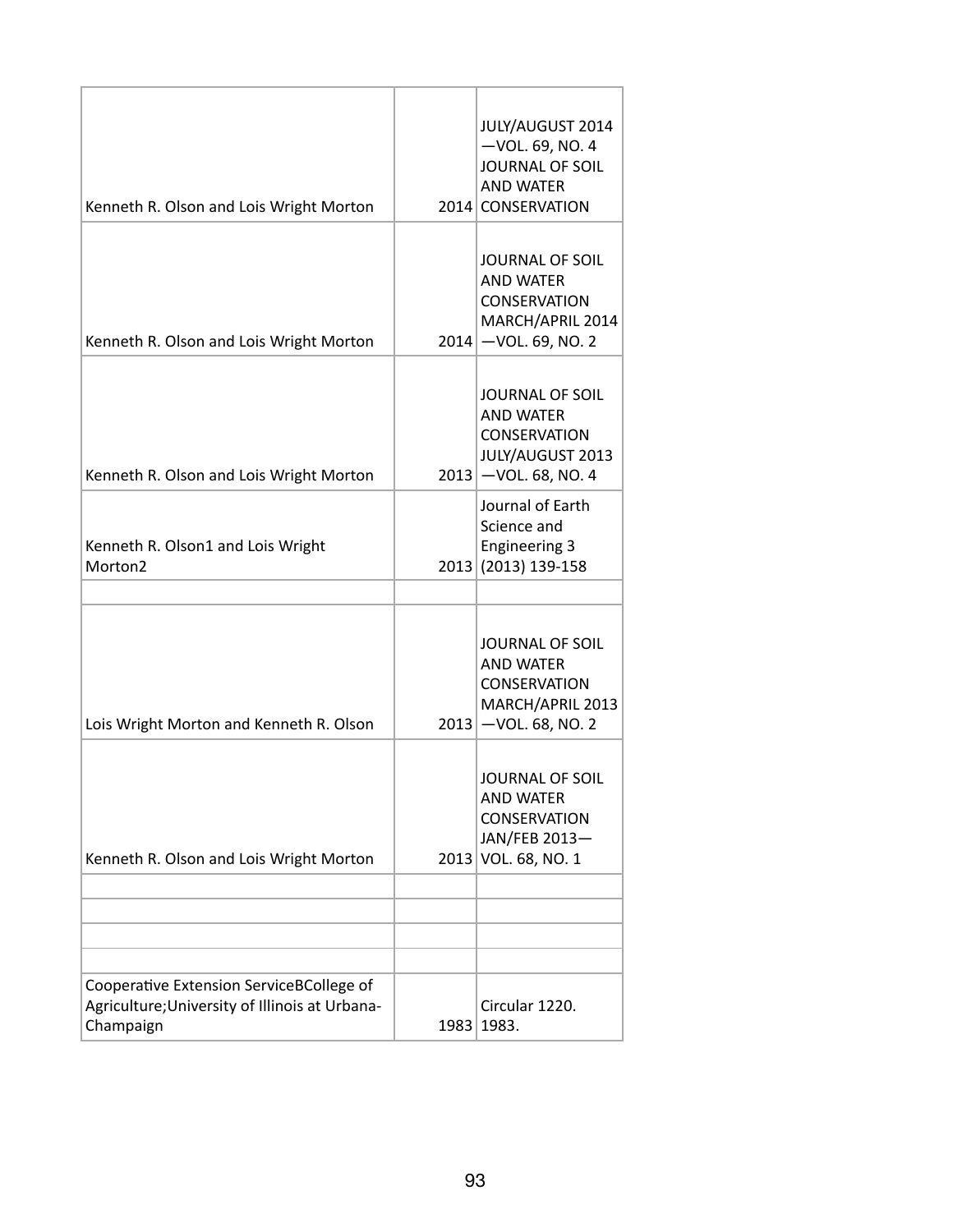| | | |
|---|---|---|
| Kenneth R. Olson and Lois Wright Morton | 2014 | JULY/AUGUST 2014 —VOL. 69, NO. 4 JOURNAL OF SOIL AND WATER CONSERVATION |
| Kenneth R. Olson and Lois Wright Morton | 2014 | JOURNAL OF SOIL AND WATER CONSERVATION MARCH/APRIL 2014 —VOL. 69, NO. 2 |
| Kenneth R. Olson and Lois Wright Morton | 2013 | JOURNAL OF SOIL AND WATER CONSERVATION JULY/AUGUST 2013 —VOL. 68, NO. 4 |
| Kenneth R. Olson1 and Lois Wright Morton2 | 2013 | Journal of Earth Science and Engineering 3 (2013) 139-158 |
| | | |
| Lois Wright Morton and Kenneth R. Olson | 2013 | JOURNAL OF SOIL AND WATER CONSERVATION MARCH/APRIL 2013 —VOL. 68, NO. 2 |
| Kenneth R. Olson and Lois Wright Morton | 2013 | JOURNAL OF SOIL AND WATER CONSERVATION JAN/FEB 2013— VOL. 68, NO. 1 |
| | | |
| | | |
| | | |
| | | |
| Cooperative Extension ServiceBCollege of Agriculture;University of Illinois at Urbana-Champaign | 1983 | Circular 1220. 1983. |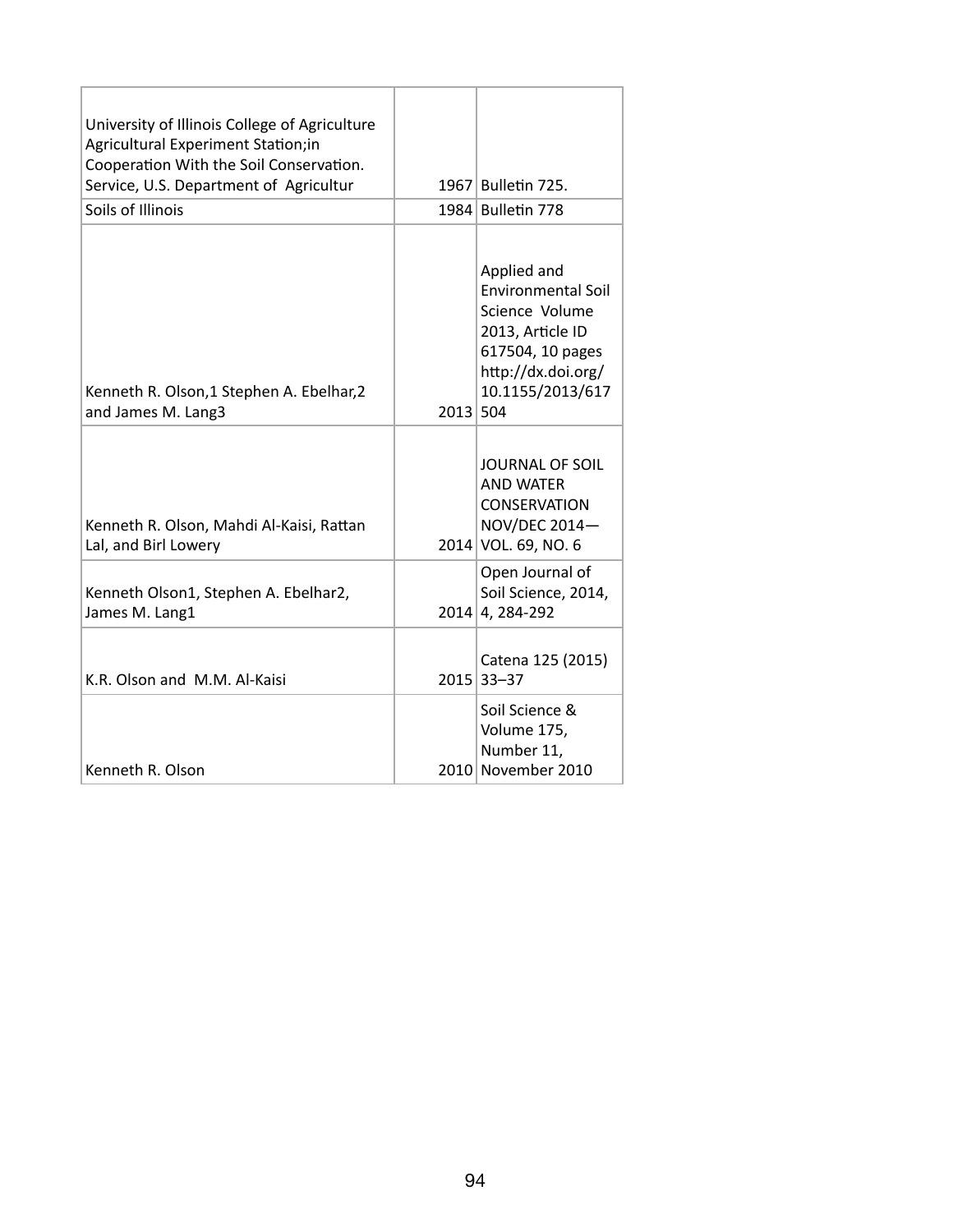| | | |
|---|---|---|
| University of Illinois College of Agriculture Agricultural Experiment Station;in Cooperation With the Soil Conservation. Service, U.S. Department of Agricultur | 1967 | Bulletin 725. |
| Soils of Illinois | 1984 | Bulletin 778 |
| Kenneth R. Olson,1 Stephen A. Ebelhar,2 and James M. Lang3 | 2013 | Applied and Environmental Soil Science Volume 2013, Article ID 617504, 10 pages http://dx.doi.org/10.1155/2013/617504 |
| Kenneth R. Olson, Mahdi Al-Kaisi, Rattan Lal, and Birl Lowery | 2014 | JOURNAL OF SOIL AND WATER CONSERVATION NOV/DEC 2014— VOL. 69, NO. 6 |
| Kenneth Olson1, Stephen A. Ebelhar2, James M. Lang1 | 2014 | Open Journal of Soil Science, 2014, 4, 284-292 |
| K.R. Olson and M.M. Al-Kaisi | 2015 | Catena 125 (2015) 33–37 |
| Kenneth R. Olson | 2010 | Soil Science & Volume 175, Number 11, November 2010 |